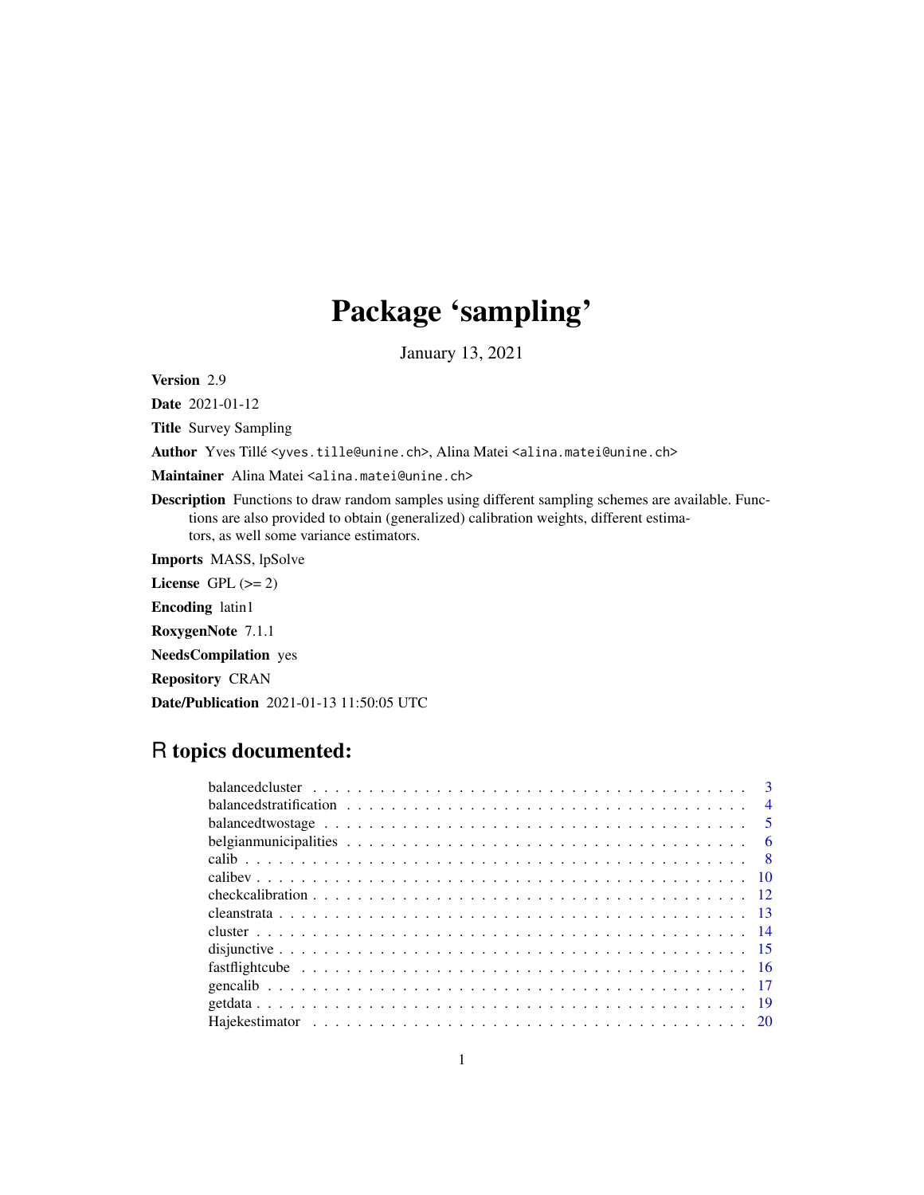# Package 'sampling'

January 13, 2021

**Version** 2.9

**Date** 2021-01-12

**Title** Survey Sampling

**Author** Yves Tillé <yves.tille@unine.ch>, Alina Matei <alina.matei@unine.ch>

**Maintainer** Alina Matei <alina.matei@unine.ch>

**Description** Functions to draw random samples using different sampling schemes are available. Functions are also provided to obtain (generalized) calibration weights, different estimators, as well some variance estimators.

**Imports** MASS, lpSolve

**License** GPL (>= 2)

**Encoding** latin1

**RoxygenNote** 7.1.1

**NeedsCompilation** yes

**Repository** CRAN

**Date/Publication** 2021-01-13 11:50:05 UTC

## R topics documented:

| | |
|---|---|
| balancedcluster | 3 |
| balancedstratification | 4 |
| balancedtwostage | 5 |
| belgianmunicipalities | 6 |
| calib | 8 |
| calibev | 10 |
| checkcalibration | 12 |
| cleanstrata | 13 |
| cluster | 14 |
| disjunctive | 15 |
| fastflightcube | 16 |
| gencalib | 17 |
| getdata | 19 |
| Hajekestimator | 20 |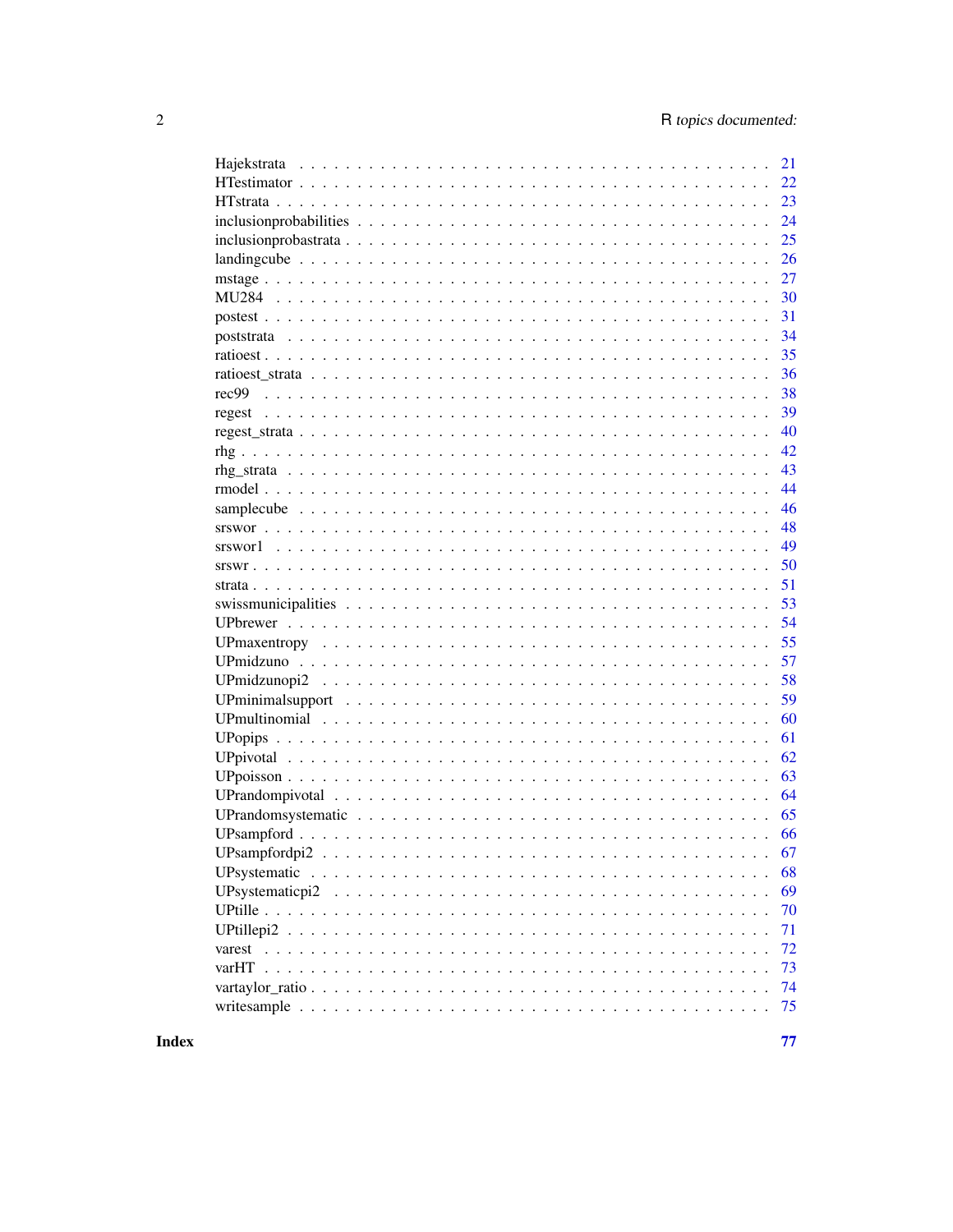Hajekstrata . . . . . . . . . . . . . . . . . . . . . . . . . . . . . . . . . . . . 21
HTestimator . . . . . . . . . . . . . . . . . . . . . . . . . . . . . . . . . . . . 22
HTstrata . . . . . . . . . . . . . . . . . . . . . . . . . . . . . . . . . . . . . 23
inclusionprobabilities . . . . . . . . . . . . . . . . . . . . . . . . . . . . . . . 24
inclusionprobastrata . . . . . . . . . . . . . . . . . . . . . . . . . . . . . . . 25
landingcube . . . . . . . . . . . . . . . . . . . . . . . . . . . . . . . . . . . . 26
mstage . . . . . . . . . . . . . . . . . . . . . . . . . . . . . . . . . . . . . . 27
MU284 . . . . . . . . . . . . . . . . . . . . . . . . . . . . . . . . . . . . . . 30
postest . . . . . . . . . . . . . . . . . . . . . . . . . . . . . . . . . . . . . . 31
poststrata . . . . . . . . . . . . . . . . . . . . . . . . . . . . . . . . . . . . 34
ratioest . . . . . . . . . . . . . . . . . . . . . . . . . . . . . . . . . . . . . . 35
ratioest_strata . . . . . . . . . . . . . . . . . . . . . . . . . . . . . . . . . . 36
rec99 . . . . . . . . . . . . . . . . . . . . . . . . . . . . . . . . . . . . . . . 38
regest . . . . . . . . . . . . . . . . . . . . . . . . . . . . . . . . . . . . . . 39
regest_strata . . . . . . . . . . . . . . . . . . . . . . . . . . . . . . . . . . . 40
rhg . . . . . . . . . . . . . . . . . . . . . . . . . . . . . . . . . . . . . . . . 42
rhg_strata . . . . . . . . . . . . . . . . . . . . . . . . . . . . . . . . . . . . 43
rmodel . . . . . . . . . . . . . . . . . . . . . . . . . . . . . . . . . . . . . . 44
samplecube . . . . . . . . . . . . . . . . . . . . . . . . . . . . . . . . . . . . 46
srswor . . . . . . . . . . . . . . . . . . . . . . . . . . . . . . . . . . . . . . 48
srswor1 . . . . . . . . . . . . . . . . . . . . . . . . . . . . . . . . . . . . . . 49
srswr . . . . . . . . . . . . . . . . . . . . . . . . . . . . . . . . . . . . . . . 50
strata . . . . . . . . . . . . . . . . . . . . . . . . . . . . . . . . . . . . . . . 51
swissmunicipalities . . . . . . . . . . . . . . . . . . . . . . . . . . . . . . . . 53
UPbrewer . . . . . . . . . . . . . . . . . . . . . . . . . . . . . . . . . . . . . 54
UPmaxentropy . . . . . . . . . . . . . . . . . . . . . . . . . . . . . . . . . . . 55
UPmidzuno . . . . . . . . . . . . . . . . . . . . . . . . . . . . . . . . . . . . 57
UPmidzunopi2 . . . . . . . . . . . . . . . . . . . . . . . . . . . . . . . . . . . 58
UPminimalsupport . . . . . . . . . . . . . . . . . . . . . . . . . . . . . . . . . 59
UPmultinomial . . . . . . . . . . . . . . . . . . . . . . . . . . . . . . . . . . . 60
UPopips . . . . . . . . . . . . . . . . . . . . . . . . . . . . . . . . . . . . . . 61
UPpivotal . . . . . . . . . . . . . . . . . . . . . . . . . . . . . . . . . . . . . 62
UPpoisson . . . . . . . . . . . . . . . . . . . . . . . . . . . . . . . . . . . . . 63
UPrandompivotal . . . . . . . . . . . . . . . . . . . . . . . . . . . . . . . . . . 64
UPrandomsystematic . . . . . . . . . . . . . . . . . . . . . . . . . . . . . . . . 65
UPsampford . . . . . . . . . . . . . . . . . . . . . . . . . . . . . . . . . . . . 66
UPsampfordpi2 . . . . . . . . . . . . . . . . . . . . . . . . . . . . . . . . . . 67
UPsystematic . . . . . . . . . . . . . . . . . . . . . . . . . . . . . . . . . . . 68
UPsystematicpi2 . . . . . . . . . . . . . . . . . . . . . . . . . . . . . . . . . . 69
UPtille . . . . . . . . . . . . . . . . . . . . . . . . . . . . . . . . . . . . . . . 70
UPtillepi2 . . . . . . . . . . . . . . . . . . . . . . . . . . . . . . . . . . . . . 71
varest . . . . . . . . . . . . . . . . . . . . . . . . . . . . . . . . . . . . . . . 72
varHT . . . . . . . . . . . . . . . . . . . . . . . . . . . . . . . . . . . . . . . 73
vartaylor_ratio . . . . . . . . . . . . . . . . . . . . . . . . . . . . . . . . . . 74
writesample . . . . . . . . . . . . . . . . . . . . . . . . . . . . . . . . . . . . 75

**Index** **77**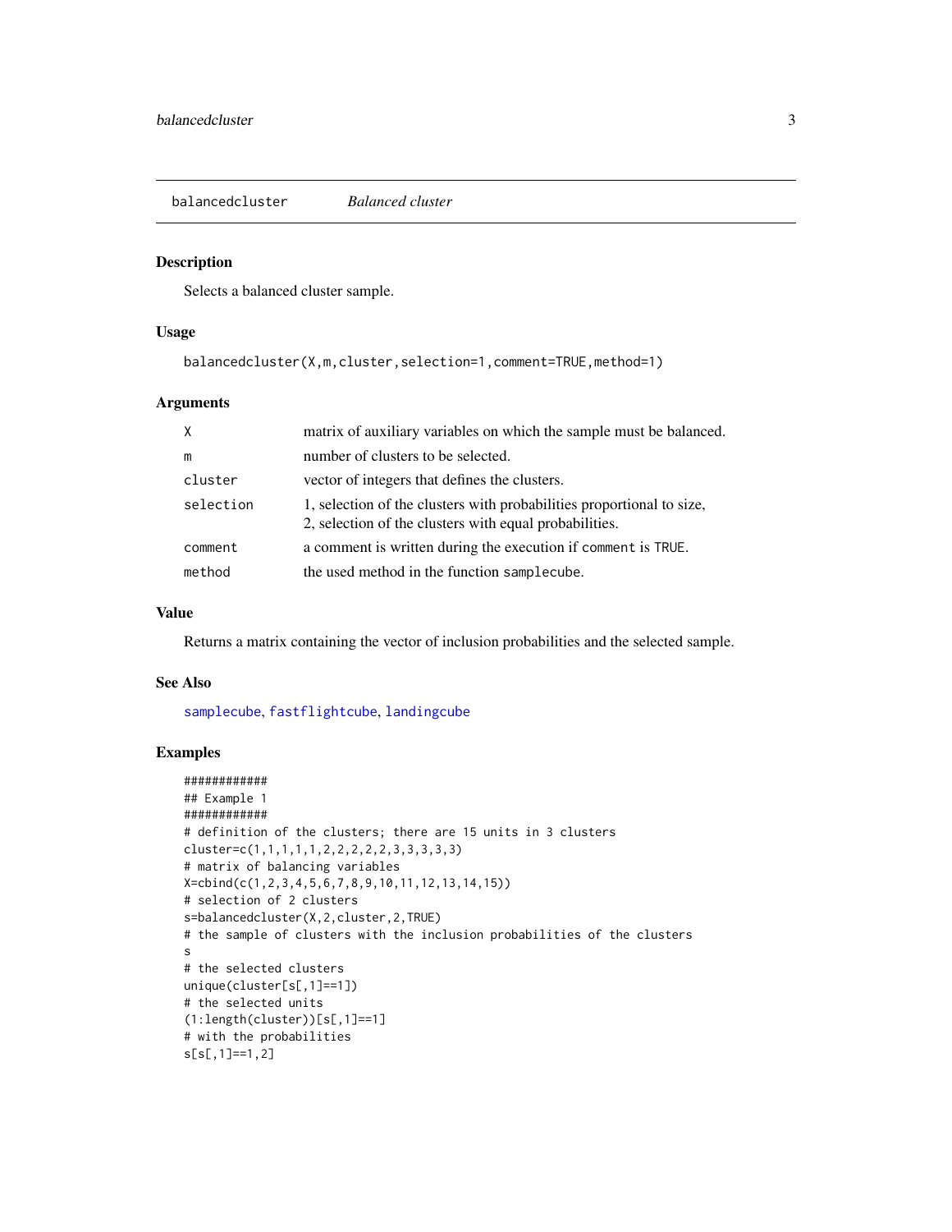## balancedcluster — *Balanced cluster*

### Description

Selects a balanced cluster sample.

### Usage

```
balancedcluster(X,m,cluster,selection=1,comment=TRUE,method=1)
```

### Arguments

| | |
|---|---|
| `X` | matrix of auxiliary variables on which the sample must be balanced. |
| `m` | number of clusters to be selected. |
| `cluster` | vector of integers that defines the clusters. |
| `selection` | 1, selection of the clusters with probabilities proportional to size, 2, selection of the clusters with equal probabilities. |
| `comment` | a comment is written during the execution if `comment` is `TRUE`. |
| `method` | the used method in the function `samplecube`. |

### Value

Returns a matrix containing the vector of inclusion probabilities and the selected sample.

### See Also

`samplecube`, `fastflightcube`, `landingcube`

### Examples

```
############
## Example 1
############
# definition of the clusters; there are 15 units in 3 clusters
cluster=c(1,1,1,1,1,2,2,2,2,2,3,3,3,3,3)
# matrix of balancing variables
X=cbind(c(1,2,3,4,5,6,7,8,9,10,11,12,13,14,15))
# selection of 2 clusters
s=balancedcluster(X,2,cluster,2,TRUE)
# the sample of clusters with the inclusion probabilities of the clusters
s
# the selected clusters
unique(cluster[s[,1]==1])
# the selected units
(1:length(cluster))[s[,1]==1]
# with the probabilities
s[s[,1]==1,2]
```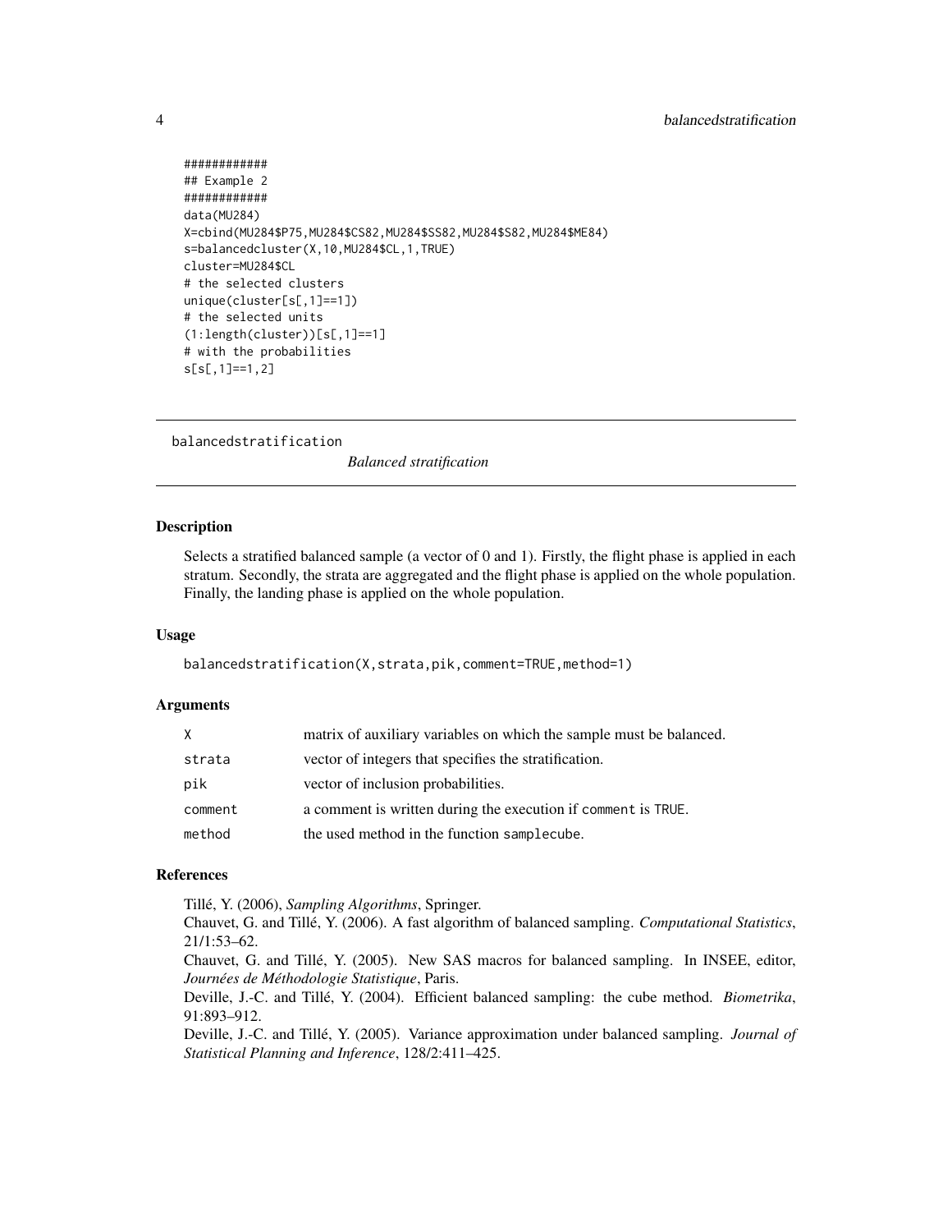```
############
## Example 2
############
data(MU284)
X=cbind(MU284$P75,MU284$CS82,MU284$SS82,MU284$S82,MU284$ME84)
s=balancedcluster(X,10,MU284$CL,1,TRUE)
cluster=MU284$CL
# the selected clusters
unique(cluster[s[,1]==1])
# the selected units
(1:length(cluster))[s[,1]==1]
# with the probabilities
s[s[,1]==1,2]
```

---

balancedstratification *Balanced stratification*

---

## Description

Selects a stratified balanced sample (a vector of 0 and 1). Firstly, the flight phase is applied in each stratum. Secondly, the strata are aggregated and the flight phase is applied on the whole population. Finally, the landing phase is applied on the whole population.

## Usage

```
balancedstratification(X,strata,pik,comment=TRUE,method=1)
```

## Arguments

| | |
|---|---|
| X | matrix of auxiliary variables on which the sample must be balanced. |
| strata | vector of integers that specifies the stratification. |
| pik | vector of inclusion probabilities. |
| comment | a comment is written during the execution if comment is TRUE. |
| method | the used method in the function samplecube. |

## References

Tillé, Y. (2006), *Sampling Algorithms*, Springer.
Chauvet, G. and Tillé, Y. (2006). A fast algorithm of balanced sampling. *Computational Statistics*, 21/1:53–62.
Chauvet, G. and Tillé, Y. (2005). New SAS macros for balanced sampling. In INSEE, editor, *Journées de Méthodologie Statistique*, Paris.
Deville, J.-C. and Tillé, Y. (2004). Efficient balanced sampling: the cube method. *Biometrika*, 91:893–912.
Deville, J.-C. and Tillé, Y. (2005). Variance approximation under balanced sampling. *Journal of Statistical Planning and Inference*, 128/2:411–425.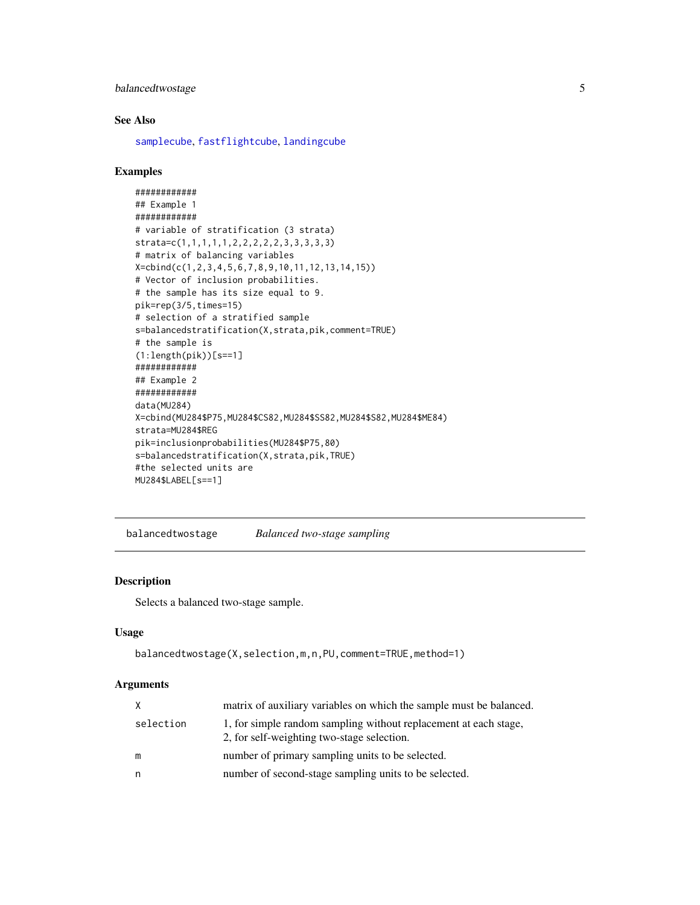### See Also

samplecube, fastflightcube, landingcube

### Examples

```
############
## Example 1
############
# variable of stratification (3 strata)
strata=c(1,1,1,1,1,2,2,2,2,2,3,3,3,3,3)
# matrix of balancing variables
X=cbind(c(1,2,3,4,5,6,7,8,9,10,11,12,13,14,15))
# Vector of inclusion probabilities.
# the sample has its size equal to 9.
pik=rep(3/5,times=15)
# selection of a stratified sample
s=balancedstratification(X,strata,pik,comment=TRUE)
# the sample is
(1:length(pik))[s==1]
############
## Example 2
############
data(MU284)
X=cbind(MU284$P75,MU284$CS82,MU284$SS82,MU284$S82,MU284$ME84)
strata=MU284$REG
pik=inclusionprobabilities(MU284$P75,80)
s=balancedstratification(X,strata,pik,TRUE)
#the selected units are
MU284$LABEL[s==1]
```

---

## balancedtwostage    *Balanced two-stage sampling*

### Description

Selects a balanced two-stage sample.

### Usage

```
balancedtwostage(X,selection,m,n,PU,comment=TRUE,method=1)
```

### Arguments

| | |
|---|---|
| X | matrix of auxiliary variables on which the sample must be balanced. |
| selection | 1, for simple random sampling without replacement at each stage, 2, for self-weighting two-stage selection. |
| m | number of primary sampling units to be selected. |
| n | number of second-stage sampling units to be selected. |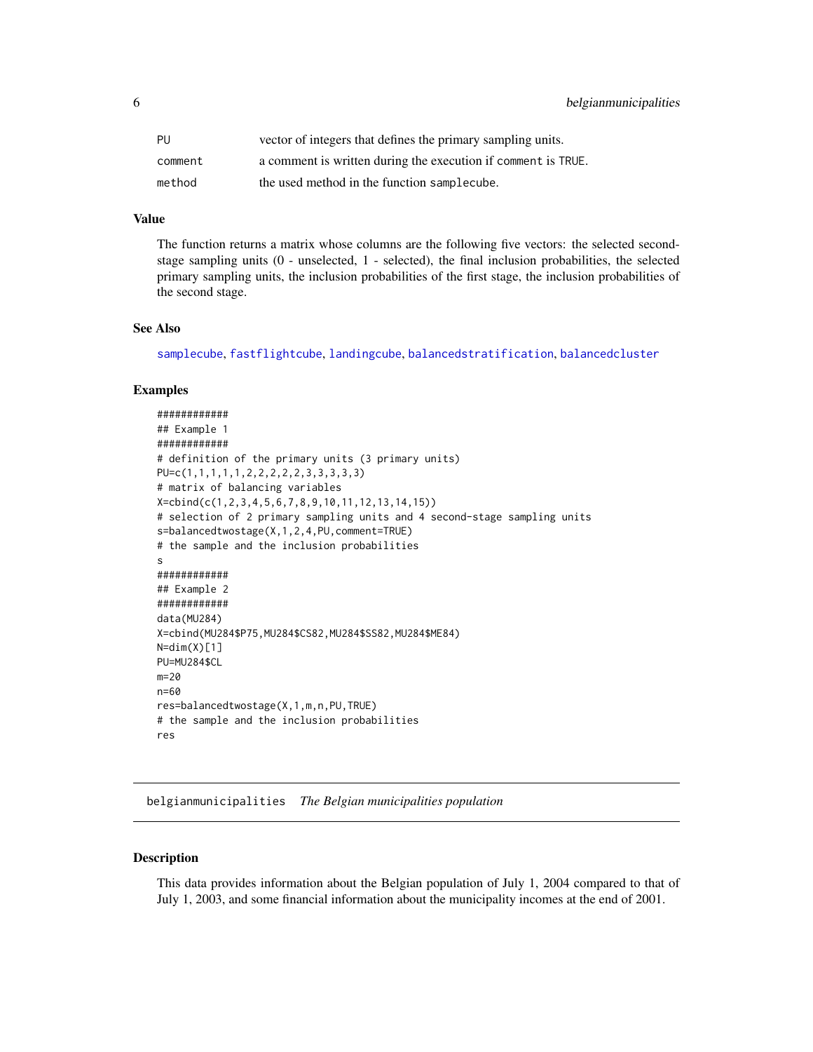| | |
|---|---|
| PU | vector of integers that defines the primary sampling units. |
| comment | a comment is written during the execution if comment is TRUE. |
| method | the used method in the function samplecube. |

### Value

The function returns a matrix whose columns are the following five vectors: the selected second-stage sampling units (0 - unselected, 1 - selected), the final inclusion probabilities, the selected primary sampling units, the inclusion probabilities of the first stage, the inclusion probabilities of the second stage.

### See Also

samplecube, fastflightcube, landingcube, balancedstratification, balancedcluster

### Examples

```
############
## Example 1
############
# definition of the primary units (3 primary units)
PU=c(1,1,1,1,1,2,2,2,2,2,3,3,3,3,3)
# matrix of balancing variables
X=cbind(c(1,2,3,4,5,6,7,8,9,10,11,12,13,14,15))
# selection of 2 primary sampling units and 4 second-stage sampling units
s=balancedtwostage(X,1,2,4,PU,comment=TRUE)
# the sample and the inclusion probabilities
s
############
## Example 2
############
data(MU284)
X=cbind(MU284$P75,MU284$CS82,MU284$SS82,MU284$ME84)
N=dim(X)[1]
PU=MU284$CL
m=20
n=60
res=balancedtwostage(X,1,m,n,PU,TRUE)
# the sample and the inclusion probabilities
res
```

---

## belgianmunicipalities *The Belgian municipalities population*

### Description

This data provides information about the Belgian population of July 1, 2004 compared to that of July 1, 2003, and some financial information about the municipality incomes at the end of 2001.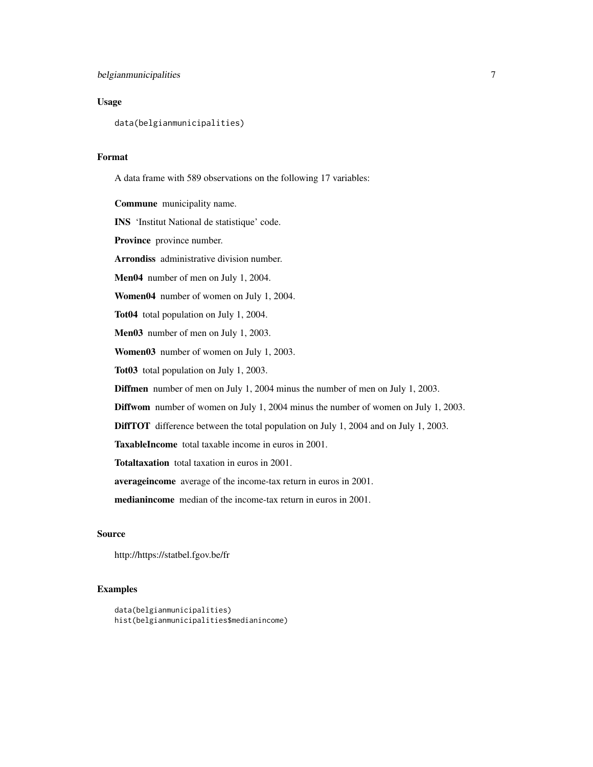## Usage

```
data(belgianmunicipalities)
```

## Format

A data frame with 589 observations on the following 17 variables:

**Commune** municipality name.

**INS** 'Institut National de statistique' code.

**Province** province number.

**Arrondiss** administrative division number.

**Men04** number of men on July 1, 2004.

**Women04** number of women on July 1, 2004.

**Tot04** total population on July 1, 2004.

**Men03** number of men on July 1, 2003.

**Women03** number of women on July 1, 2003.

**Tot03** total population on July 1, 2003.

**Diffmen** number of men on July 1, 2004 minus the number of men on July 1, 2003.

**Diffwom** number of women on July 1, 2004 minus the number of women on July 1, 2003.

**DiffTOT** difference between the total population on July 1, 2004 and on July 1, 2003.

**TaxableIncome** total taxable income in euros in 2001.

**Totaltaxation** total taxation in euros in 2001.

**averageincome** average of the income-tax return in euros in 2001.

**medianincome** median of the income-tax return in euros in 2001.

## Source

http://https://statbel.fgov.be/fr

## Examples

```
data(belgianmunicipalities)
hist(belgianmunicipalities$medianincome)
```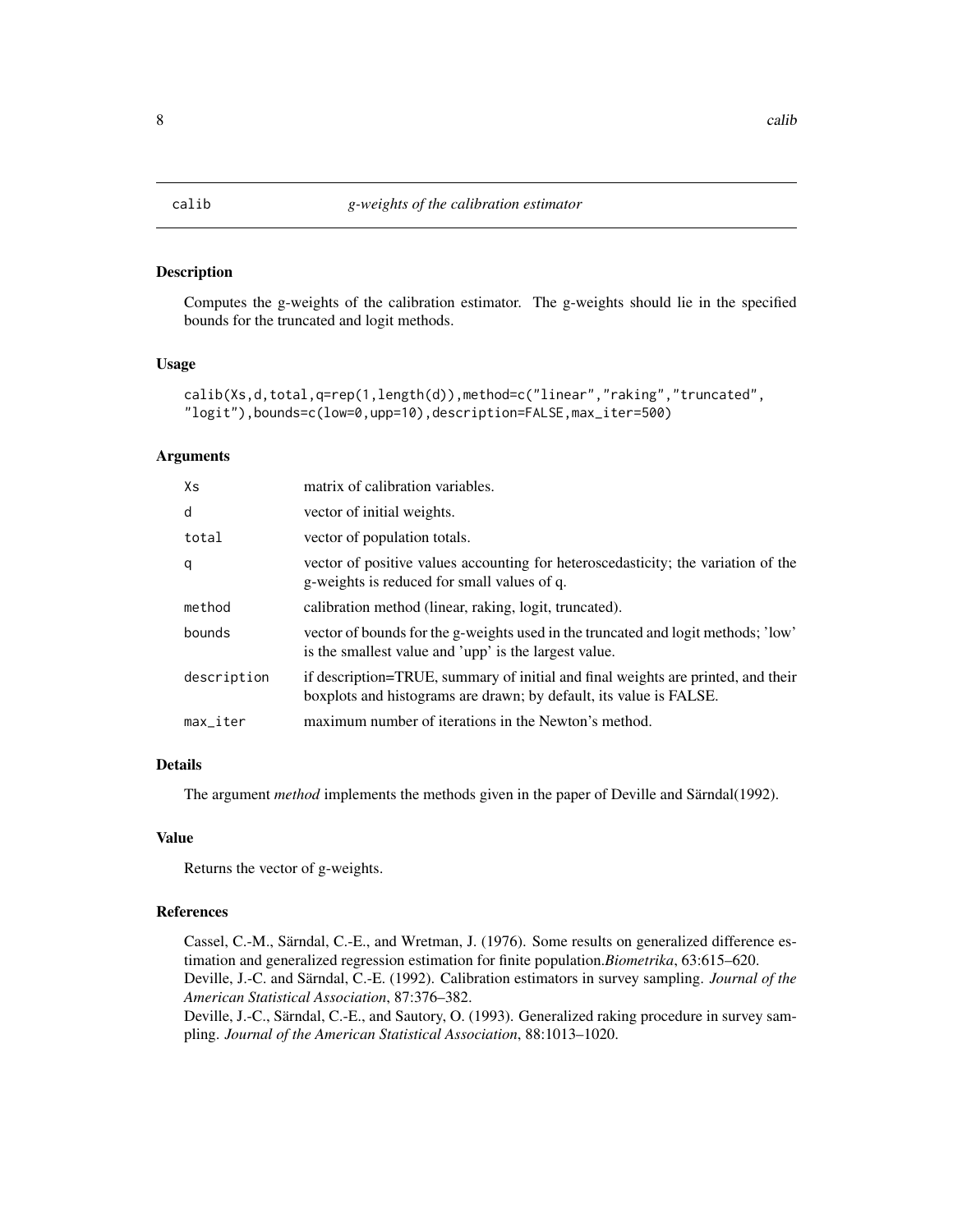# calib — *g-weights of the calibration estimator*

## Description

Computes the g-weights of the calibration estimator. The g-weights should lie in the specified bounds for the truncated and logit methods.

## Usage

```
calib(Xs,d,total,q=rep(1,length(d)),method=c("linear","raking","truncated",
"logit"),bounds=c(low=0,upp=10),description=FALSE,max_iter=500)
```

## Arguments

| | |
|---|---|
| Xs | matrix of calibration variables. |
| d | vector of initial weights. |
| total | vector of population totals. |
| q | vector of positive values accounting for heteroscedasticity; the variation of the g-weights is reduced for small values of q. |
| method | calibration method (linear, raking, logit, truncated). |
| bounds | vector of bounds for the g-weights used in the truncated and logit methods; 'low' is the smallest value and 'upp' is the largest value. |
| description | if description=TRUE, summary of initial and final weights are printed, and their boxplots and histograms are drawn; by default, its value is FALSE. |
| max_iter | maximum number of iterations in the Newton's method. |

## Details

The argument *method* implements the methods given in the paper of Deville and Särndal(1992).

## Value

Returns the vector of g-weights.

## References

Cassel, C.-M., Särndal, C.-E., and Wretman, J. (1976). Some results on generalized difference estimation and generalized regression estimation for finite population.*Biometrika*, 63:615–620.
Deville, J.-C. and Särndal, C.-E. (1992). Calibration estimators in survey sampling. *Journal of the American Statistical Association*, 87:376–382.
Deville, J.-C., Särndal, C.-E., and Sautory, O. (1993). Generalized raking procedure in survey sampling. *Journal of the American Statistical Association*, 88:1013–1020.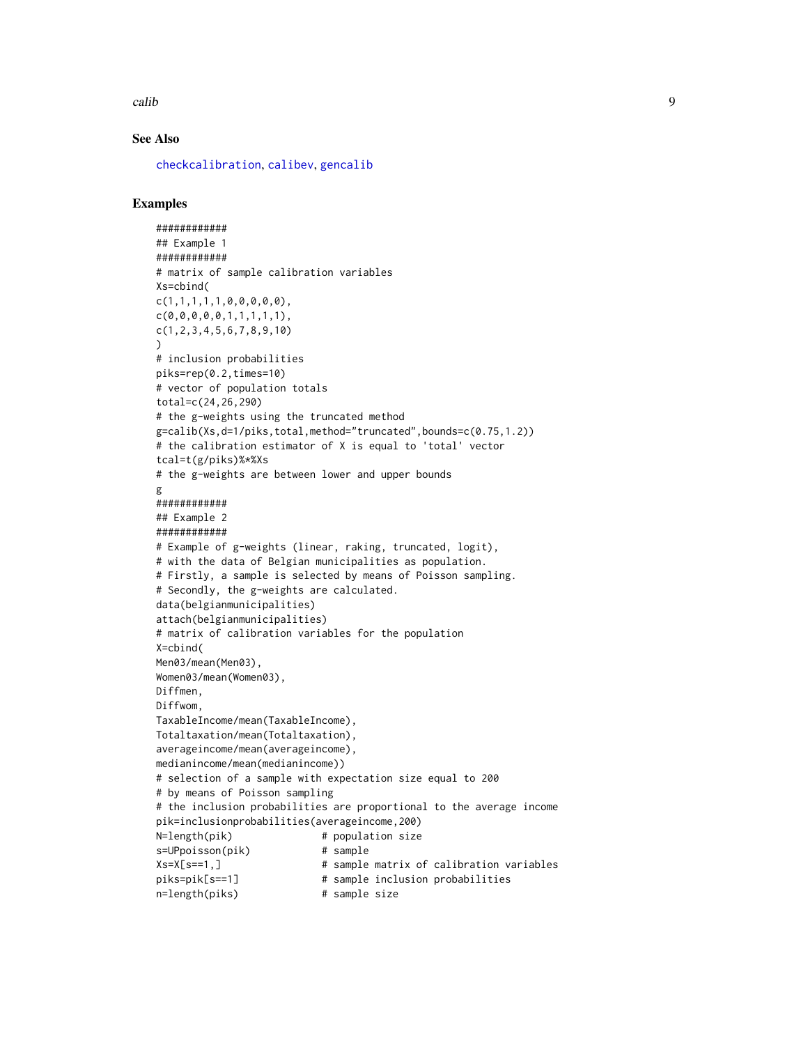### See Also

checkcalibration, calibev, gencalib

### Examples

```
############
## Example 1
############
# matrix of sample calibration variables
Xs=cbind(
c(1,1,1,1,1,0,0,0,0,0),
c(0,0,0,0,0,1,1,1,1,1),
c(1,2,3,4,5,6,7,8,9,10)
)
# inclusion probabilities
piks=rep(0.2,times=10)
# vector of population totals
total=c(24,26,290)
# the g-weights using the truncated method
g=calib(Xs,d=1/piks,total,method="truncated",bounds=c(0.75,1.2))
# the calibration estimator of X is equal to 'total' vector
tcal=t(g/piks)%*%Xs
# the g-weights are between lower and upper bounds
g
############
## Example 2
############
# Example of g-weights (linear, raking, truncated, logit),
# with the data of Belgian municipalities as population.
# Firstly, a sample is selected by means of Poisson sampling.
# Secondly, the g-weights are calculated.
data(belgianmunicipalities)
attach(belgianmunicipalities)
# matrix of calibration variables for the population
X=cbind(
Men03/mean(Men03),
Women03/mean(Women03),
Diffmen,
Diffwom,
TaxableIncome/mean(TaxableIncome),
Totaltaxation/mean(Totaltaxation),
averageincome/mean(averageincome),
medianincome/mean(medianincome))
# selection of a sample with expectation size equal to 200
# by means of Poisson sampling
# the inclusion probabilities are proportional to the average income
pik=inclusionprobabilities(averageincome,200)
N=length(pik)               # population size
s=UPpoisson(pik)            # sample
Xs=X[s==1,]                 # sample matrix of calibration variables
piks=pik[s==1]              # sample inclusion probabilities
n=length(piks)              # sample size
```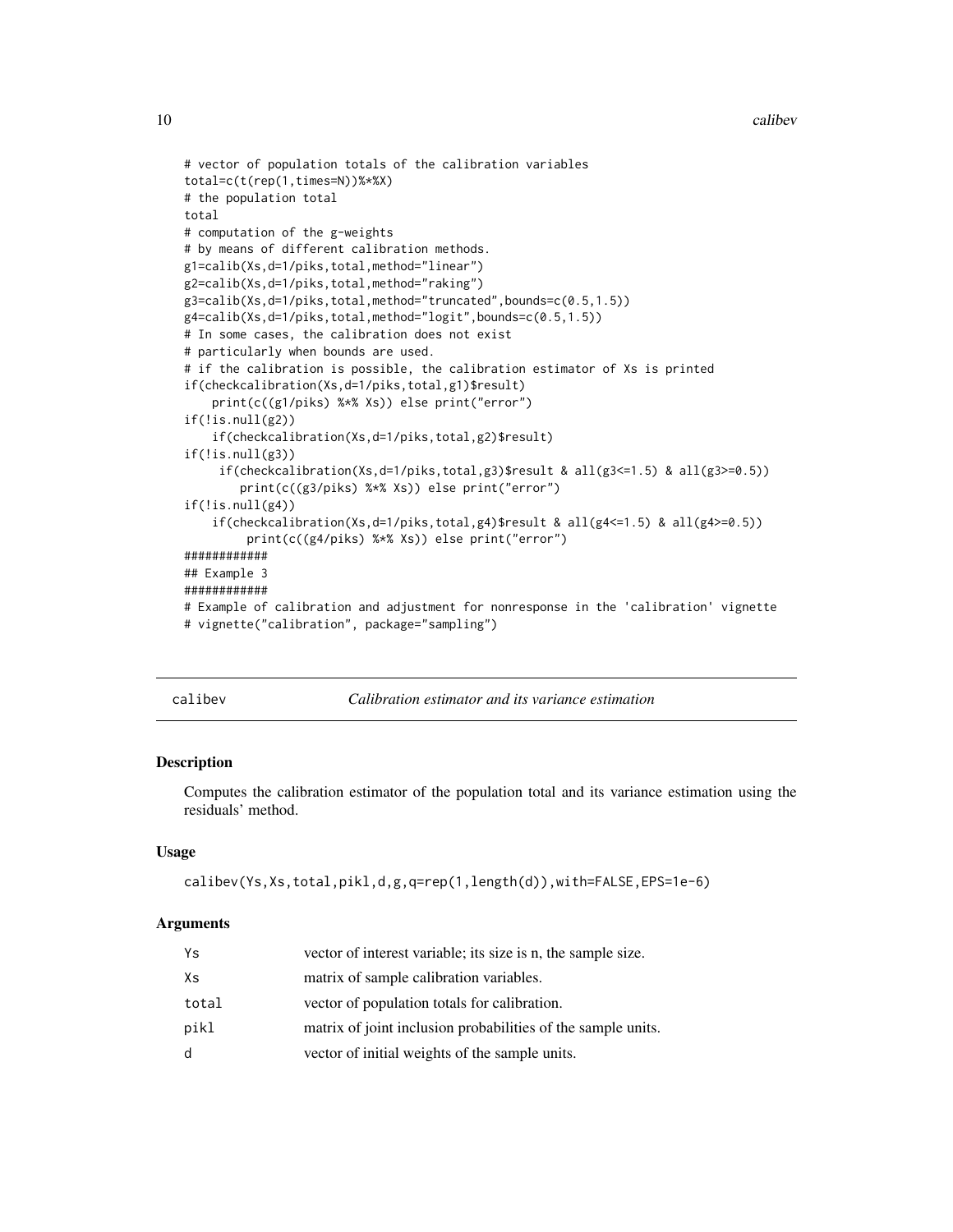```
# vector of population totals of the calibration variables
total=c(t(rep(1,times=N))%*%X)
# the population total
total
# computation of the g-weights
# by means of different calibration methods.
g1=calib(Xs,d=1/piks,total,method="linear")
g2=calib(Xs,d=1/piks,total,method="raking")
g3=calib(Xs,d=1/piks,total,method="truncated",bounds=c(0.5,1.5))
g4=calib(Xs,d=1/piks,total,method="logit",bounds=c(0.5,1.5))
# In some cases, the calibration does not exist
# particularly when bounds are used.
# if the calibration is possible, the calibration estimator of Xs is printed
if(checkcalibration(Xs,d=1/piks,total,g1)$result)
    print(c((g1/piks) %*% Xs)) else print("error")
if(!is.null(g2))
    if(checkcalibration(Xs,d=1/piks,total,g2)$result)
if(!is.null(g3))
     if(checkcalibration(Xs,d=1/piks,total,g3)$result & all(g3<=1.5) & all(g3>=0.5))
        print(c((g3/piks) %*% Xs)) else print("error")
if(!is.null(g4))
    if(checkcalibration(Xs,d=1/piks,total,g4)$result & all(g4<=1.5) & all(g4>=0.5))
         print(c((g4/piks) %*% Xs)) else print("error")
############
## Example 3
############
# Example of calibration and adjustment for nonresponse in the 'calibration' vignette
# vignette("calibration", package="sampling")
```

## calibev — *Calibration estimator and its variance estimation*

### Description

Computes the calibration estimator of the population total and its variance estimation using the residuals' method.

### Usage

```
calibev(Ys,Xs,total,pikl,d,g,q=rep(1,length(d)),with=FALSE,EPS=1e-6)
```

### Arguments

| | |
|---|---|
| Ys | vector of interest variable; its size is n, the sample size. |
| Xs | matrix of sample calibration variables. |
| total | vector of population totals for calibration. |
| pikl | matrix of joint inclusion probabilities of the sample units. |
| d | vector of initial weights of the sample units. |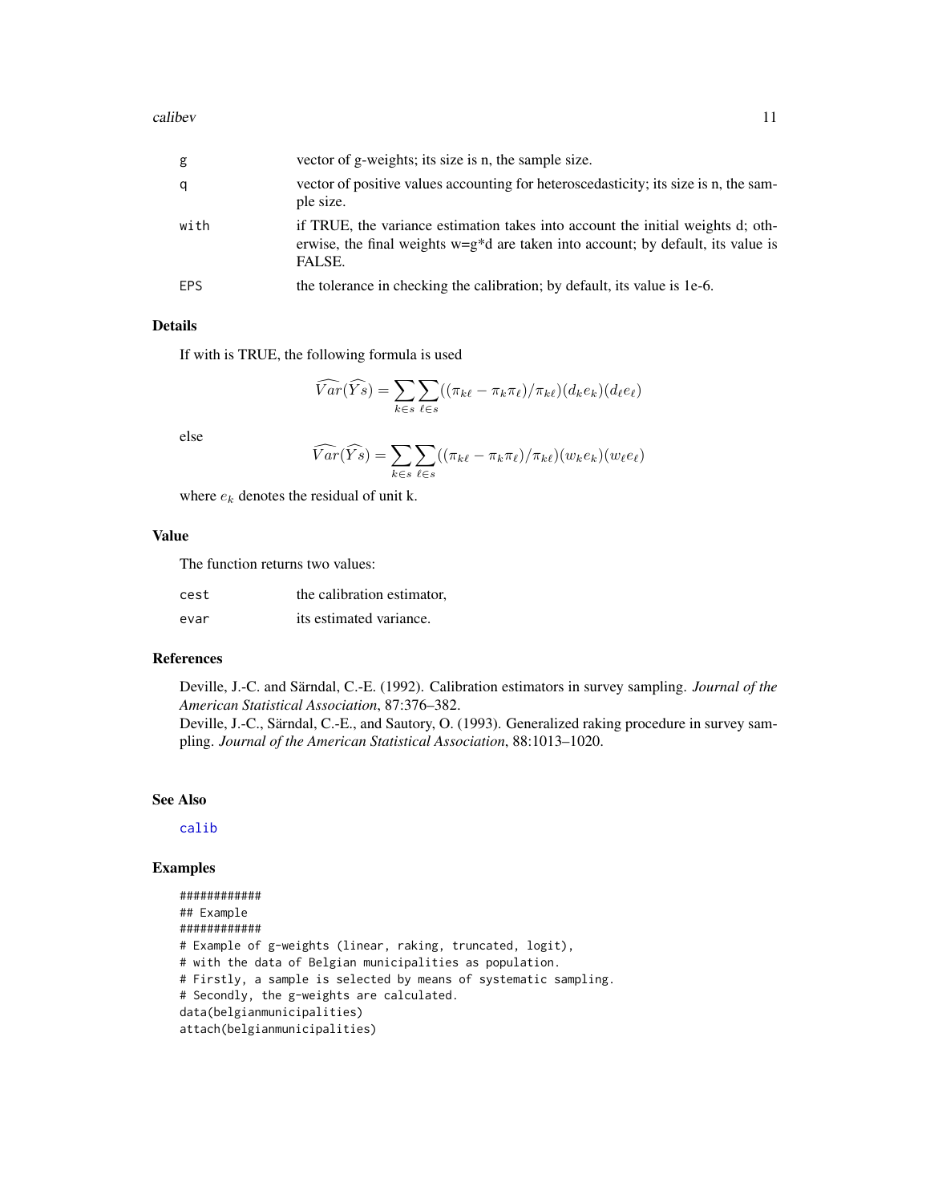| | |
|---|---|
| g | vector of g-weights; its size is n, the sample size. |
| q | vector of positive values accounting for heteroscedasticity; its size is n, the sample size. |
| with | if TRUE, the variance estimation takes into account the initial weights d; otherwise, the final weights w=g*d are taken into account; by default, its value is FALSE. |
| EPS | the tolerance in checking the calibration; by default, its value is 1e-6. |

## Details

If with is TRUE, the following formula is used

$$\widehat{Var}(\widehat{Ys}) = \sum_{k \in s} \sum_{\ell \in s} ((\pi_{k\ell} - \pi_k \pi_\ell)/\pi_{k\ell})(d_k e_k)(d_\ell e_\ell)$$

else

$$\widehat{Var}(\widehat{Ys}) = \sum_{k \in s} \sum_{\ell \in s} ((\pi_{k\ell} - \pi_k \pi_\ell)/\pi_{k\ell})(w_k e_k)(w_\ell e_\ell)$$

where $e_k$ denotes the residual of unit k.

## Value

The function returns two values:

| | |
|---|---|
| cest | the calibration estimator, |
| evar | its estimated variance. |

## References

Deville, J.-C. and Särndal, C.-E. (1992). Calibration estimators in survey sampling. *Journal of the American Statistical Association*, 87:376–382.

Deville, J.-C., Särndal, C.-E., and Sautory, O. (1993). Generalized raking procedure in survey sampling. *Journal of the American Statistical Association*, 88:1013–1020.

## See Also

calib

## Examples

```
############
## Example
############
# Example of g-weights (linear, raking, truncated, logit),
# with the data of Belgian municipalities as population.
# Firstly, a sample is selected by means of systematic sampling.
# Secondly, the g-weights are calculated.
data(belgianmunicipalities)
attach(belgianmunicipalities)
```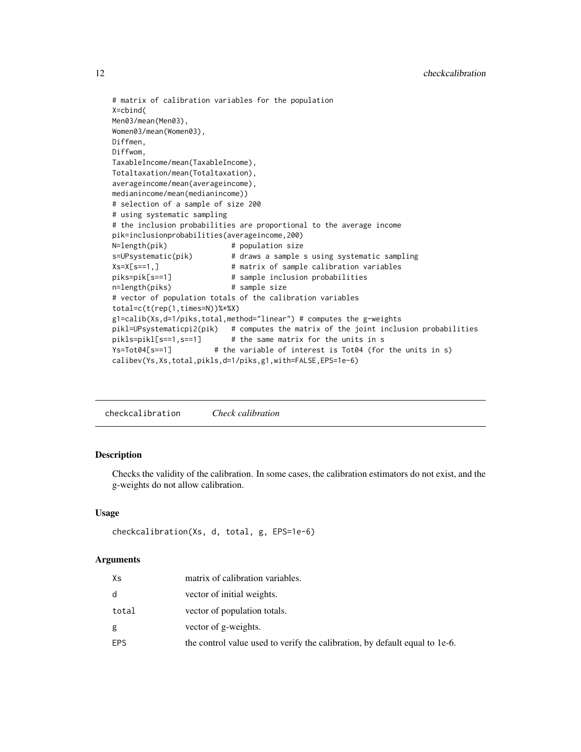```
# matrix of calibration variables for the population
X=cbind(
Men03/mean(Men03),
Women03/mean(Women03),
Diffmen,
Diffwom,
TaxableIncome/mean(TaxableIncome),
Totaltaxation/mean(Totaltaxation),
averageincome/mean(averageincome),
medianincome/mean(medianincome))
# selection of a sample of size 200
# using systematic sampling
# the inclusion probabilities are proportional to the average income
pik=inclusionprobabilities(averageincome,200)
N=length(pik)               # population size
s=UPsystematic(pik)         # draws a sample s using systematic sampling
Xs=X[s==1,]                 # matrix of sample calibration variables
piks=pik[s==1]              # sample inclusion probabilities
n=length(piks)              # sample size
# vector of population totals of the calibration variables
total=c(t(rep(1,times=N))%*%X)
g1=calib(Xs,d=1/piks,total,method="linear") # computes the g-weights
pikl=UPsystematicpi2(pik)   # computes the matrix of the joint inclusion probabilities
pikls=pikl[s==1,s==1]       # the same matrix for the units in s
Ys=Tot04[s==1]          # the variable of interest is Tot04 (for the units in s)
calibev(Ys,Xs,total,pikls,d=1/piks,g1,with=FALSE,EPS=1e-6)
```

## checkcalibration *Check calibration*

### Description

Checks the validity of the calibration. In some cases, the calibration estimators do not exist, and the g-weights do not allow calibration.

### Usage

```
checkcalibration(Xs, d, total, g, EPS=1e-6)
```

### Arguments

| | |
|---|---|
| Xs | matrix of calibration variables. |
| d | vector of initial weights. |
| total | vector of population totals. |
| g | vector of g-weights. |
| EPS | the control value used to verify the calibration, by default equal to 1e-6. |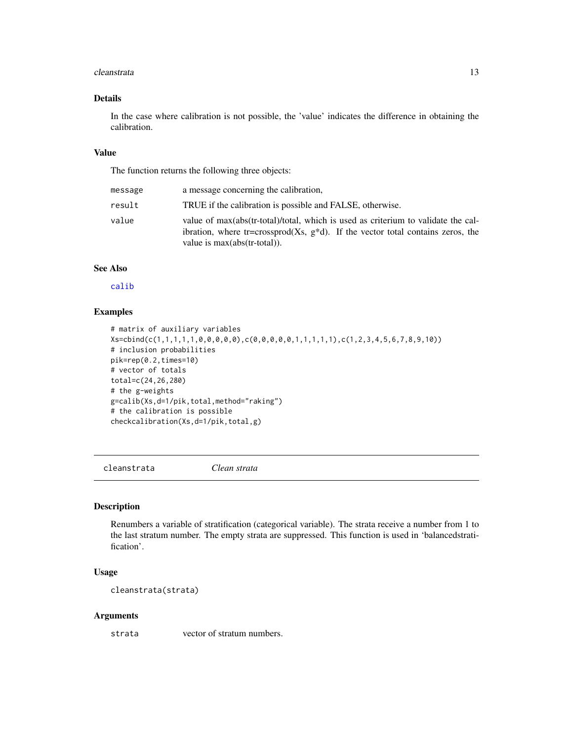## Details

In the case where calibration is not possible, the 'value' indicates the difference in obtaining the calibration.

## Value

The function returns the following three objects:

| | |
|---|---|
| `message` | a message concerning the calibration, |
| `result` | TRUE if the calibration is possible and FALSE, otherwise. |
| `value` | value of max(abs(tr-total)/total, which is used as criterium to validate the calibration, where tr=crossprod(Xs, g*d). If the vector total contains zeros, the value is max(abs(tr-total)). |

## See Also

calib

## Examples

```
# matrix of auxiliary variables
Xs=cbind(c(1,1,1,1,1,0,0,0,0,0),c(0,0,0,0,0,1,1,1,1,1),c(1,2,3,4,5,6,7,8,9,10))
# inclusion probabilities
pik=rep(0.2,times=10)
# vector of totals
total=c(24,26,280)
# the g-weights
g=calib(Xs,d=1/pik,total,method="raking")
# the calibration is possible
checkcalibration(Xs,d=1/pik,total,g)
```

---

# `cleanstrata` *Clean strata*

## Description

Renumbers a variable of stratification (categorical variable). The strata receive a number from 1 to the last stratum number. The empty strata are suppressed. This function is used in 'balancedstratification'.

## Usage

```
cleanstrata(strata)
```

## Arguments

| | |
|---|---|
| `strata` | vector of stratum numbers. |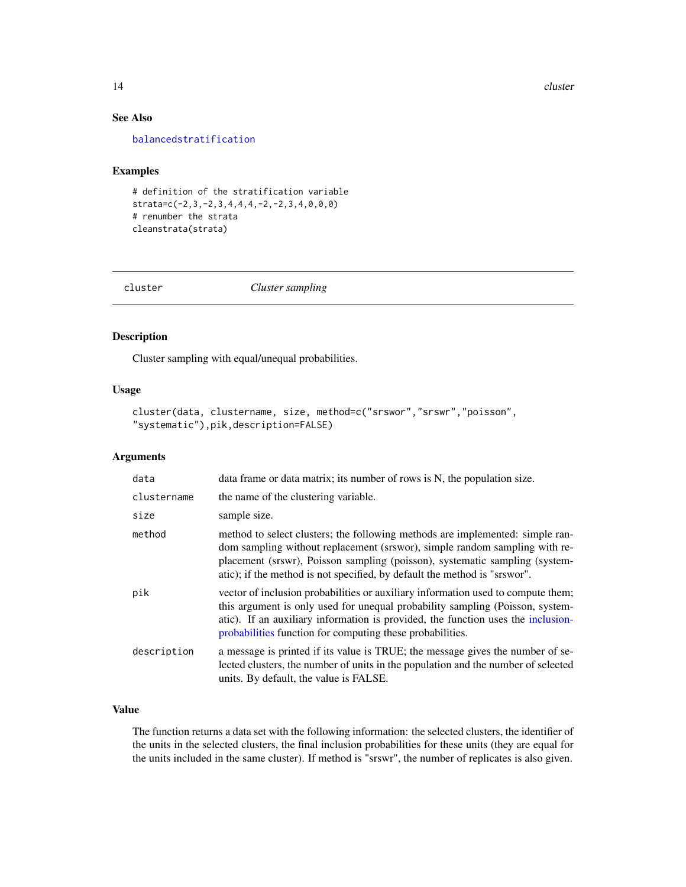### See Also

balancedstratification

### Examples

```
# definition of the stratification variable
strata=c(-2,3,-2,3,4,4,4,-2,-2,3,4,0,0,0)
# renumber the strata
cleanstrata(strata)
```

---

## cluster *Cluster sampling*

---

### Description

Cluster sampling with equal/unequal probabilities.

### Usage

```
cluster(data, clustername, size, method=c("srswor","srswr","poisson",
"systematic"),pik,description=FALSE)
```

### Arguments

| | |
|---|---|
| data | data frame or data matrix; its number of rows is N, the population size. |
| clustername | the name of the clustering variable. |
| size | sample size. |
| method | method to select clusters; the following methods are implemented: simple random sampling without replacement (srswor), simple random sampling with replacement (srswr), Poisson sampling (poisson), systematic sampling (systematic); if the method is not specified, by default the method is "srswor". |
| pik | vector of inclusion probabilities or auxiliary information used to compute them; this argument is only used for unequal probability sampling (Poisson, systematic). If an auxiliary information is provided, the function uses the inclusionprobabilities function for computing these probabilities. |
| description | a message is printed if its value is TRUE; the message gives the number of selected clusters, the number of units in the population and the number of selected units. By default, the value is FALSE. |

### Value

The function returns a data set with the following information: the selected clusters, the identifier of the units in the selected clusters, the final inclusion probabilities for these units (they are equal for the units included in the same cluster). If method is "srswr", the number of replicates is also given.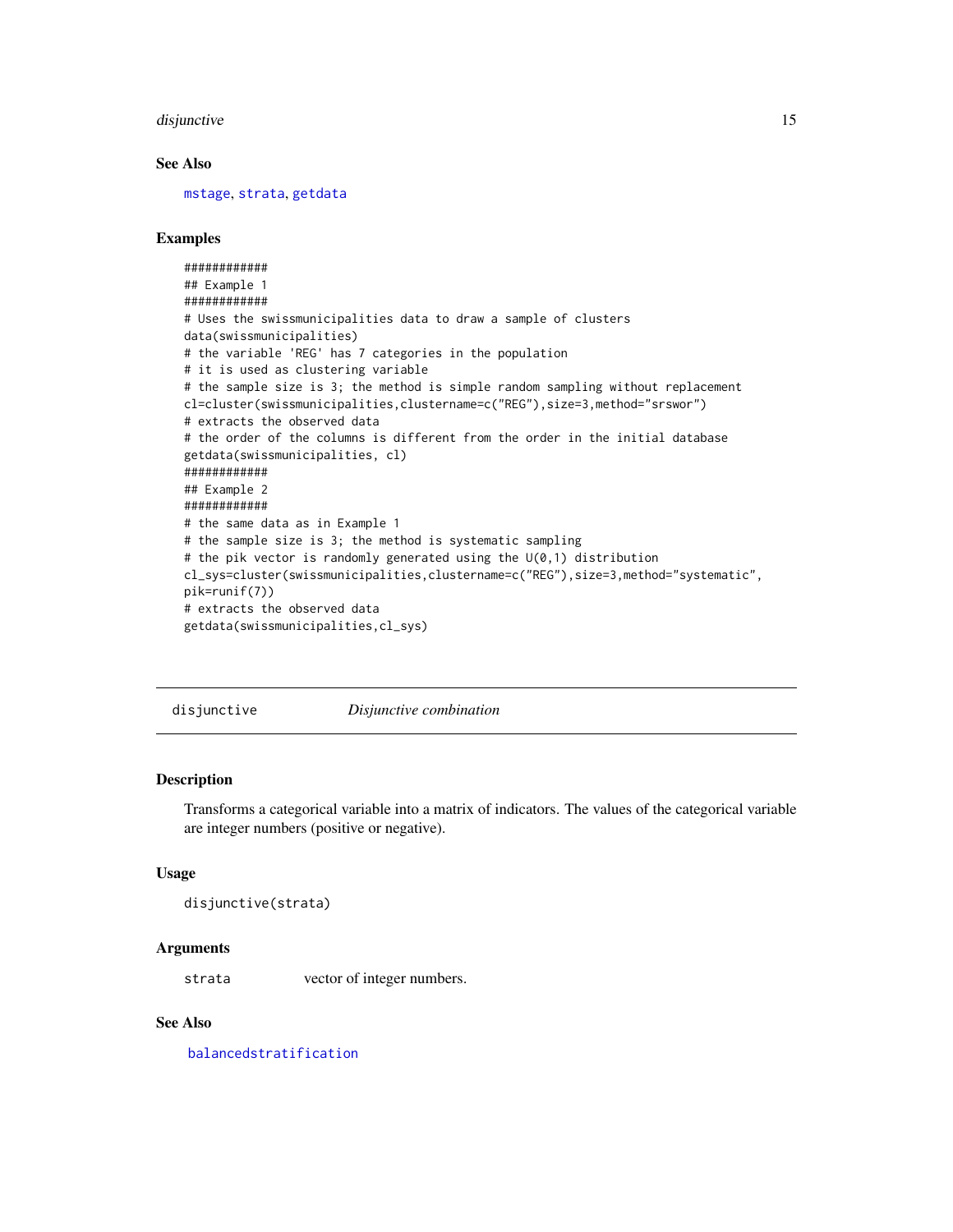### See Also

mstage, strata, getdata

### Examples

```
############
## Example 1
############
# Uses the swissmunicipalities data to draw a sample of clusters
data(swissmunicipalities)
# the variable 'REG' has 7 categories in the population
# it is used as clustering variable
# the sample size is 3; the method is simple random sampling without replacement
cl=cluster(swissmunicipalities,clustername=c("REG"),size=3,method="srswor")
# extracts the observed data
# the order of the columns is different from the order in the initial database
getdata(swissmunicipalities, cl)
############
## Example 2
############
# the same data as in Example 1
# the sample size is 3; the method is systematic sampling
# the pik vector is randomly generated using the U(0,1) distribution
cl_sys=cluster(swissmunicipalities,clustername=c("REG"),size=3,method="systematic",
pik=runif(7))
# extracts the observed data
getdata(swissmunicipalities,cl_sys)
```

---

## disjunctive &nbsp;&nbsp;&nbsp;&nbsp; *Disjunctive combination*

---

### Description

Transforms a categorical variable into a matrix of indicators. The values of the categorical variable are integer numbers (positive or negative).

### Usage

```
disjunctive(strata)
```

### Arguments

| | |
|---|---|
| strata | vector of integer numbers. |

### See Also

balancedstratification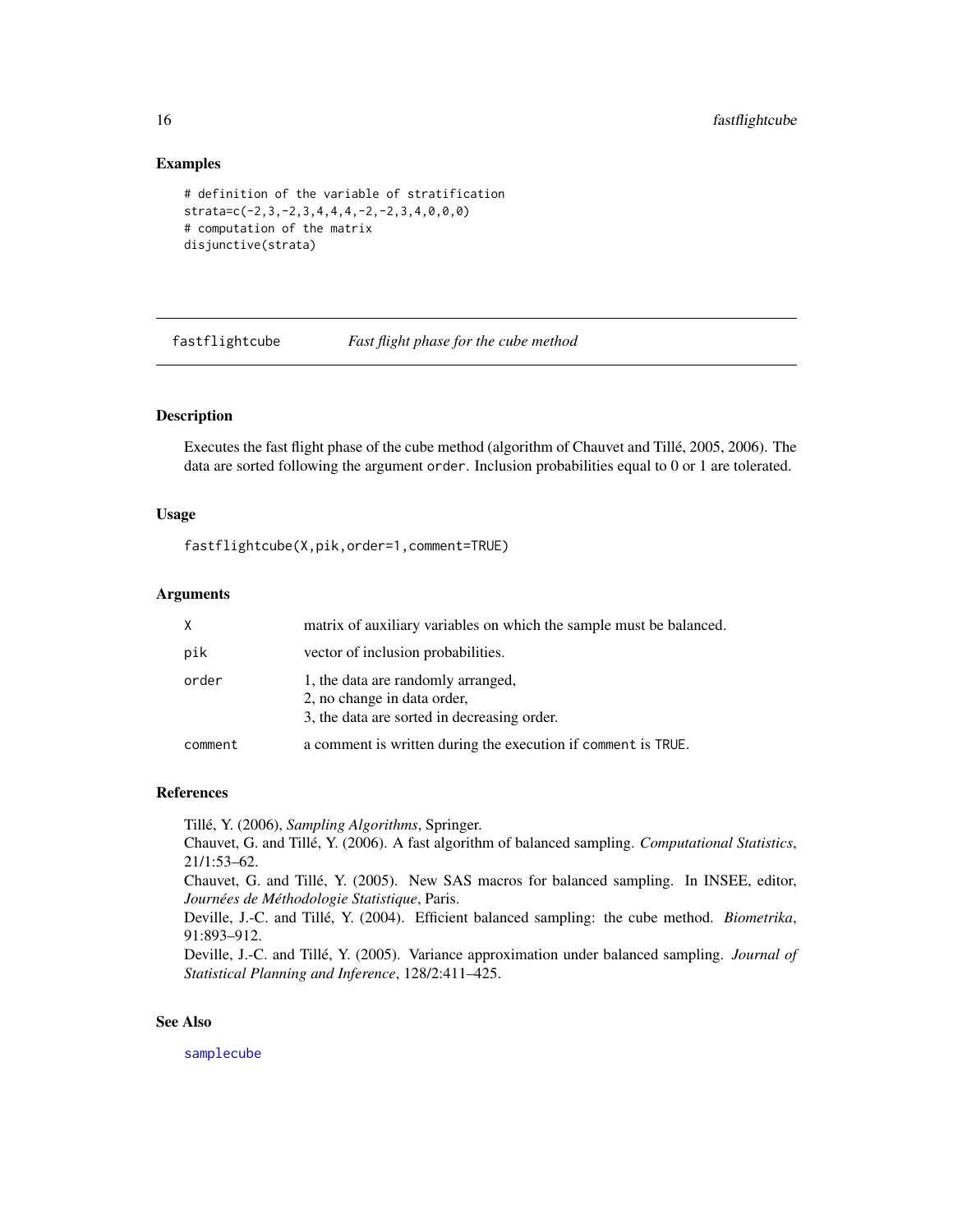## Examples

```
# definition of the variable of stratification
strata=c(-2,3,-2,3,4,4,4,-2,-2,3,4,0,0,0)
# computation of the matrix
disjunctive(strata)
```

---

## fastflightcube — *Fast flight phase for the cube method*

---

### Description

Executes the fast flight phase of the cube method (algorithm of Chauvet and Tillé, 2005, 2006). The data are sorted following the argument `order`. Inclusion probabilities equal to 0 or 1 are tolerated.

### Usage

```
fastflightcube(X,pik,order=1,comment=TRUE)
```

### Arguments

| | |
|---|---|
| `X` | matrix of auxiliary variables on which the sample must be balanced. |
| `pik` | vector of inclusion probabilities. |
| `order` | 1, the data are randomly arranged,<br>2, no change in data order,<br>3, the data are sorted in decreasing order. |
| `comment` | a comment is written during the execution if `comment` is `TRUE`. |

### References

Tillé, Y. (2006), *Sampling Algorithms*, Springer.
Chauvet, G. and Tillé, Y. (2006). A fast algorithm of balanced sampling. *Computational Statistics*, 21/1:53–62.
Chauvet, G. and Tillé, Y. (2005). New SAS macros for balanced sampling. In INSEE, editor, *Journées de Méthodologie Statistique*, Paris.
Deville, J.-C. and Tillé, Y. (2004). Efficient balanced sampling: the cube method. *Biometrika*, 91:893–912.
Deville, J.-C. and Tillé, Y. (2005). Variance approximation under balanced sampling. *Journal of Statistical Planning and Inference*, 128/2:411–425.

### See Also

`samplecube`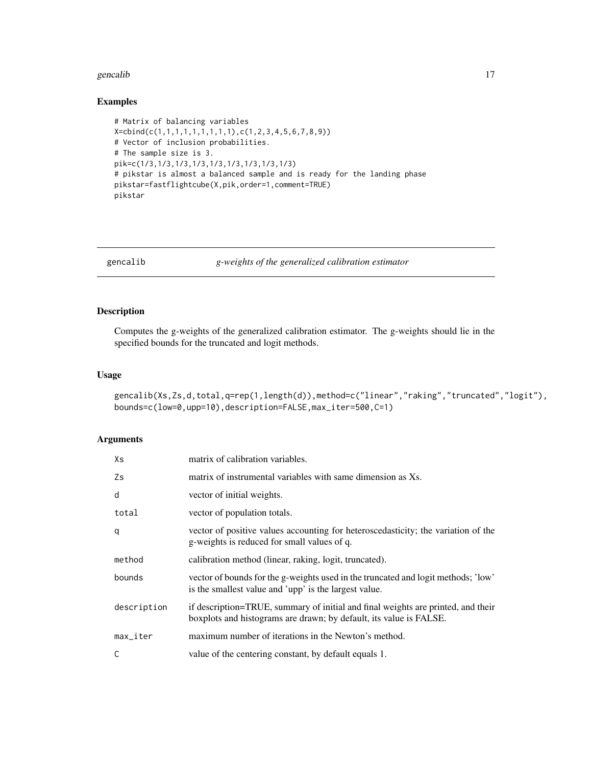## Examples

```
# Matrix of balancing variables
X=cbind(c(1,1,1,1,1,1,1,1,1),c(1,2,3,4,5,6,7,8,9))
# Vector of inclusion probabilities.
# The sample size is 3.
pik=c(1/3,1/3,1/3,1/3,1/3,1/3,1/3,1/3,1/3)
# pikstar is almost a balanced sample and is ready for the landing phase
pikstar=fastflightcube(X,pik,order=1,comment=TRUE)
pikstar
```

---

# gencalib — *g-weights of the generalized calibration estimator*

---

## Description

Computes the g-weights of the generalized calibration estimator. The g-weights should lie in the specified bounds for the truncated and logit methods.

## Usage

```
gencalib(Xs,Zs,d,total,q=rep(1,length(d)),method=c("linear","raking","truncated","logit"),
bounds=c(low=0,upp=10),description=FALSE,max_iter=500,C=1)
```

## Arguments

| | |
|---|---|
| Xs | matrix of calibration variables. |
| Zs | matrix of instrumental variables with same dimension as Xs. |
| d | vector of initial weights. |
| total | vector of population totals. |
| q | vector of positive values accounting for heteroscedasticity; the variation of the g-weights is reduced for small values of q. |
| method | calibration method (linear, raking, logit, truncated). |
| bounds | vector of bounds for the g-weights used in the truncated and logit methods; 'low' is the smallest value and 'upp' is the largest value. |
| description | if description=TRUE, summary of initial and final weights are printed, and their boxplots and histograms are drawn; by default, its value is FALSE. |
| max_iter | maximum number of iterations in the Newton's method. |
| C | value of the centering constant, by default equals 1. |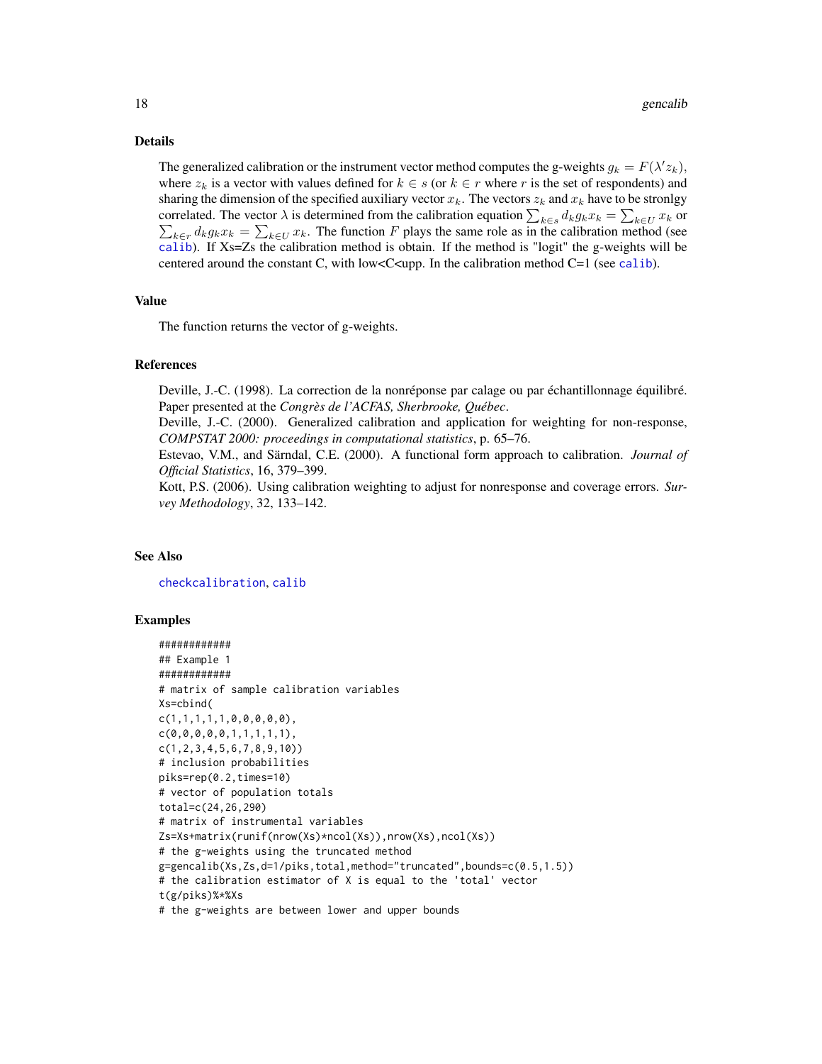## Details

The generalized calibration or the instrument vector method computes the g-weights $g_k = F(\lambda' z_k)$, where $z_k$ is a vector with values defined for $k \in s$ (or $k \in r$ where $r$ is the set of respondents) and sharing the dimension of the specified auxiliary vector $x_k$. The vectors $z_k$ and $x_k$ have to be stronlgy correlated. The vector $\lambda$ is determined from the calibration equation $\sum_{k \in s} d_k g_k x_k = \sum_{k \in U} x_k$ or $\sum_{k \in r} d_k g_k x_k = \sum_{k \in U} x_k$. The function $F$ plays the same role as in the calibration method (see calib). If Xs=Zs the calibration method is obtain. If the method is "logit" the g-weights will be centered around the constant C, with low<C<upp. In the calibration method C=1 (see calib).

## Value

The function returns the vector of g-weights.

## References

Deville, J.-C. (1998). La correction de la nonréponse par calage ou par échantillonnage équilibré. Paper presented at the *Congrès de l'ACFAS, Sherbrooke, Québec*.

Deville, J.-C. (2000). Generalized calibration and application for weighting for non-response, *COMPSTAT 2000: proceedings in computational statistics*, p. 65–76.

Estevao, V.M., and Särndal, C.E. (2000). A functional form approach to calibration. *Journal of Official Statistics*, 16, 379–399.

Kott, P.S. (2006). Using calibration weighting to adjust for nonresponse and coverage errors. *Survey Methodology*, 32, 133–142.

## See Also

checkcalibration, calib

## Examples

```
############
## Example 1
############
# matrix of sample calibration variables
Xs=cbind(
c(1,1,1,1,1,0,0,0,0,0),
c(0,0,0,0,0,1,1,1,1,1),
c(1,2,3,4,5,6,7,8,9,10))
# inclusion probabilities
piks=rep(0.2,times=10)
# vector of population totals
total=c(24,26,290)
# matrix of instrumental variables
Zs=Xs+matrix(runif(nrow(Xs)*ncol(Xs)),nrow(Xs),ncol(Xs))
# the g-weights using the truncated method
g=gencalib(Xs,Zs,d=1/piks,total,method="truncated",bounds=c(0.5,1.5))
# the calibration estimator of X is equal to the 'total' vector
t(g/piks)%*%Xs
# the g-weights are between lower and upper bounds
```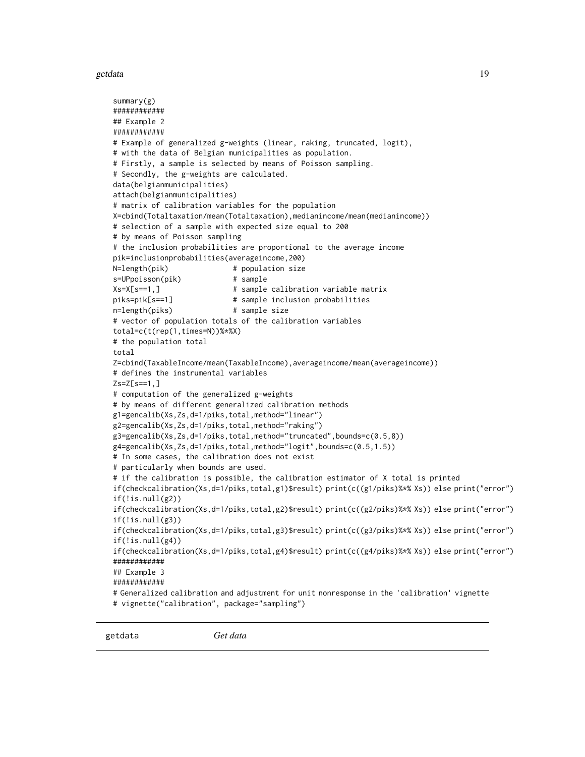```
summary(g)
############
## Example 2
############
# Example of generalized g-weights (linear, raking, truncated, logit),
# with the data of Belgian municipalities as population.
# Firstly, a sample is selected by means of Poisson sampling.
# Secondly, the g-weights are calculated.
data(belgianmunicipalities)
attach(belgianmunicipalities)
# matrix of calibration variables for the population
X=cbind(Totaltaxation/mean(Totaltaxation),medianincome/mean(medianincome))
# selection of a sample with expected size equal to 200
# by means of Poisson sampling
# the inclusion probabilities are proportional to the average income
pik=inclusionprobabilities(averageincome,200)
N=length(pik)               # population size
s=UPpoisson(pik)            # sample
Xs=X[s==1,]                 # sample calibration variable matrix
piks=pik[s==1]              # sample inclusion probabilities
n=length(piks)              # sample size
# vector of population totals of the calibration variables
total=c(t(rep(1,times=N))%*%X)
# the population total
total
Z=cbind(TaxableIncome/mean(TaxableIncome),averageincome/mean(averageincome))
# defines the instrumental variables
Zs=Z[s==1,]
# computation of the generalized g-weights
# by means of different generalized calibration methods
g1=gencalib(Xs,Zs,d=1/piks,total,method="linear")
g2=gencalib(Xs,Zs,d=1/piks,total,method="raking")
g3=gencalib(Xs,Zs,d=1/piks,total,method="truncated",bounds=c(0.5,8))
g4=gencalib(Xs,Zs,d=1/piks,total,method="logit",bounds=c(0.5,1.5))
# In some cases, the calibration does not exist
# particularly when bounds are used.
# if the calibration is possible, the calibration estimator of X total is printed
if(checkcalibration(Xs,d=1/piks,total,g1)$result) print(c((g1/piks)%*% Xs)) else print("error")
if(!is.null(g2))
if(checkcalibration(Xs,d=1/piks,total,g2)$result) print(c((g2/piks)%*% Xs)) else print("error")
if(!is.null(g3))
if(checkcalibration(Xs,d=1/piks,total,g3)$result) print(c((g3/piks)%*% Xs)) else print("error")
if(!is.null(g4))
if(checkcalibration(Xs,d=1/piks,total,g4)$result) print(c((g4/piks)%*% Xs)) else print("error")
############
## Example 3
############
# Generalized calibration and adjustment for unit nonresponse in the 'calibration' vignette
# vignette("calibration", package="sampling")
```

## getdata    *Get data*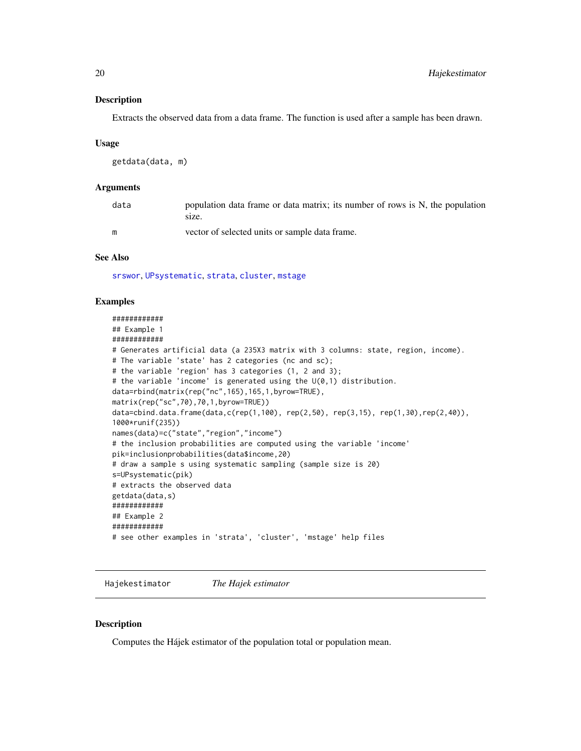## Description

Extracts the observed data from a data frame. The function is used after a sample has been drawn.

## Usage

```
getdata(data, m)
```

## Arguments

| | |
|---|---|
| data | population data frame or data matrix; its number of rows is N, the population size. |
| m | vector of selected units or sample data frame. |

## See Also

srswor, UPsystematic, strata, cluster, mstage

## Examples

```
############
## Example 1
############
# Generates artificial data (a 235X3 matrix with 3 columns: state, region, income).
# The variable 'state' has 2 categories (nc and sc);
# the variable 'region' has 3 categories (1, 2 and 3);
# the variable 'income' is generated using the U(0,1) distribution.
data=rbind(matrix(rep("nc",165),165,1,byrow=TRUE),
matrix(rep("sc",70),70,1,byrow=TRUE))
data=cbind.data.frame(data,c(rep(1,100), rep(2,50), rep(3,15), rep(1,30),rep(2,40)),
1000*runif(235))
names(data)=c("state","region","income")
# the inclusion probabilities are computed using the variable 'income'
pik=inclusionprobabilities(data$income,20)
# draw a sample s using systematic sampling (sample size is 20)
s=UPsystematic(pik)
# extracts the observed data
getdata(data,s)
############
## Example 2
############
# see other examples in 'strata', 'cluster', 'mstage' help files
```

---

# Hajekestimator — *The Hajek estimator*

## Description

Computes the Hájek estimator of the population total or population mean.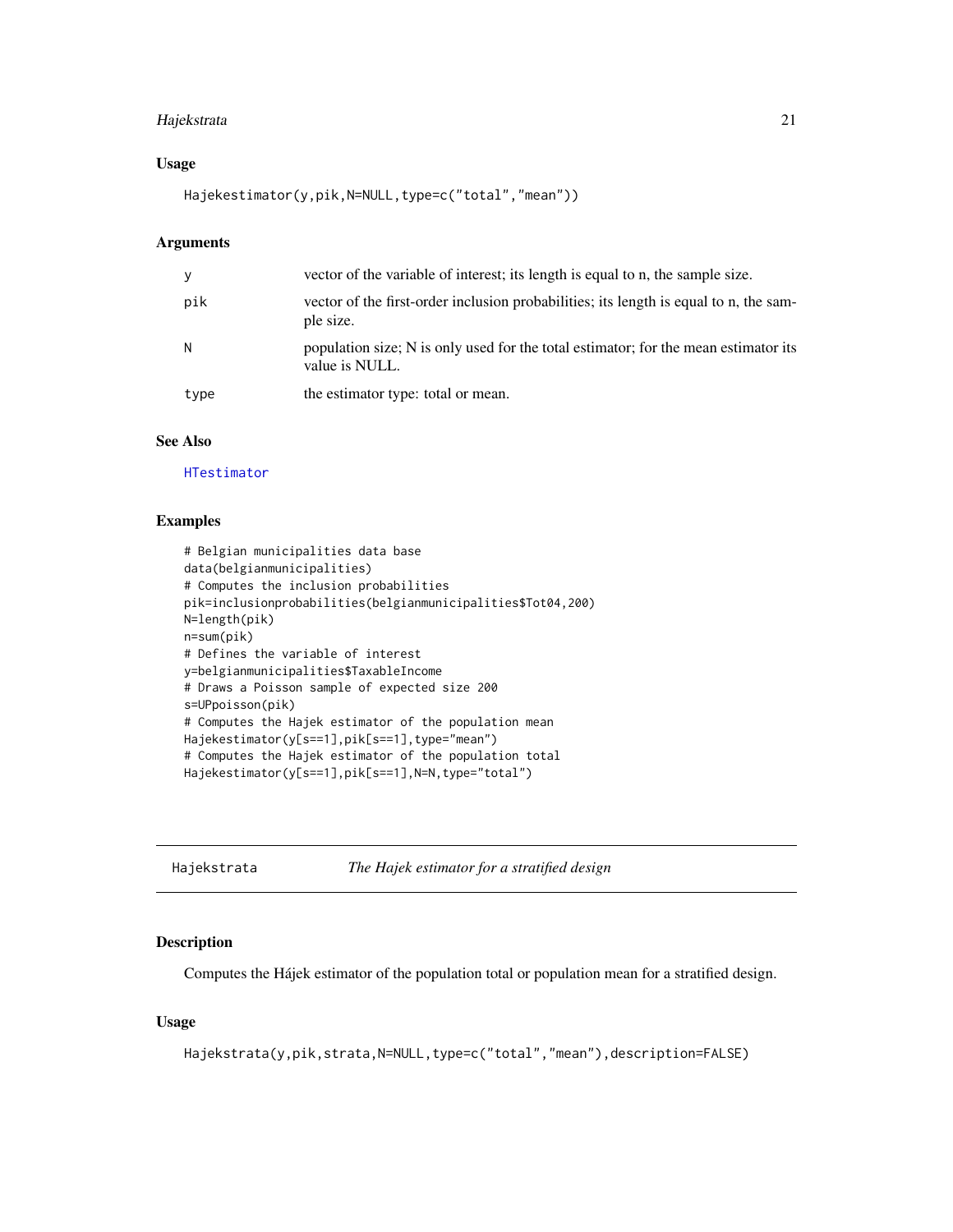### Usage

```
Hajekestimator(y,pik,N=NULL,type=c("total","mean"))
```

### Arguments

| | |
|---|---|
| y | vector of the variable of interest; its length is equal to n, the sample size. |
| pik | vector of the first-order inclusion probabilities; its length is equal to n, the sample size. |
| N | population size; N is only used for the total estimator; for the mean estimator its value is NULL. |
| type | the estimator type: total or mean. |

### See Also

HTestimator

### Examples

```
# Belgian municipalities data base
data(belgianmunicipalities)
# Computes the inclusion probabilities
pik=inclusionprobabilities(belgianmunicipalities$Tot04,200)
N=length(pik)
n=sum(pik)
# Defines the variable of interest
y=belgianmunicipalities$TaxableIncome
# Draws a Poisson sample of expected size 200
s=UPpoisson(pik)
# Computes the Hajek estimator of the population mean
Hajekestimator(y[s==1],pik[s==1],type="mean")
# Computes the Hajek estimator of the population total
Hajekestimator(y[s==1],pik[s==1],N=N,type="total")
```

---

## Hajekstrata — *The Hajek estimator for a stratified design*

### Description

Computes the Hájek estimator of the population total or population mean for a stratified design.

### Usage

```
Hajekstrata(y,pik,strata,N=NULL,type=c("total","mean"),description=FALSE)
```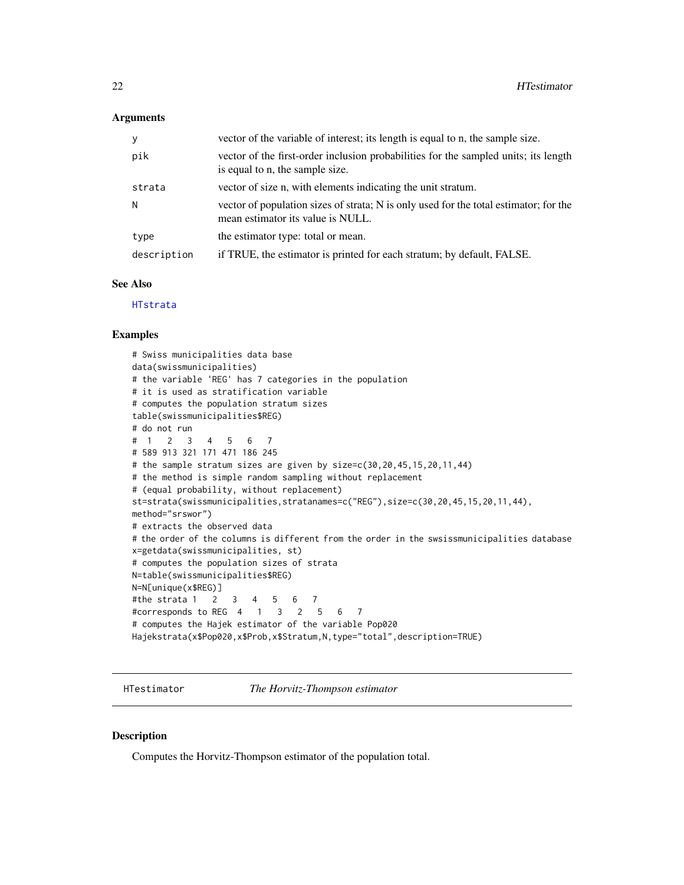## Arguments

| | |
|---|---|
| y | vector of the variable of interest; its length is equal to n, the sample size. |
| pik | vector of the first-order inclusion probabilities for the sampled units; its length is equal to n, the sample size. |
| strata | vector of size n, with elements indicating the unit stratum. |
| N | vector of population sizes of strata; N is only used for the total estimator; for the mean estimator its value is NULL. |
| type | the estimator type: total or mean. |
| description | if TRUE, the estimator is printed for each stratum; by default, FALSE. |

## See Also

HTstrata

## Examples

```
# Swiss municipalities data base
data(swissmunicipalities)
# the variable 'REG' has 7 categories in the population
# it is used as stratification variable
# computes the population stratum sizes
table(swissmunicipalities$REG)
# do not run
#  1   2   3   4   5   6   7
# 589 913 321 171 471 186 245
# the sample stratum sizes are given by size=c(30,20,45,15,20,11,44)
# the method is simple random sampling without replacement
# (equal probability, without replacement)
st=strata(swissmunicipalities,stratanames=c("REG"),size=c(30,20,45,15,20,11,44),
method="srswor")
# extracts the observed data
# the order of the columns is different from the order in the swsissmunicipalities database
x=getdata(swissmunicipalities, st)
# computes the population sizes of strata
N=table(swissmunicipalities$REG)
N=N[unique(x$REG)]
#the strata 1   2   3   4   5   6   7
#corresponds to REG  4   1   3   2   5   6   7
# computes the Hajek estimator of the variable Pop020
Hajekstrata(x$Pop020,x$Prob,x$Stratum,N,type="total",description=TRUE)
```

---

## HTestimator — *The Horvitz-Thompson estimator*

## Description

Computes the Horvitz-Thompson estimator of the population total.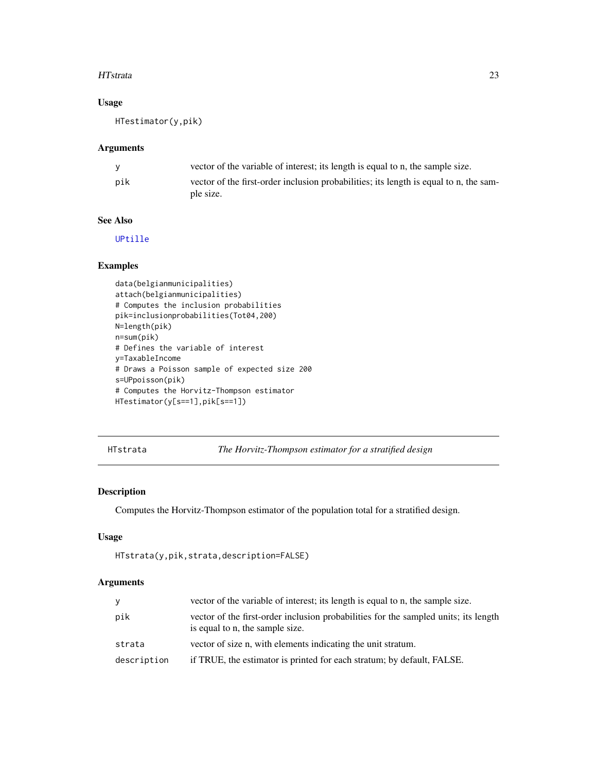## Usage

```
HTestimator(y,pik)
```

## Arguments

| | |
|---|---|
| y | vector of the variable of interest; its length is equal to n, the sample size. |
| pik | vector of the first-order inclusion probabilities; its length is equal to n, the sample size. |

## See Also

UPtille

## Examples

```
data(belgianmunicipalities)
attach(belgianmunicipalities)
# Computes the inclusion probabilities
pik=inclusionprobabilities(Tot04,200)
N=length(pik)
n=sum(pik)
# Defines the variable of interest
y=TaxableIncome
# Draws a Poisson sample of expected size 200
s=UPpoisson(pik)
# Computes the Horvitz-Thompson estimator
HTestimator(y[s==1],pik[s==1])
```

---

# HTstrata — *The Horvitz-Thompson estimator for a stratified design*

## Description

Computes the Horvitz-Thompson estimator of the population total for a stratified design.

## Usage

```
HTstrata(y,pik,strata,description=FALSE)
```

## Arguments

| | |
|---|---|
| y | vector of the variable of interest; its length is equal to n, the sample size. |
| pik | vector of the first-order inclusion probabilities for the sampled units; its length is equal to n, the sample size. |
| strata | vector of size n, with elements indicating the unit stratum. |
| description | if TRUE, the estimator is printed for each stratum; by default, FALSE. |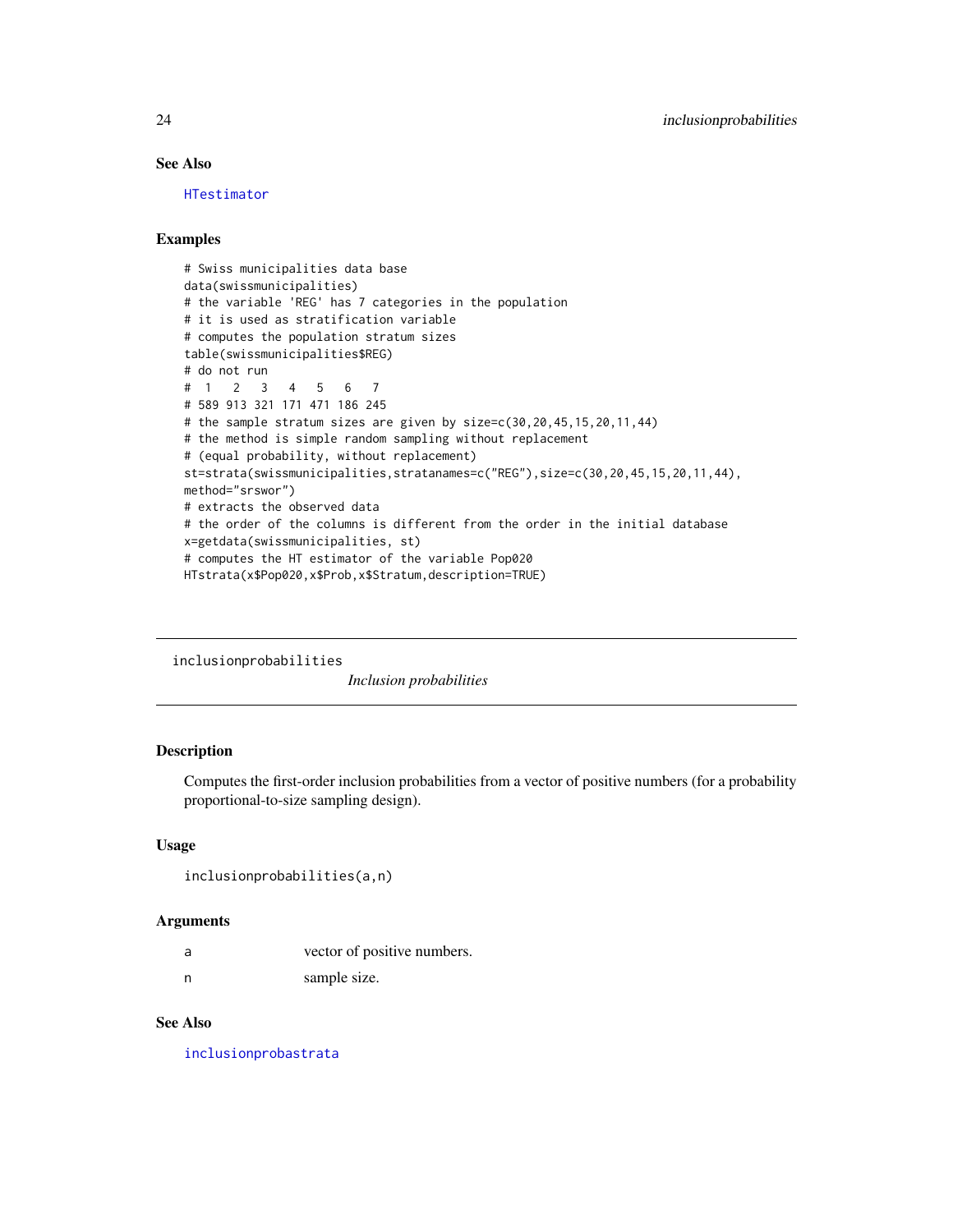### See Also

HTestimator

### Examples

```
# Swiss municipalities data base
data(swissmunicipalities)
# the variable 'REG' has 7 categories in the population
# it is used as stratification variable
# computes the population stratum sizes
table(swissmunicipalities$REG)
# do not run
#  1   2   3   4   5   6   7
# 589 913 321 171 471 186 245
# the sample stratum sizes are given by size=c(30,20,45,15,20,11,44)
# the method is simple random sampling without replacement
# (equal probability, without replacement)
st=strata(swissmunicipalities,stratanames=c("REG"),size=c(30,20,45,15,20,11,44),
method="srswor")
# extracts the observed data
# the order of the columns is different from the order in the initial database
x=getdata(swissmunicipalities, st)
# computes the HT estimator of the variable Pop020
HTstrata(x$Pop020,x$Prob,x$Stratum,description=TRUE)
```

---

## inclusionprobabilities

*Inclusion probabilities*

---

### Description

Computes the first-order inclusion probabilities from a vector of positive numbers (for a probability proportional-to-size sampling design).

### Usage

```
inclusionprobabilities(a,n)
```

### Arguments

| | |
|---|---|
| a | vector of positive numbers. |
| n | sample size. |

### See Also

inclusionprobastrata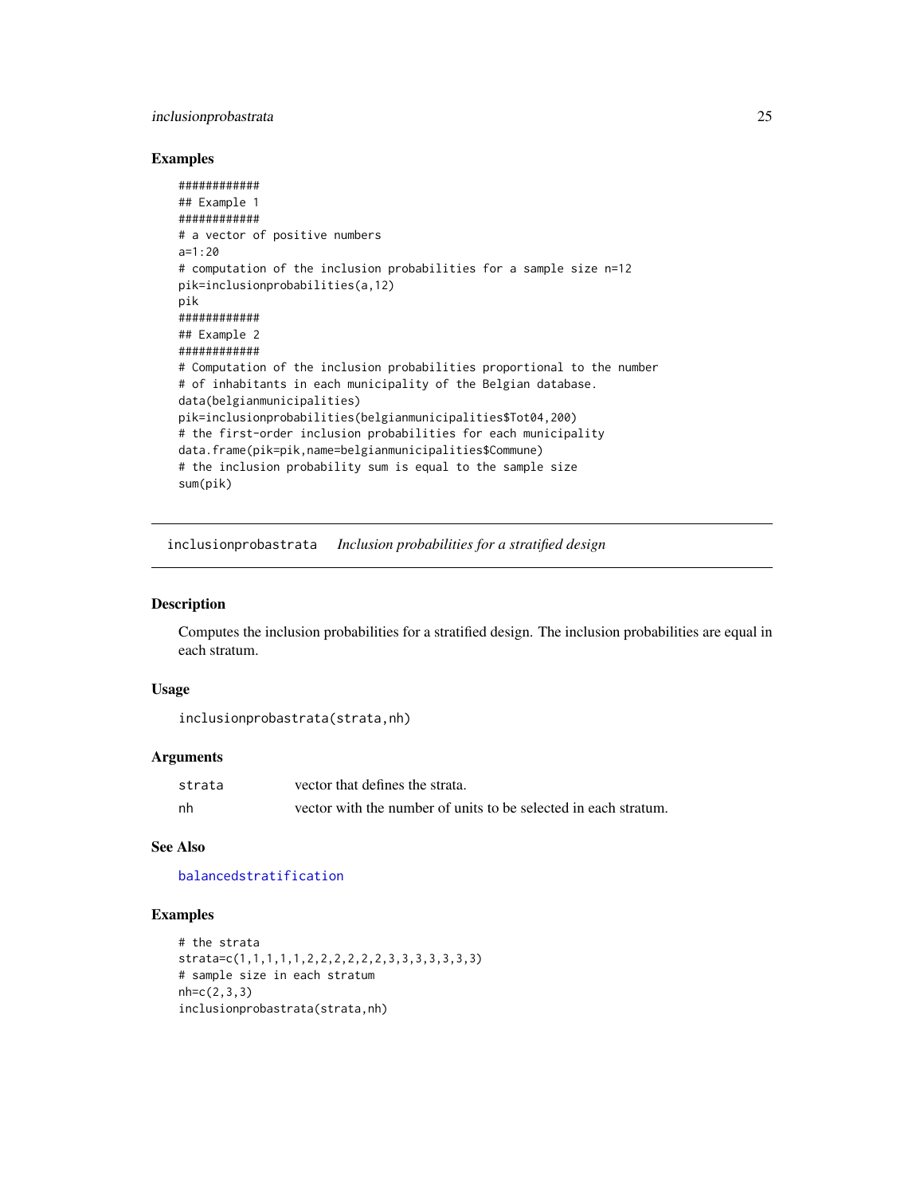### Examples

```
############
## Example 1
############
# a vector of positive numbers
a=1:20
# computation of the inclusion probabilities for a sample size n=12
pik=inclusionprobabilities(a,12)
pik
############
## Example 2
############
# Computation of the inclusion probabilities proportional to the number
# of inhabitants in each municipality of the Belgian database.
data(belgianmunicipalities)
pik=inclusionprobabilities(belgianmunicipalities$Tot04,200)
# the first-order inclusion probabilities for each municipality
data.frame(pik=pik,name=belgianmunicipalities$Commune)
# the inclusion probability sum is equal to the sample size
sum(pik)
```

---

## inclusionprobastrata *Inclusion probabilities for a stratified design*

### Description

Computes the inclusion probabilities for a stratified design. The inclusion probabilities are equal in each stratum.

### Usage

```
inclusionprobastrata(strata,nh)
```

### Arguments

| | |
|---|---|
| strata | vector that defines the strata. |
| nh | vector with the number of units to be selected in each stratum. |

### See Also

balancedstratification

### Examples

```
# the strata
strata=c(1,1,1,1,1,2,2,2,2,2,2,3,3,3,3,3,3,3)
# sample size in each stratum
nh=c(2,3,3)
inclusionprobastrata(strata,nh)
```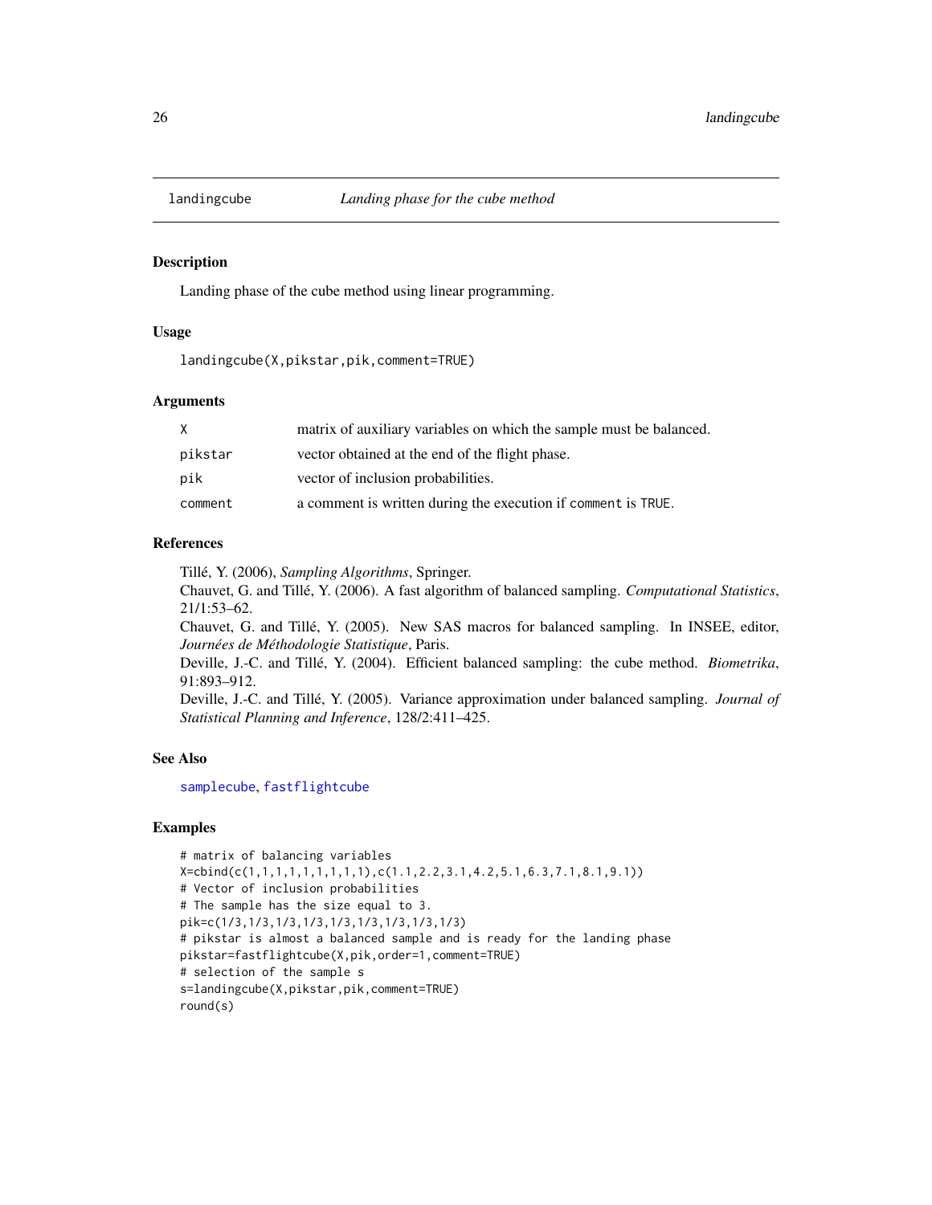# landingcube — *Landing phase for the cube method*

## Description

Landing phase of the cube method using linear programming.

## Usage

```
landingcube(X,pikstar,pik,comment=TRUE)
```

## Arguments

| | |
|---|---|
| X | matrix of auxiliary variables on which the sample must be balanced. |
| pikstar | vector obtained at the end of the flight phase. |
| pik | vector of inclusion probabilities. |
| comment | a comment is written during the execution if comment is TRUE. |

## References

Tillé, Y. (2006), *Sampling Algorithms*, Springer.

Chauvet, G. and Tillé, Y. (2006). A fast algorithm of balanced sampling. *Computational Statistics*, 21/1:53–62.

Chauvet, G. and Tillé, Y. (2005). New SAS macros for balanced sampling. In INSEE, editor, *Journées de Méthodologie Statistique*, Paris.

Deville, J.-C. and Tillé, Y. (2004). Efficient balanced sampling: the cube method. *Biometrika*, 91:893–912.

Deville, J.-C. and Tillé, Y. (2005). Variance approximation under balanced sampling. *Journal of Statistical Planning and Inference*, 128/2:411–425.

## See Also

samplecube, fastflightcube

## Examples

```
# matrix of balancing variables
X=cbind(c(1,1,1,1,1,1,1,1,1),c(1.1,2.2,3.1,4.2,5.1,6.3,7.1,8.1,9.1))
# Vector of inclusion probabilities
# The sample has the size equal to 3.
pik=c(1/3,1/3,1/3,1/3,1/3,1/3,1/3,1/3,1/3)
# pikstar is almost a balanced sample and is ready for the landing phase
pikstar=fastflightcube(X,pik,order=1,comment=TRUE)
# selection of the sample s
s=landingcube(X,pikstar,pik,comment=TRUE)
round(s)
```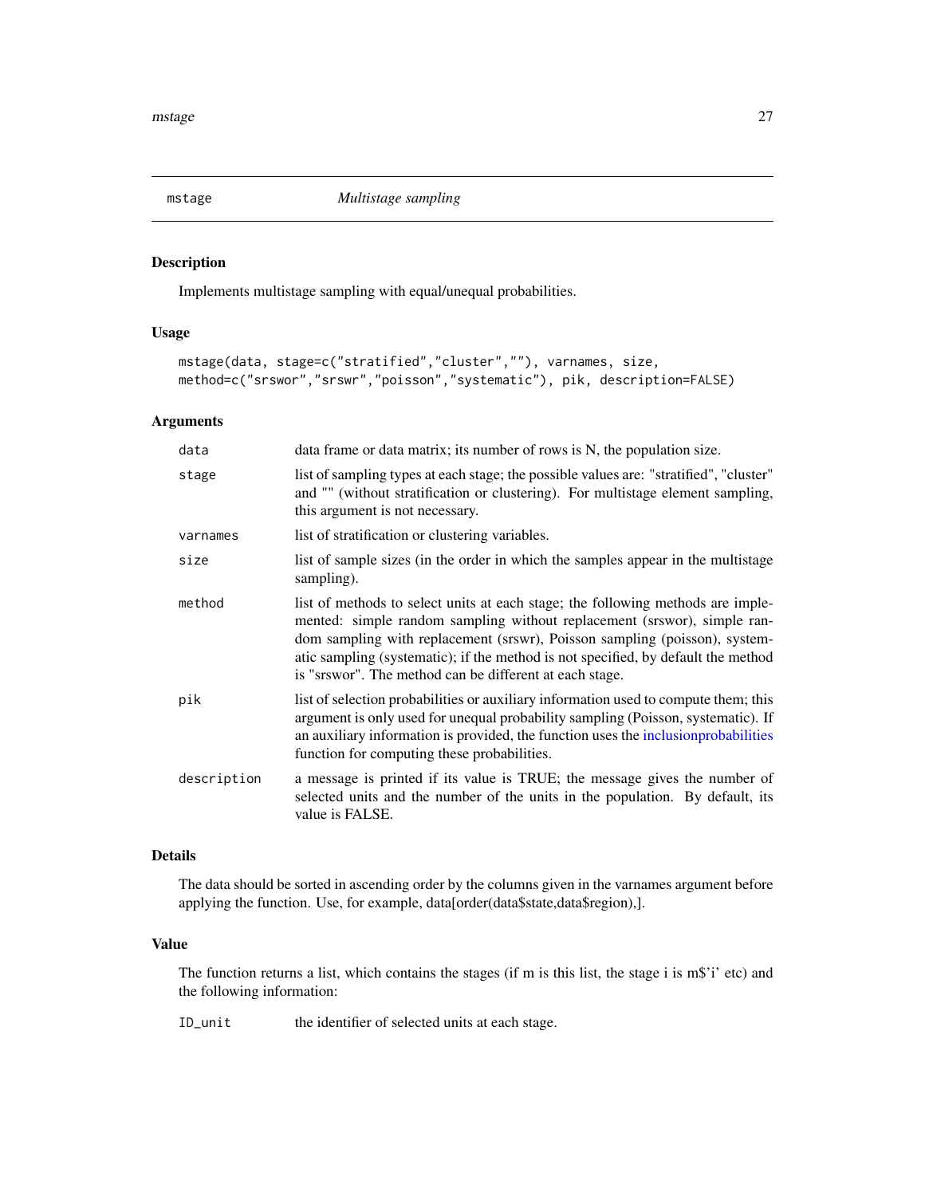## mstage *Multistage sampling*

### Description

Implements multistage sampling with equal/unequal probabilities.

### Usage

```
mstage(data, stage=c("stratified","cluster",""), varnames, size,
method=c("srswor","srswr","poisson","systematic"), pik, description=FALSE)
```

### Arguments

| | |
|---|---|
| `data` | data frame or data matrix; its number of rows is N, the population size. |
| `stage` | list of sampling types at each stage; the possible values are: "stratified", "cluster" and "" (without stratification or clustering). For multistage element sampling, this argument is not necessary. |
| `varnames` | list of stratification or clustering variables. |
| `size` | list of sample sizes (in the order in which the samples appear in the multistage sampling). |
| `method` | list of methods to select units at each stage; the following methods are implemented: simple random sampling without replacement (srswor), simple random sampling with replacement (srswr), Poisson sampling (poisson), systematic sampling (systematic); if the method is not specified, by default the method is "srswor". The method can be different at each stage. |
| `pik` | list of selection probabilities or auxiliary information used to compute them; this argument is only used for unequal probability sampling (Poisson, systematic). If an auxiliary information is provided, the function uses the inclusionprobabilities function for computing these probabilities. |
| `description` | a message is printed if its value is TRUE; the message gives the number of selected units and the number of the units in the population. By default, its value is FALSE. |

### Details

The data should be sorted in ascending order by the columns given in the varnames argument before applying the function. Use, for example, data[order(data$state,data$region),].

### Value

The function returns a list, which contains the stages (if m is this list, the stage i is m$'i' etc) and the following information:

| | |
|---|---|
| `ID_unit` | the identifier of selected units at each stage. |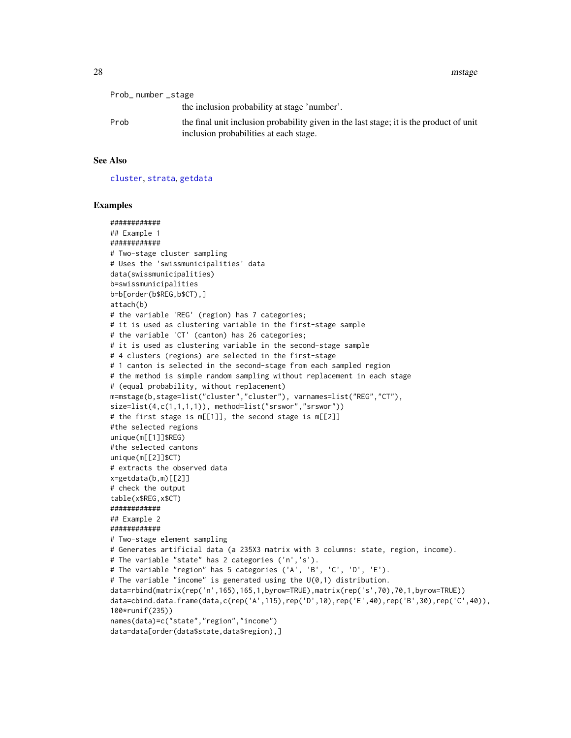Prob_ number _stage
: the inclusion probability at stage 'number'.

Prob
: the final unit inclusion probability given in the last stage; it is the product of unit inclusion probabilities at each stage.

## See Also

cluster, strata, getdata

## Examples

```
############
## Example 1
############
# Two-stage cluster sampling
# Uses the 'swissmunicipalities' data
data(swissmunicipalities)
b=swissmunicipalities
b=b[order(b$REG,b$CT),]
attach(b)
# the variable 'REG' (region) has 7 categories;
# it is used as clustering variable in the first-stage sample
# the variable 'CT' (canton) has 26 categories;
# it is used as clustering variable in the second-stage sample
# 4 clusters (regions) are selected in the first-stage
# 1 canton is selected in the second-stage from each sampled region
# the method is simple random sampling without replacement in each stage
# (equal probability, without replacement)
m=mstage(b,stage=list("cluster","cluster"), varnames=list("REG","CT"),
size=list(4,c(1,1,1,1)), method=list("srswor","srswor"))
# the first stage is m[[1]], the second stage is m[[2]]
#the selected regions
unique(m[[1]]$REG)
#the selected cantons
unique(m[[2]]$CT)
# extracts the observed data
x=getdata(b,m)[[2]]
# check the output
table(x$REG,x$CT)
############
## Example 2
############
# Two-stage element sampling
# Generates artificial data (a 235X3 matrix with 3 columns: state, region, income).
# The variable "state" has 2 categories ('n','s').
# The variable "region" has 5 categories ('A', 'B', 'C', 'D', 'E').
# The variable "income" is generated using the U(0,1) distribution.
data=rbind(matrix(rep('n',165),165,1,byrow=TRUE),matrix(rep('s',70),70,1,byrow=TRUE))
data=cbind.data.frame(data,c(rep('A',115),rep('D',10),rep('E',40),rep('B',30),rep('C',40)),
100*runif(235))
names(data)=c("state","region","income")
data=data[order(data$state,data$region),]
```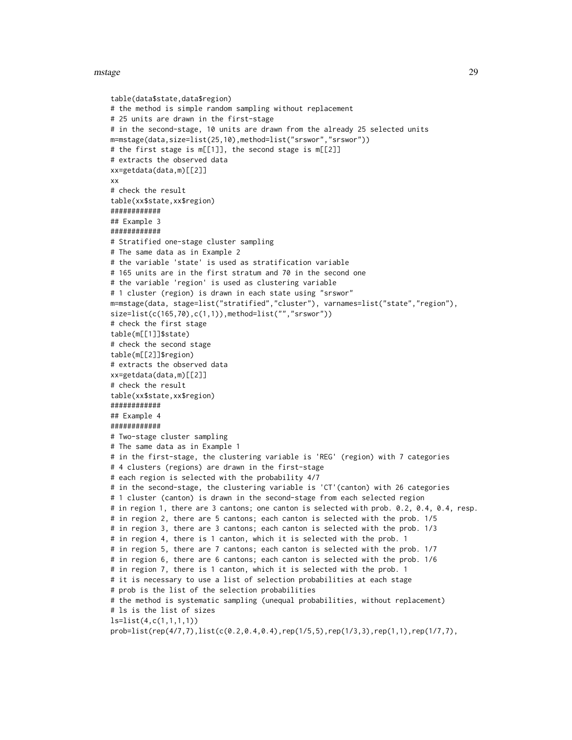```
table(data$state,data$region)
# the method is simple random sampling without replacement
# 25 units are drawn in the first-stage
# in the second-stage, 10 units are drawn from the already 25 selected units
m=mstage(data,size=list(25,10),method=list("srswor","srswor"))
# the first stage is m[[1]], the second stage is m[[2]]
# extracts the observed data
xx=getdata(data,m)[[2]]
xx
# check the result
table(xx$state,xx$region)
############
## Example 3
############
# Stratified one-stage cluster sampling
# The same data as in Example 2
# the variable 'state' is used as stratification variable
# 165 units are in the first stratum and 70 in the second one
# the variable 'region' is used as clustering variable
# 1 cluster (region) is drawn in each state using "srswor"
m=mstage(data, stage=list("stratified","cluster"), varnames=list("state","region"),
size=list(c(165,70),c(1,1)),method=list("","srswor"))
# check the first stage
table(m[[1]]$state)
# check the second stage
table(m[[2]]$region)
# extracts the observed data
xx=getdata(data,m)[[2]]
# check the result
table(xx$state,xx$region)
############
## Example 4
############
# Two-stage cluster sampling
# The same data as in Example 1
# in the first-stage, the clustering variable is 'REG' (region) with 7 categories
# 4 clusters (regions) are drawn in the first-stage
# each region is selected with the probability 4/7
# in the second-stage, the clustering variable is 'CT'(canton) with 26 categories
# 1 cluster (canton) is drawn in the second-stage from each selected region
# in region 1, there are 3 cantons; one canton is selected with prob. 0.2, 0.4, 0.4, resp.
# in region 2, there are 5 cantons; each canton is selected with the prob. 1/5
# in region 3, there are 3 cantons; each canton is selected with the prob. 1/3
# in region 4, there is 1 canton, which it is selected with the prob. 1
# in region 5, there are 7 cantons; each canton is selected with the prob. 1/7
# in region 6, there are 6 cantons; each canton is selected with the prob. 1/6
# in region 7, there is 1 canton, which it is selected with the prob. 1
# it is necessary to use a list of selection probabilities at each stage
# prob is the list of the selection probabilities
# the method is systematic sampling (unequal probabilities, without replacement)
# ls is the list of sizes
ls=list(4,c(1,1,1,1))
prob=list(rep(4/7,7),list(c(0.2,0.4,0.4),rep(1/5,5),rep(1/3,3),rep(1,1),rep(1/7,7),
```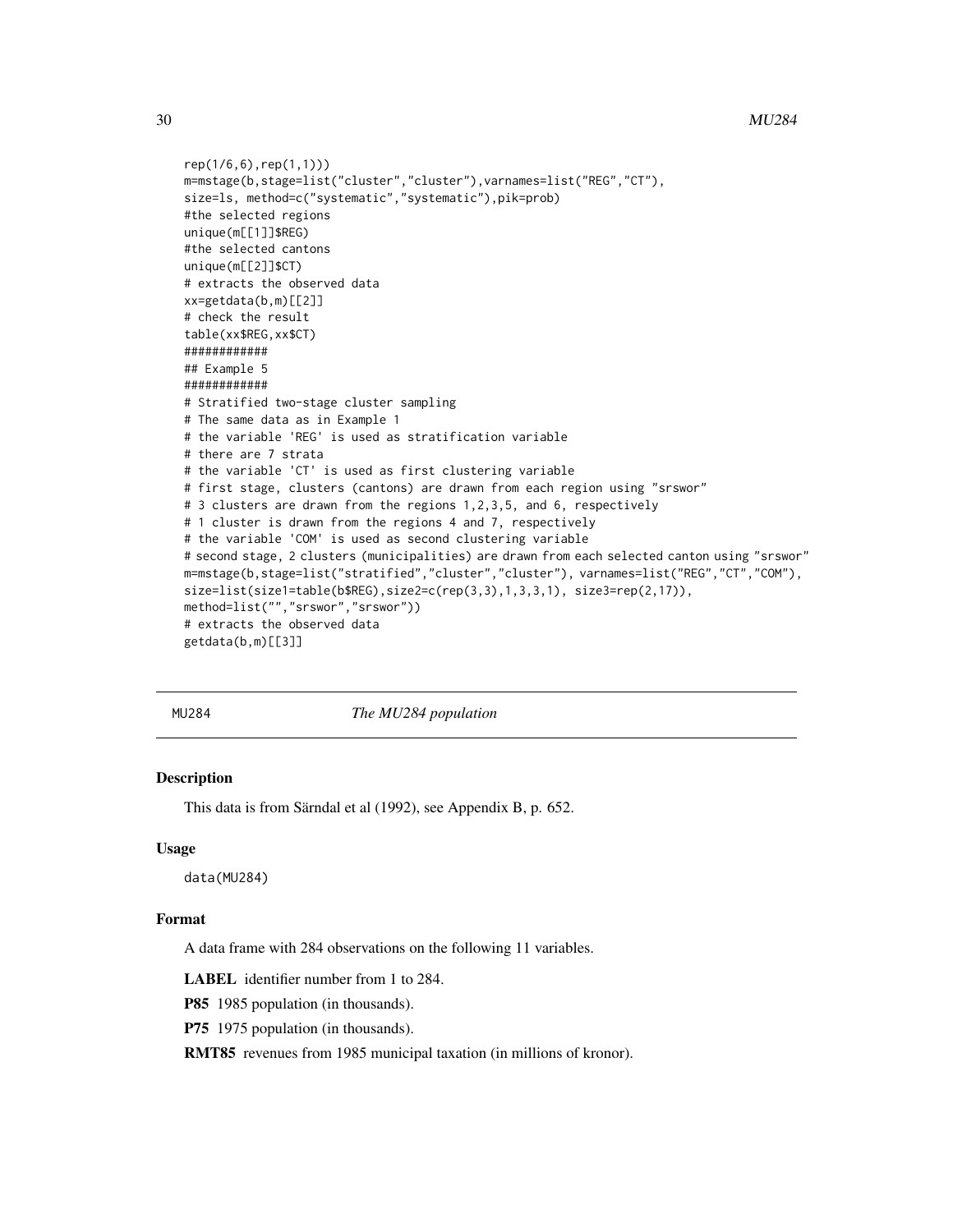```
rep(1/6,6),rep(1,1)))
m=mstage(b,stage=list("cluster","cluster"),varnames=list("REG","CT"),
size=ls, method=c("systematic","systematic"),pik=prob)
#the selected regions
unique(m[[1]]$REG)
#the selected cantons
unique(m[[2]]$CT)
# extracts the observed data
xx=getdata(b,m)[[2]]
# check the result
table(xx$REG,xx$CT)
############
## Example 5
############
# Stratified two-stage cluster sampling
# The same data as in Example 1
# the variable 'REG' is used as stratification variable
# there are 7 strata
# the variable 'CT' is used as first clustering variable
# first stage, clusters (cantons) are drawn from each region using "srswor"
# 3 clusters are drawn from the regions 1,2,3,5, and 6, respectively
# 1 cluster is drawn from the regions 4 and 7, respectively
# the variable 'COM' is used as second clustering variable
# second stage, 2 clusters (municipalities) are drawn from each selected canton using "srswor"
m=mstage(b,stage=list("stratified","cluster","cluster"), varnames=list("REG","CT","COM"),
size=list(size1=table(b$REG),size2=c(rep(3,3),1,3,3,1), size3=rep(2,17)),
method=list("","srswor","srswor"))
# extracts the observed data
getdata(b,m)[[3]]
```

---

MU284 *The MU284 population*

---

## Description

This data is from Särndal et al (1992), see Appendix B, p. 652.

## Usage

```
data(MU284)
```

## Format

A data frame with 284 observations on the following 11 variables.

**LABEL** identifier number from 1 to 284.

**P85** 1985 population (in thousands).

**P75** 1975 population (in thousands).

**RMT85** revenues from 1985 municipal taxation (in millions of kronor).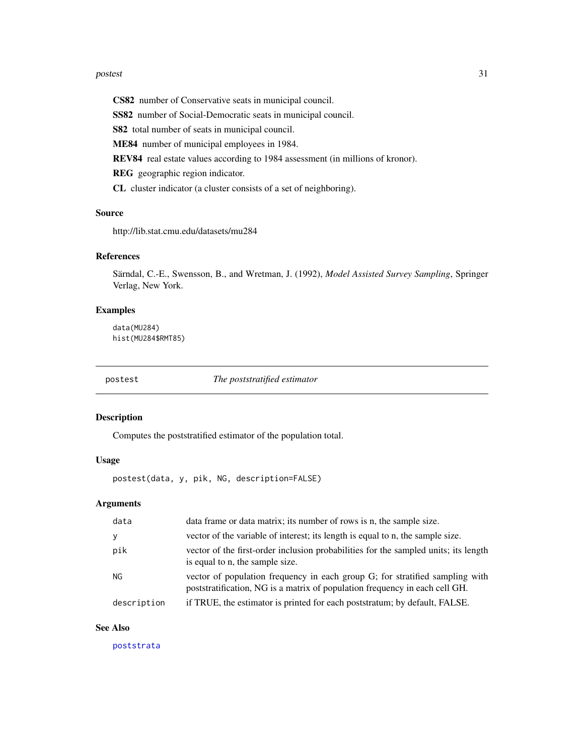**CS82** number of Conservative seats in municipal council.

**SS82** number of Social-Democratic seats in municipal council.

**S82** total number of seats in municipal council.

**ME84** number of municipal employees in 1984.

**REV84** real estate values according to 1984 assessment (in millions of kronor).

**REG** geographic region indicator.

**CL** cluster indicator (a cluster consists of a set of neighboring).

### Source

http://lib.stat.cmu.edu/datasets/mu284

### References

Särndal, C.-E., Swensson, B., and Wretman, J. (1992), *Model Assisted Survey Sampling*, Springer Verlag, New York.

### Examples

```
data(MU284)
hist(MU284$RMT85)
```

---

## postest — *The poststratified estimator*

### Description

Computes the poststratified estimator of the population total.

### Usage

```
postest(data, y, pik, NG, description=FALSE)
```

### Arguments

| | |
|---|---|
| `data` | data frame or data matrix; its number of rows is n, the sample size. |
| `y` | vector of the variable of interest; its length is equal to n, the sample size. |
| `pik` | vector of the first-order inclusion probabilities for the sampled units; its length is equal to n, the sample size. |
| `NG` | vector of population frequency in each group G; for stratified sampling with poststratification, NG is a matrix of population frequency in each cell GH. |
| `description` | if TRUE, the estimator is printed for each poststratum; by default, FALSE. |

### See Also

`poststrata`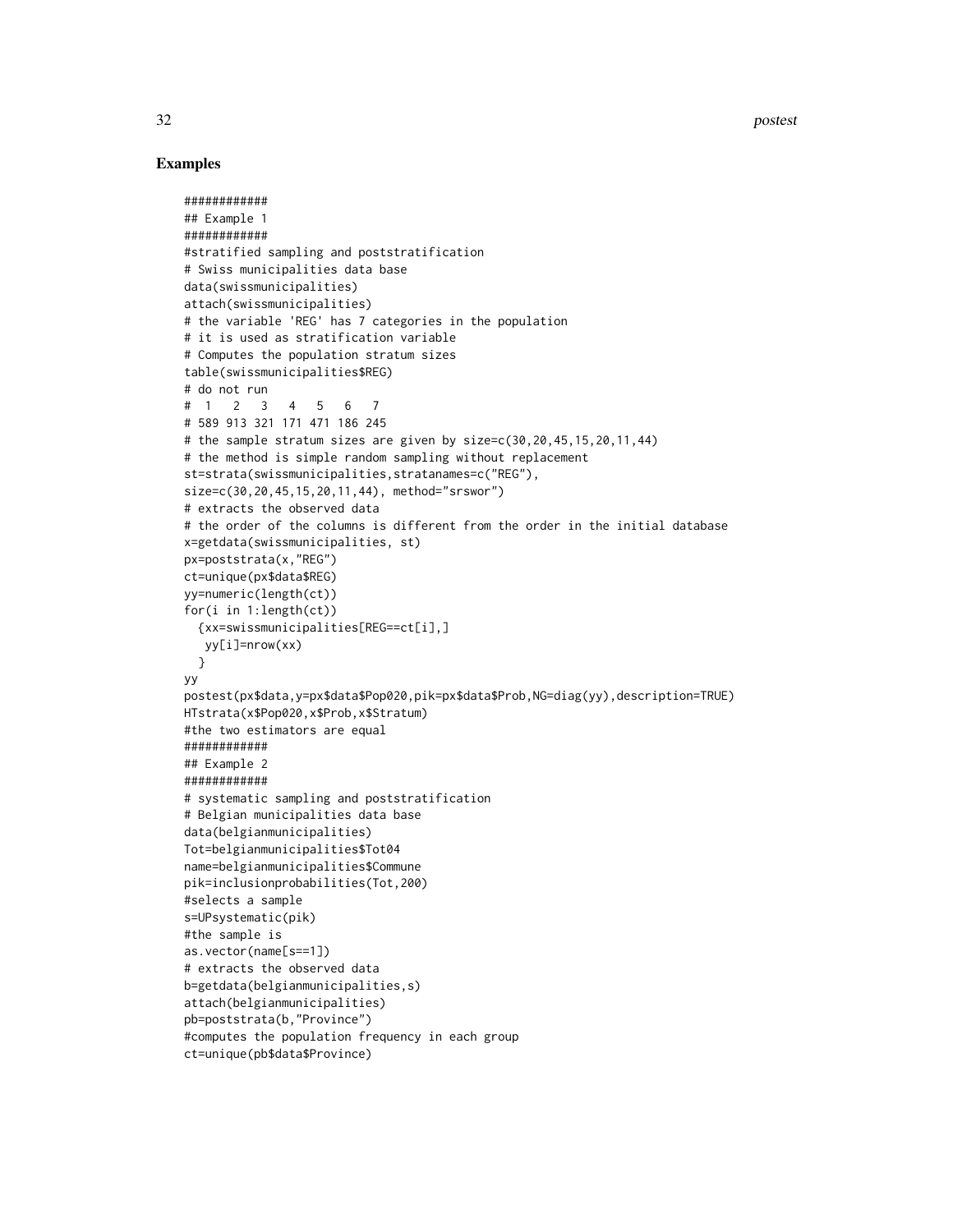## Examples

```
############
## Example 1
############
#stratified sampling and poststratification
# Swiss municipalities data base
data(swissmunicipalities)
attach(swissmunicipalities)
# the variable 'REG' has 7 categories in the population
# it is used as stratification variable
# Computes the population stratum sizes
table(swissmunicipalities$REG)
# do not run
#  1   2   3   4   5   6   7
# 589 913 321 171 471 186 245
# the sample stratum sizes are given by size=c(30,20,45,15,20,11,44)
# the method is simple random sampling without replacement
st=strata(swissmunicipalities,stratanames=c("REG"),
size=c(30,20,45,15,20,11,44), method="srswor")
# extracts the observed data
# the order of the columns is different from the order in the initial database
x=getdata(swissmunicipalities, st)
px=poststrata(x,"REG")
ct=unique(px$data$REG)
yy=numeric(length(ct))
for(i in 1:length(ct))
  {xx=swissmunicipalities[REG==ct[i],]
   yy[i]=nrow(xx)
  }
yy
postest(px$data,y=px$data$Pop020,pik=px$data$Prob,NG=diag(yy),description=TRUE)
HTstrata(x$Pop020,x$Prob,x$Stratum)
#the two estimators are equal
############
## Example 2
############
# systematic sampling and poststratification
# Belgian municipalities data base
data(belgianmunicipalities)
Tot=belgianmunicipalities$Tot04
name=belgianmunicipalities$Commune
pik=inclusionprobabilities(Tot,200)
#selects a sample
s=UPsystematic(pik)
#the sample is
as.vector(name[s==1])
# extracts the observed data
b=getdata(belgianmunicipalities,s)
attach(belgianmunicipalities)
pb=poststrata(b,"Province")
#computes the population frequency in each group
ct=unique(pb$data$Province)
```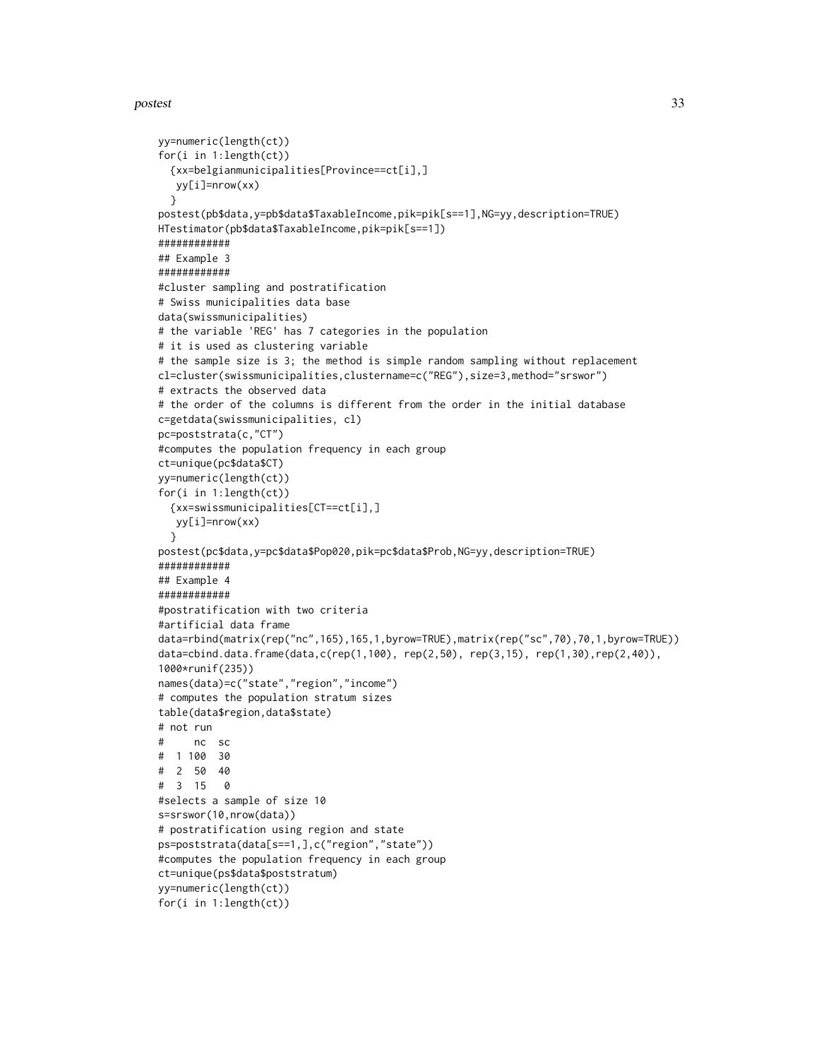```
yy=numeric(length(ct))
for(i in 1:length(ct))
  {xx=belgianmunicipalities[Province==ct[i],]
   yy[i]=nrow(xx)
  }
postest(pb$data,y=pb$data$TaxableIncome,pik=pik[s==1],NG=yy,description=TRUE)
HTestimator(pb$data$TaxableIncome,pik=pik[s==1])
############
## Example 3
############
#cluster sampling and postratification
# Swiss municipalities data base
data(swissmunicipalities)
# the variable 'REG' has 7 categories in the population
# it is used as clustering variable
# the sample size is 3; the method is simple random sampling without replacement
cl=cluster(swissmunicipalities,clustername=c("REG"),size=3,method="srswor")
# extracts the observed data
# the order of the columns is different from the order in the initial database
c=getdata(swissmunicipalities, cl)
pc=poststrata(c,"CT")
#computes the population frequency in each group
ct=unique(pc$data$CT)
yy=numeric(length(ct))
for(i in 1:length(ct))
  {xx=swissmunicipalities[CT==ct[i],]
   yy[i]=nrow(xx)
  }
postest(pc$data,y=pc$data$Pop020,pik=pc$data$Prob,NG=yy,description=TRUE)
############
## Example 4
############
#postratification with two criteria
#artificial data frame
data=rbind(matrix(rep("nc",165),165,1,byrow=TRUE),matrix(rep("sc",70),70,1,byrow=TRUE))
data=cbind.data.frame(data,c(rep(1,100), rep(2,50), rep(3,15), rep(1,30),rep(2,40)),
1000*runif(235))
names(data)=c("state","region","income")
# computes the population stratum sizes
table(data$region,data$state)
# not run
#     nc  sc
#  1 100  30
#  2  50  40
#  3  15   0
#selects a sample of size 10
s=srswor(10,nrow(data))
# postratification using region and state
ps=poststrata(data[s==1,],c("region","state"))
#computes the population frequency in each group
ct=unique(ps$data$poststratum)
yy=numeric(length(ct))
for(i in 1:length(ct))
```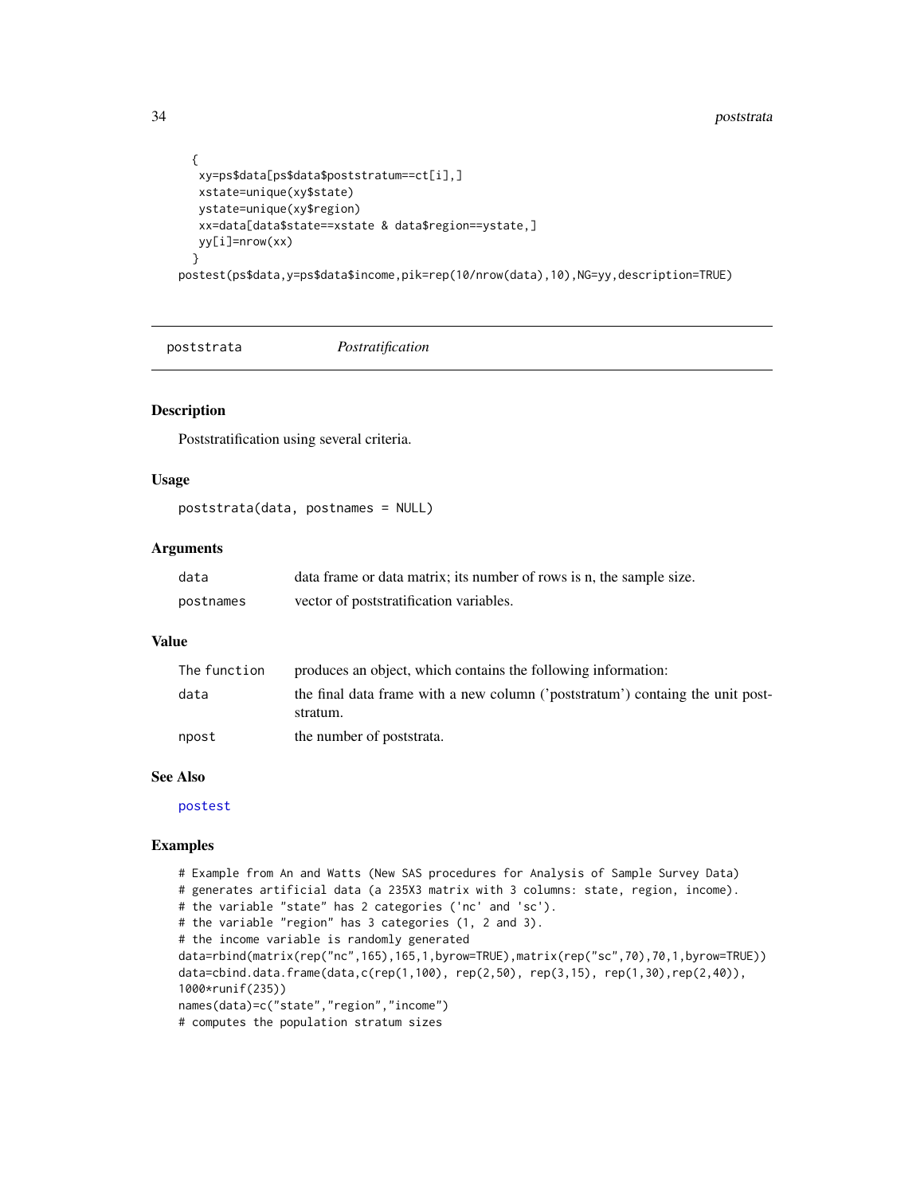```
  {
   xy=ps$data[ps$data$poststratum==ct[i],]
   xstate=unique(xy$state)
   ystate=unique(xy$region)
   xx=data[data$state==xstate & data$region==ystate,]
   yy[i]=nrow(xx)
  }
postest(ps$data,y=ps$data$income,pik=rep(10/nrow(data),10),NG=yy,description=TRUE)
```

---

## poststrata *Postratification*

### Description

Poststratification using several criteria.

### Usage

```
poststrata(data, postnames = NULL)
```

### Arguments

| | |
|---|---|
| `data` | data frame or data matrix; its number of rows is n, the sample size. |
| `postnames` | vector of poststratification variables. |

### Value

| | |
|---|---|
| `The function` | produces an object, which contains the following information: |
| `data` | the final data frame with a new column ('poststratum') containg the unit poststratum. |
| `npost` | the number of poststrata. |

### See Also

`postest`

### Examples

```
# Example from An and Watts (New SAS procedures for Analysis of Sample Survey Data)
# generates artificial data (a 235X3 matrix with 3 columns: state, region, income).
# the variable "state" has 2 categories ('nc' and 'sc').
# the variable "region" has 3 categories (1, 2 and 3).
# the income variable is randomly generated
data=rbind(matrix(rep("nc",165),165,1,byrow=TRUE),matrix(rep("sc",70),70,1,byrow=TRUE))
data=cbind.data.frame(data,c(rep(1,100), rep(2,50), rep(3,15), rep(1,30),rep(2,40)),
1000*runif(235))
names(data)=c("state","region","income")
# computes the population stratum sizes
```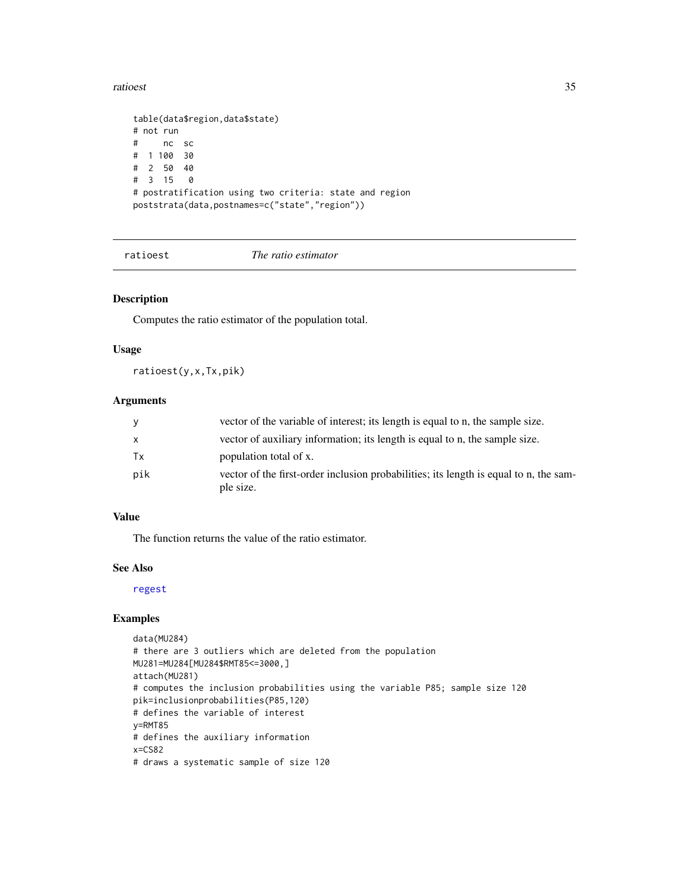```
table(data$region,data$state)
# not run
#     nc  sc
#  1 100  30
#  2  50  40
#  3  15   0
# postratification using two criteria: state and region
poststrata(data,postnames=c("state","region"))
```

## ratioest *The ratio estimator*

### Description

Computes the ratio estimator of the population total.

### Usage

```
ratioest(y,x,Tx,pik)
```

### Arguments

| | |
|---|---|
| y | vector of the variable of interest; its length is equal to n, the sample size. |
| x | vector of auxiliary information; its length is equal to n, the sample size. |
| Tx | population total of x. |
| pik | vector of the first-order inclusion probabilities; its length is equal to n, the sample size. |

### Value

The function returns the value of the ratio estimator.

### See Also

regest

### Examples

```
data(MU284)
# there are 3 outliers which are deleted from the population
MU281=MU284[MU284$RMT85<=3000,]
attach(MU281)
# computes the inclusion probabilities using the variable P85; sample size 120
pik=inclusionprobabilities(P85,120)
# defines the variable of interest
y=RMT85
# defines the auxiliary information
x=CS82
# draws a systematic sample of size 120
```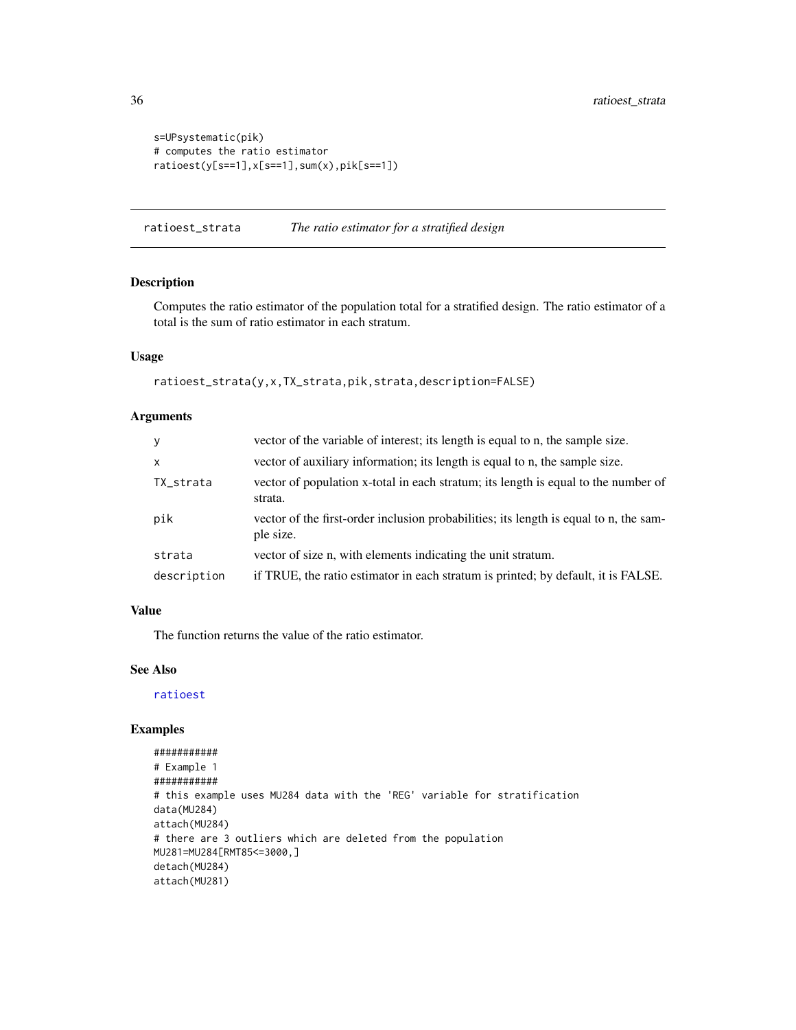```
s=UPsystematic(pik)
# computes the ratio estimator
ratioest(y[s==1],x[s==1],sum(x),pik[s==1])
```

---

## ratioest_strata — *The ratio estimator for a stratified design*

### Description

Computes the ratio estimator of the population total for a stratified design. The ratio estimator of a total is the sum of ratio estimator in each stratum.

### Usage

```
ratioest_strata(y,x,TX_strata,pik,strata,description=FALSE)
```

### Arguments

| | |
|---|---|
| y | vector of the variable of interest; its length is equal to n, the sample size. |
| x | vector of auxiliary information; its length is equal to n, the sample size. |
| TX_strata | vector of population x-total in each stratum; its length is equal to the number of strata. |
| pik | vector of the first-order inclusion probabilities; its length is equal to n, the sample size. |
| strata | vector of size n, with elements indicating the unit stratum. |
| description | if TRUE, the ratio estimator in each stratum is printed; by default, it is FALSE. |

### Value

The function returns the value of the ratio estimator.

### See Also

ratioest

### Examples

```
###########
# Example 1
###########
# this example uses MU284 data with the 'REG' variable for stratification
data(MU284)
attach(MU284)
# there are 3 outliers which are deleted from the population
MU281=MU284[RMT85<=3000,]
detach(MU284)
attach(MU281)
```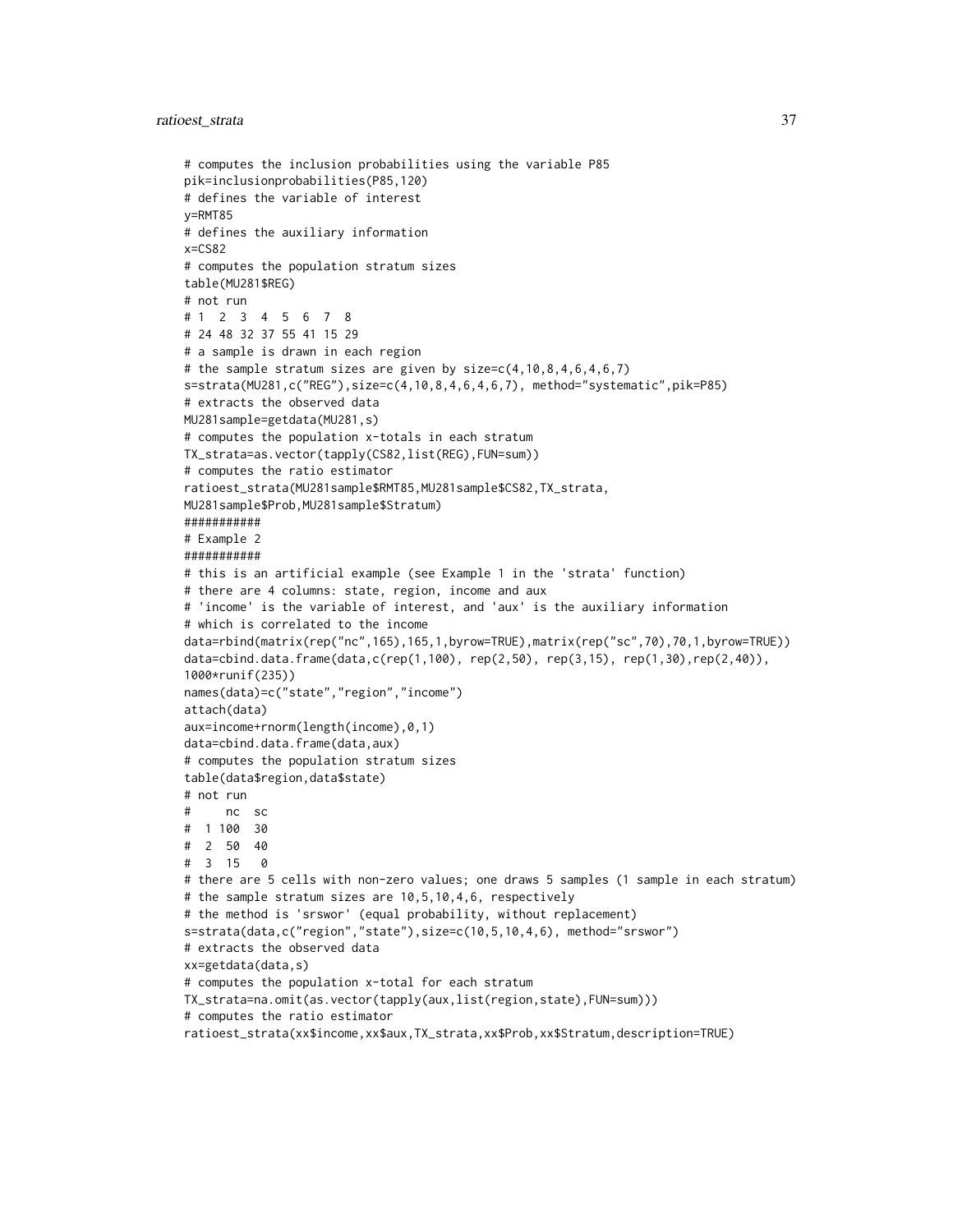```
# computes the inclusion probabilities using the variable P85
pik=inclusionprobabilities(P85,120)
# defines the variable of interest
y=RMT85
# defines the auxiliary information
x=CS82
# computes the population stratum sizes
table(MU281$REG)
# not run
# 1  2  3  4  5  6  7  8
# 24 48 32 37 55 41 15 29
# a sample is drawn in each region
# the sample stratum sizes are given by size=c(4,10,8,4,6,4,6,7)
s=strata(MU281,c("REG"),size=c(4,10,8,4,6,4,6,7), method="systematic",pik=P85)
# extracts the observed data
MU281sample=getdata(MU281,s)
# computes the population x-totals in each stratum
TX_strata=as.vector(tapply(CS82,list(REG),FUN=sum))
# computes the ratio estimator
ratioest_strata(MU281sample$RMT85,MU281sample$CS82,TX_strata,
MU281sample$Prob,MU281sample$Stratum)
###########
# Example 2
###########
# this is an artificial example (see Example 1 in the 'strata' function)
# there are 4 columns: state, region, income and aux
# 'income' is the variable of interest, and 'aux' is the auxiliary information
# which is correlated to the income
data=rbind(matrix(rep("nc",165),165,1,byrow=TRUE),matrix(rep("sc",70),70,1,byrow=TRUE))
data=cbind.data.frame(data,c(rep(1,100), rep(2,50), rep(3,15), rep(1,30),rep(2,40)),
1000*runif(235))
names(data)=c("state","region","income")
attach(data)
aux=income+rnorm(length(income),0,1)
data=cbind.data.frame(data,aux)
# computes the population stratum sizes
table(data$region,data$state)
# not run
#     nc  sc
#  1 100  30
#  2  50  40
#  3  15   0
# there are 5 cells with non-zero values; one draws 5 samples (1 sample in each stratum)
# the sample stratum sizes are 10,5,10,4,6, respectively
# the method is 'srswor' (equal probability, without replacement)
s=strata(data,c("region","state"),size=c(10,5,10,4,6), method="srswor")
# extracts the observed data
xx=getdata(data,s)
# computes the population x-total for each stratum
TX_strata=na.omit(as.vector(tapply(aux,list(region,state),FUN=sum)))
# computes the ratio estimator
ratioest_strata(xx$income,xx$aux,TX_strata,xx$Prob,xx$Stratum,description=TRUE)
```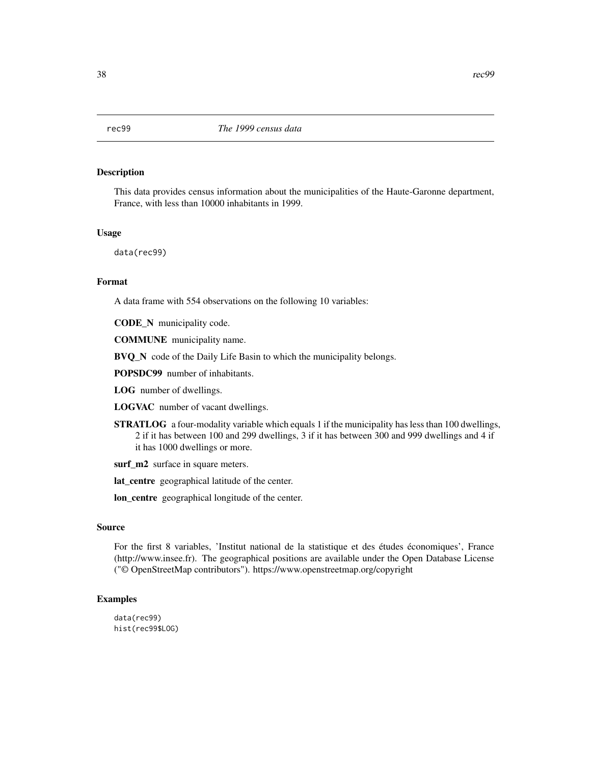# rec99 *The 1999 census data*

## Description

This data provides census information about the municipalities of the Haute-Garonne department, France, with less than 10000 inhabitants in 1999.

## Usage

```
data(rec99)
```

## Format

A data frame with 554 observations on the following 10 variables:

**CODE_N** municipality code.

**COMMUNE** municipality name.

**BVQ_N** code of the Daily Life Basin to which the municipality belongs.

**POPSDC99** number of inhabitants.

**LOG** number of dwellings.

**LOGVAC** number of vacant dwellings.

**STRATLOG** a four-modality variable which equals 1 if the municipality has less than 100 dwellings, 2 if it has between 100 and 299 dwellings, 3 if it has between 300 and 999 dwellings and 4 if it has 1000 dwellings or more.

**surf_m2** surface in square meters.

**lat_centre** geographical latitude of the center.

**lon_centre** geographical longitude of the center.

## Source

For the first 8 variables, 'Institut national de la statistique et des études économiques', France (http://www.insee.fr). The geographical positions are available under the Open Database License ("© OpenStreetMap contributors"). https://www.openstreetmap.org/copyright

## Examples

```
data(rec99)
hist(rec99$LOG)
```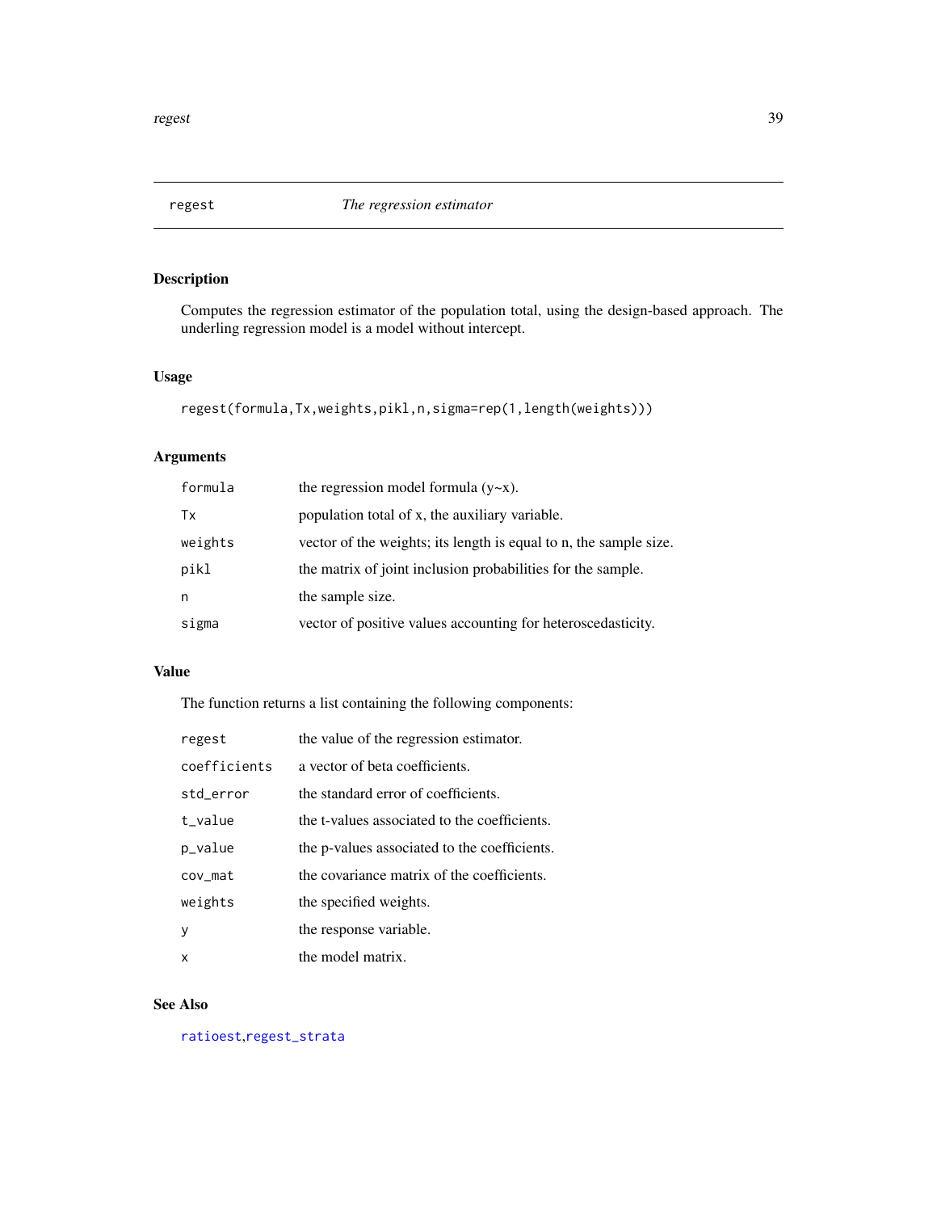## regest — *The regression estimator*

### Description

Computes the regression estimator of the population total, using the design-based approach. The underling regression model is a model without intercept.

### Usage

```
regest(formula,Tx,weights,pikl,n,sigma=rep(1,length(weights)))
```

### Arguments

| | |
|---|---|
| formula | the regression model formula (y~x). |
| Tx | population total of x, the auxiliary variable. |
| weights | vector of the weights; its length is equal to n, the sample size. |
| pikl | the matrix of joint inclusion probabilities for the sample. |
| n | the sample size. |
| sigma | vector of positive values accounting for heteroscedasticity. |

### Value

The function returns a list containing the following components:

| | |
|---|---|
| regest | the value of the regression estimator. |
| coefficients | a vector of beta coefficients. |
| std_error | the standard error of coefficients. |
| t_value | the t-values associated to the coefficients. |
| p_value | the p-values associated to the coefficients. |
| cov_mat | the covariance matrix of the coefficients. |
| weights | the specified weights. |
| y | the response variable. |
| x | the model matrix. |

### See Also

ratioest,regest_strata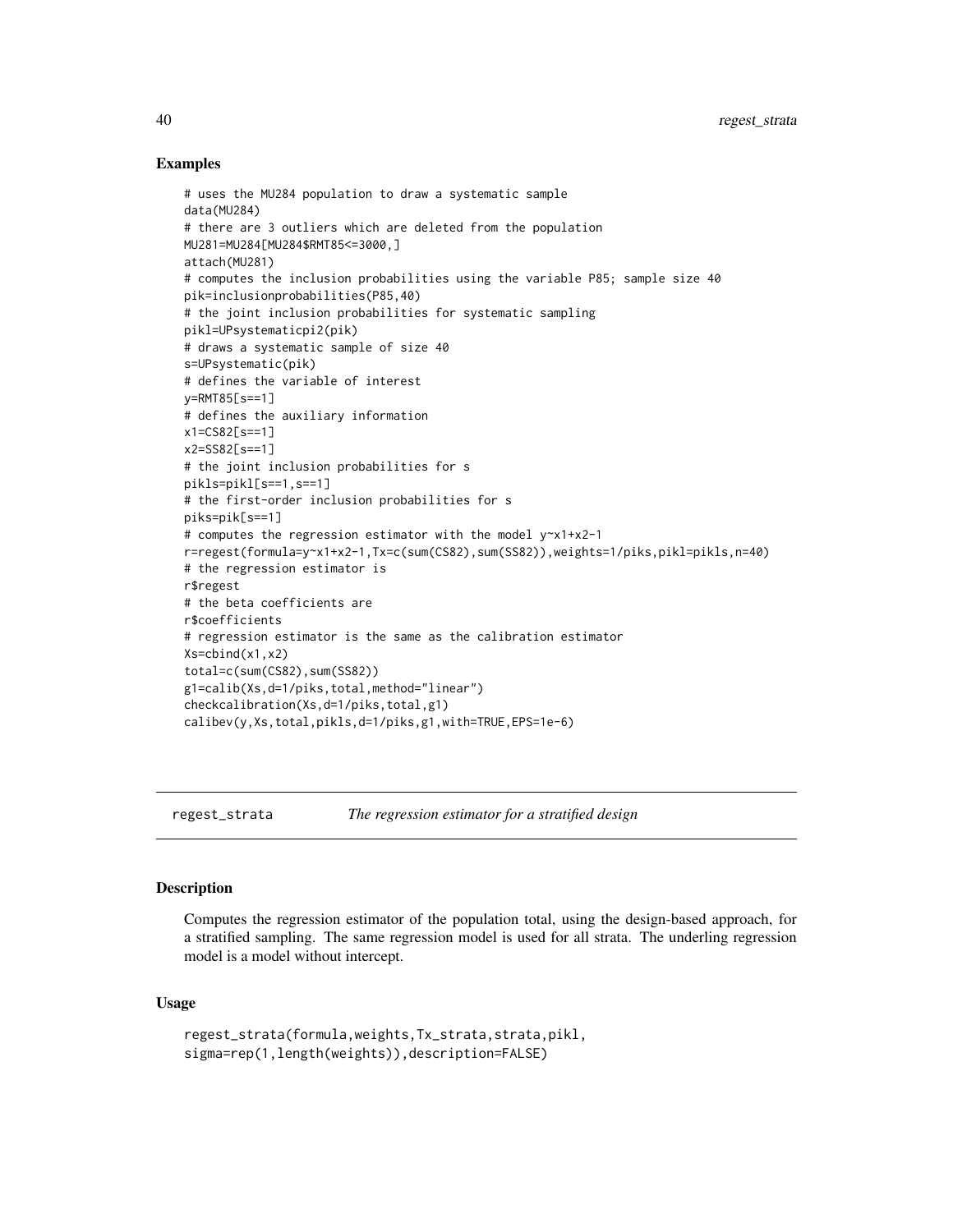## Examples

```
# uses the MU284 population to draw a systematic sample
data(MU284)
# there are 3 outliers which are deleted from the population
MU281=MU284[MU284$RMT85<=3000,]
attach(MU281)
# computes the inclusion probabilities using the variable P85; sample size 40
pik=inclusionprobabilities(P85,40)
# the joint inclusion probabilities for systematic sampling
pikl=UPsystematicpi2(pik)
# draws a systematic sample of size 40
s=UPsystematic(pik)
# defines the variable of interest
y=RMT85[s==1]
# defines the auxiliary information
x1=CS82[s==1]
x2=SS82[s==1]
# the joint inclusion probabilities for s
pikls=pikl[s==1,s==1]
# the first-order inclusion probabilities for s
piks=pik[s==1]
# computes the regression estimator with the model y~x1+x2-1
r=regest(formula=y~x1+x2-1,Tx=c(sum(CS82),sum(SS82)),weights=1/piks,pikl=pikls,n=40)
# the regression estimator is
r$regest
# the beta coefficients are
r$coefficients
# regression estimator is the same as the calibration estimator
Xs=cbind(x1,x2)
total=c(sum(CS82),sum(SS82))
g1=calib(Xs,d=1/piks,total,method="linear")
checkcalibration(Xs,d=1/piks,total,g1)
calibev(y,Xs,total,pikls,d=1/piks,g1,with=TRUE,EPS=1e-6)
```

---

# regest_strata *The regression estimator for a stratified design*

## Description

Computes the regression estimator of the population total, using the design-based approach, for a stratified sampling. The same regression model is used for all strata. The underling regression model is a model without intercept.

## Usage

```
regest_strata(formula,weights,Tx_strata,strata,pikl,
sigma=rep(1,length(weights)),description=FALSE)
```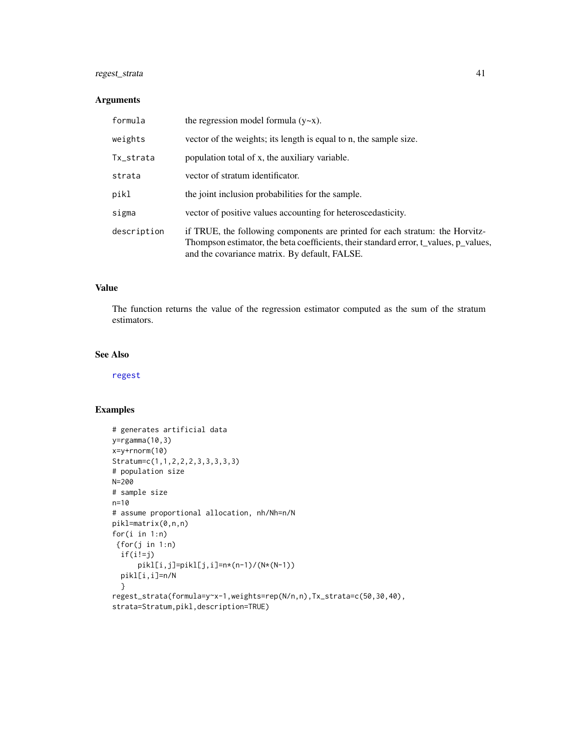## Arguments

| | |
|---|---|
| `formula` | the regression model formula (y~x). |
| `weights` | vector of the weights; its length is equal to n, the sample size. |
| `Tx_strata` | population total of x, the auxiliary variable. |
| `strata` | vector of stratum identificator. |
| `pikl` | the joint inclusion probabilities for the sample. |
| `sigma` | vector of positive values accounting for heteroscedasticity. |
| `description` | if TRUE, the following components are printed for each stratum: the Horvitz-Thompson estimator, the beta coefficients, their standard error, t_values, p_values, and the covariance matrix. By default, FALSE. |

## Value

The function returns the value of the regression estimator computed as the sum of the stratum estimators.

## See Also

regest

## Examples

```
# generates artificial data
y=rgamma(10,3)
x=y+rnorm(10)
Stratum=c(1,1,2,2,2,3,3,3,3,3)
# population size
N=200
# sample size
n=10
# assume proportional allocation, nh/Nh=n/N
pikl=matrix(0,n,n)
for(i in 1:n)
 {for(j in 1:n)
  if(i!=j)
      pikl[i,j]=pikl[j,i]=n*(n-1)/(N*(N-1))
  pikl[i,i]=n/N
  }
regest_strata(formula=y~x-1,weights=rep(N/n,n),Tx_strata=c(50,30,40),
strata=Stratum,pikl,description=TRUE)
```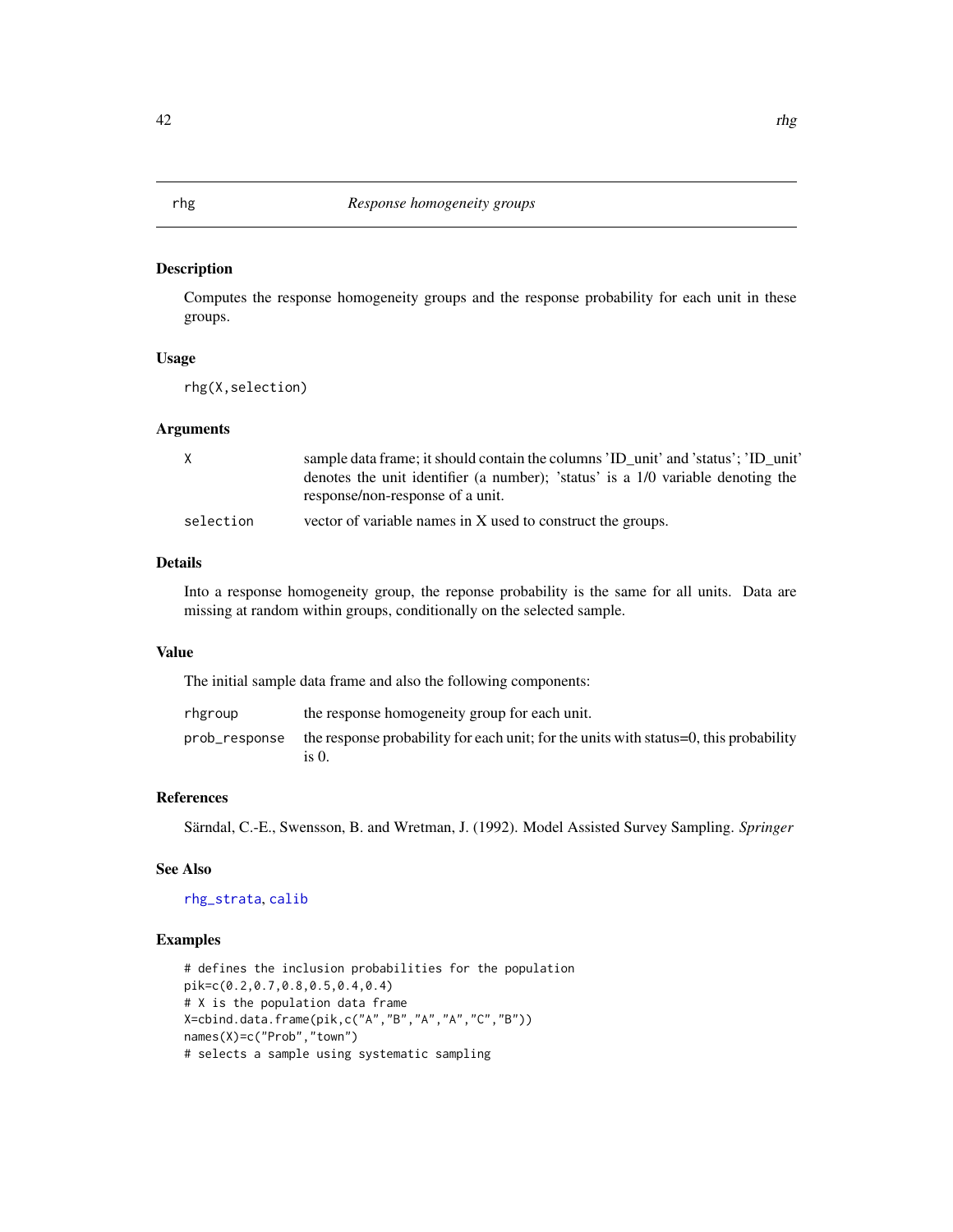# rhg — *Response homogeneity groups*

## Description

Computes the response homogeneity groups and the response probability for each unit in these groups.

## Usage

```
rhg(X,selection)
```

## Arguments

| | |
|---|---|
| X | sample data frame; it should contain the columns 'ID_unit' and 'status'; 'ID_unit' denotes the unit identifier (a number); 'status' is a 1/0 variable denoting the response/non-response of a unit. |
| selection | vector of variable names in X used to construct the groups. |

## Details

Into a response homogeneity group, the reponse probability is the same for all units. Data are missing at random within groups, conditionally on the selected sample.

## Value

The initial sample data frame and also the following components:

| | |
|---|---|
| rhgroup | the response homogeneity group for each unit. |
| prob_response | the response probability for each unit; for the units with status=0, this probability is 0. |

## References

Särndal, C.-E., Swensson, B. and Wretman, J. (1992). Model Assisted Survey Sampling. *Springer*

## See Also

rhg_strata, calib

## Examples

```
# defines the inclusion probabilities for the population
pik=c(0.2,0.7,0.8,0.5,0.4,0.4)
# X is the population data frame
X=cbind.data.frame(pik,c("A","B","A","A","C","B"))
names(X)=c("Prob","town")
# selects a sample using systematic sampling
```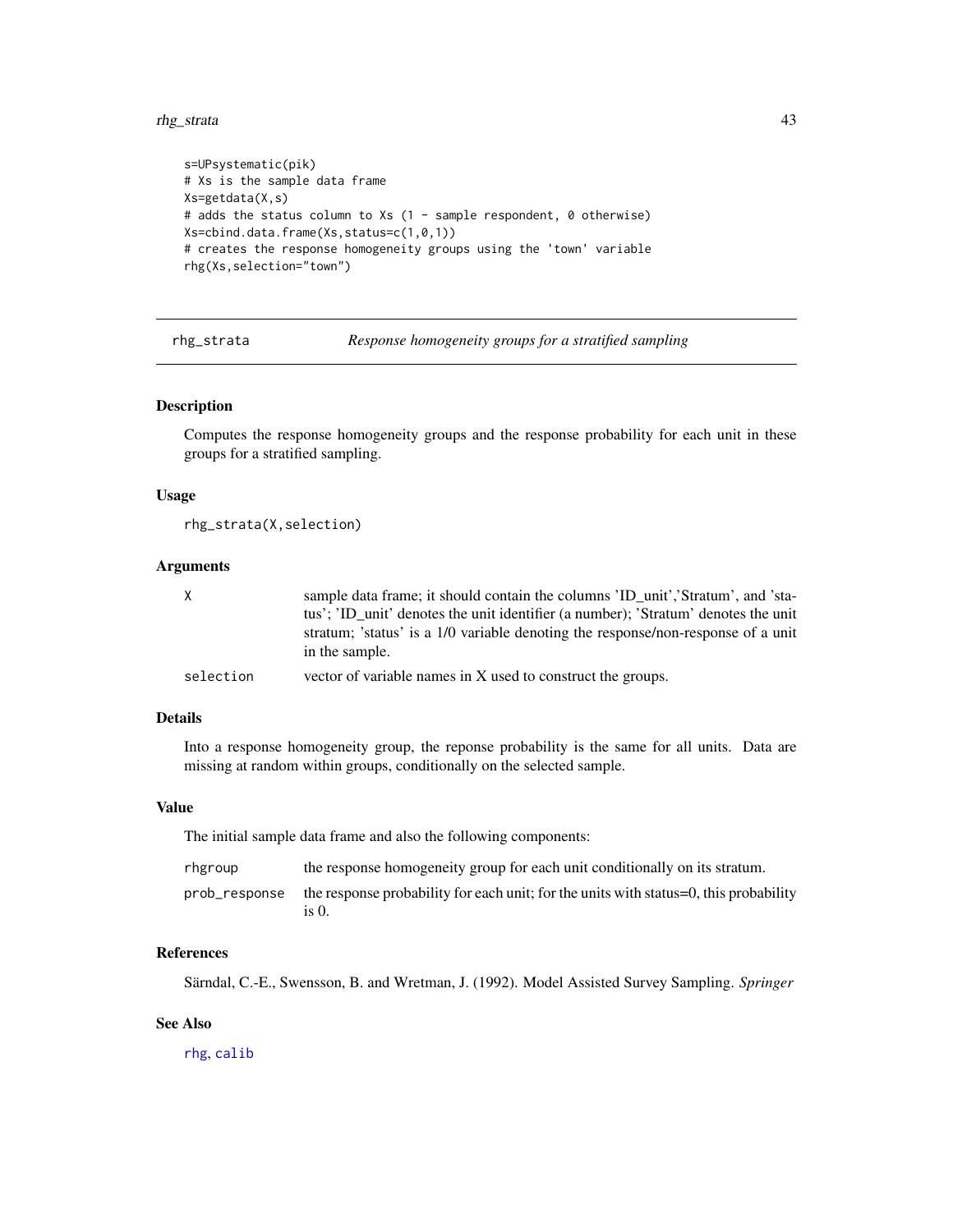```
s=UPsystematic(pik)
# Xs is the sample data frame
Xs=getdata(X,s)
# adds the status column to Xs (1 - sample respondent, 0 otherwise)
Xs=cbind.data.frame(Xs,status=c(1,0,1))
# creates the response homogeneity groups using the 'town' variable
rhg(Xs,selection="town")
```

---

## rhg_strata — *Response homogeneity groups for a stratified sampling*

### Description

Computes the response homogeneity groups and the response probability for each unit in these groups for a stratified sampling.

### Usage

```
rhg_strata(X,selection)
```

### Arguments

| | |
|---|---|
| X | sample data frame; it should contain the columns 'ID_unit','Stratum', and 'status'; 'ID_unit' denotes the unit identifier (a number); 'Stratum' denotes the unit stratum; 'status' is a 1/0 variable denoting the response/non-response of a unit in the sample. |
| selection | vector of variable names in X used to construct the groups. |

### Details

Into a response homogeneity group, the reponse probability is the same for all units. Data are missing at random within groups, conditionally on the selected sample.

### Value

The initial sample data frame and also the following components:

| | |
|---|---|
| rhgroup | the response homogeneity group for each unit conditionally on its stratum. |
| prob_response | the response probability for each unit; for the units with status=0, this probability is 0. |

### References

Särndal, C.-E., Swensson, B. and Wretman, J. (1992). Model Assisted Survey Sampling. *Springer*

### See Also

rhg, calib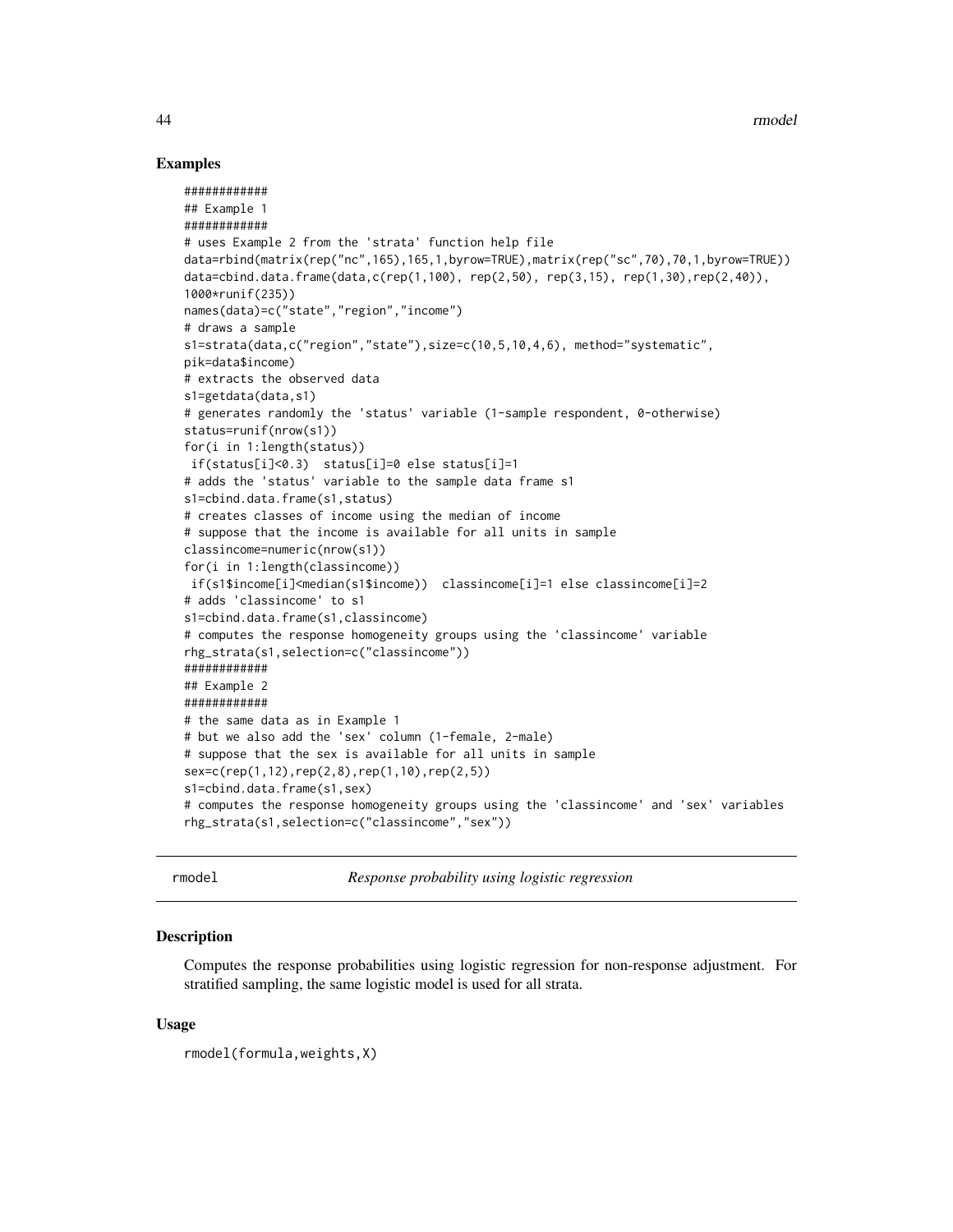## Examples

```
############
## Example 1
############
# uses Example 2 from the 'strata' function help file
data=rbind(matrix(rep("nc",165),165,1,byrow=TRUE),matrix(rep("sc",70),70,1,byrow=TRUE))
data=cbind.data.frame(data,c(rep(1,100), rep(2,50), rep(3,15), rep(1,30),rep(2,40)),
1000*runif(235))
names(data)=c("state","region","income")
# draws a sample
s1=strata(data,c("region","state"),size=c(10,5,10,4,6), method="systematic",
pik=data$income)
# extracts the observed data
s1=getdata(data,s1)
# generates randomly the 'status' variable (1-sample respondent, 0-otherwise)
status=runif(nrow(s1))
for(i in 1:length(status))
 if(status[i]<0.3)  status[i]=0 else status[i]=1
# adds the 'status' variable to the sample data frame s1
s1=cbind.data.frame(s1,status)
# creates classes of income using the median of income
# suppose that the income is available for all units in sample
classincome=numeric(nrow(s1))
for(i in 1:length(classincome))
 if(s1$income[i]<median(s1$income))  classincome[i]=1 else classincome[i]=2
# adds 'classincome' to s1
s1=cbind.data.frame(s1,classincome)
# computes the response homogeneity groups using the 'classincome' variable
rhg_strata(s1,selection=c("classincome"))
############
## Example 2
############
# the same data as in Example 1
# but we also add the 'sex' column (1-female, 2-male)
# suppose that the sex is available for all units in sample
sex=c(rep(1,12),rep(2,8),rep(1,10),rep(2,5))
s1=cbind.data.frame(s1,sex)
# computes the response homogeneity groups using the 'classincome' and 'sex' variables
rhg_strata(s1,selection=c("classincome","sex"))
```

---

rmodel *Response probability using logistic regression*

---

## Description

Computes the response probabilities using logistic regression for non-response adjustment. For stratified sampling, the same logistic model is used for all strata.

## Usage

```
rmodel(formula,weights,X)
```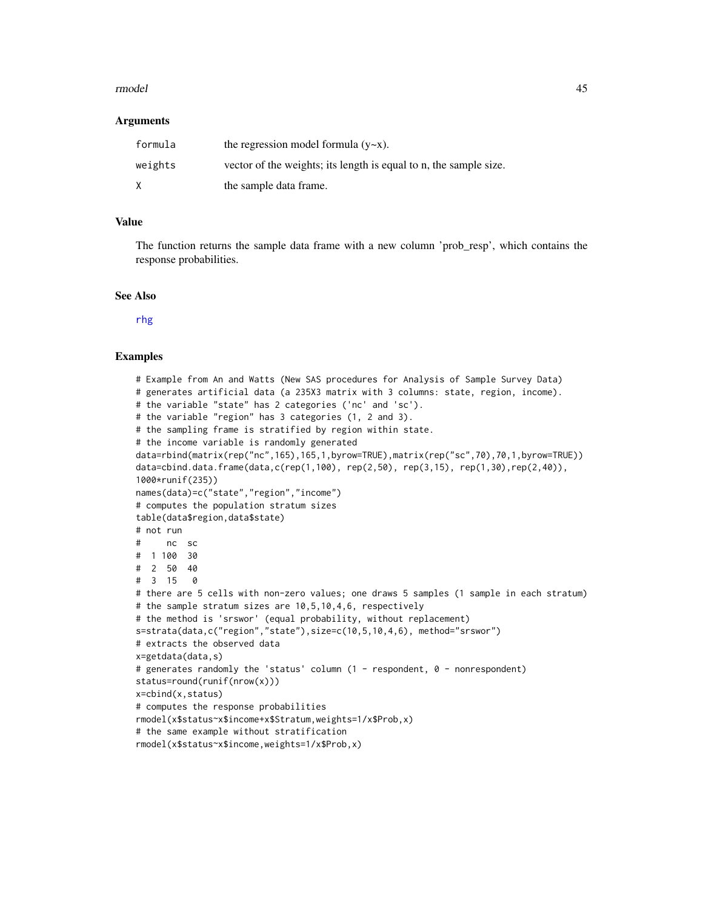### Arguments

| | |
|---|---|
| `formula` | the regression model formula (y~x). |
| `weights` | vector of the weights; its length is equal to n, the sample size. |
| `X` | the sample data frame. |

### Value

The function returns the sample data frame with a new column 'prob_resp', which contains the response probabilities.

### See Also

rhg

### Examples

```
# Example from An and Watts (New SAS procedures for Analysis of Sample Survey Data)
# generates artificial data (a 235X3 matrix with 3 columns: state, region, income).
# the variable "state" has 2 categories ('nc' and 'sc').
# the variable "region" has 3 categories (1, 2 and 3).
# the sampling frame is stratified by region within state.
# the income variable is randomly generated
data=rbind(matrix(rep("nc",165),165,1,byrow=TRUE),matrix(rep("sc",70),70,1,byrow=TRUE))
data=cbind.data.frame(data,c(rep(1,100), rep(2,50), rep(3,15), rep(1,30),rep(2,40)),
1000*runif(235))
names(data)=c("state","region","income")
# computes the population stratum sizes
table(data$region,data$state)
# not run
#     nc  sc
#  1 100  30
#  2  50  40
#  3  15   0
# there are 5 cells with non-zero values; one draws 5 samples (1 sample in each stratum)
# the sample stratum sizes are 10,5,10,4,6, respectively
# the method is 'srswor' (equal probability, without replacement)
s=strata(data,c("region","state"),size=c(10,5,10,4,6), method="srswor")
# extracts the observed data
x=getdata(data,s)
# generates randomly the 'status' column (1 - respondent, 0 - nonrespondent)
status=round(runif(nrow(x)))
x=cbind(x,status)
# computes the response probabilities
rmodel(x$status~x$income+x$Stratum,weights=1/x$Prob,x)
# the same example without stratification
rmodel(x$status~x$income,weights=1/x$Prob,x)
```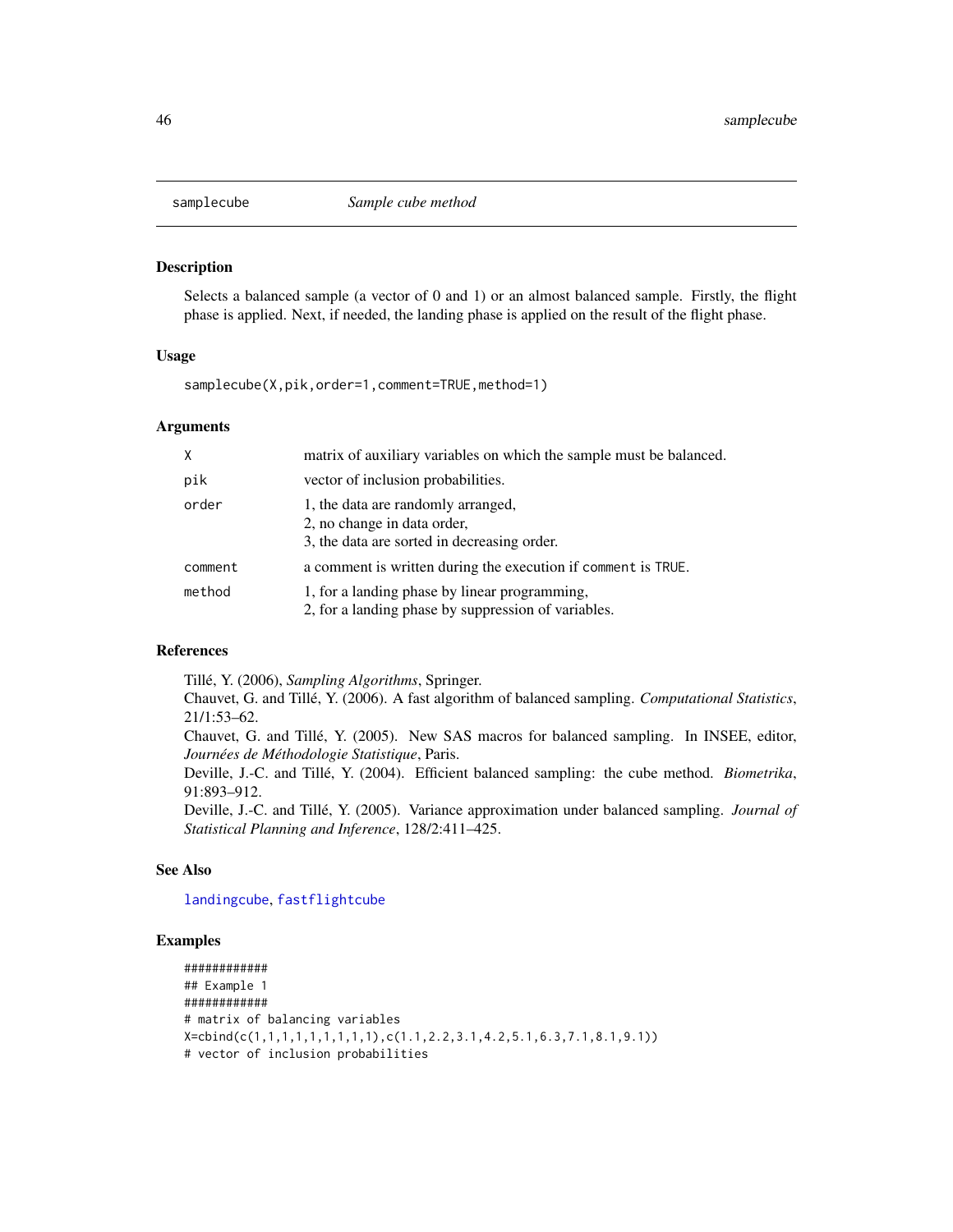## samplecube — *Sample cube method*

### Description

Selects a balanced sample (a vector of 0 and 1) or an almost balanced sample. Firstly, the flight phase is applied. Next, if needed, the landing phase is applied on the result of the flight phase.

### Usage

```
samplecube(X,pik,order=1,comment=TRUE,method=1)
```

### Arguments

| | |
|---|---|
| `X` | matrix of auxiliary variables on which the sample must be balanced. |
| `pik` | vector of inclusion probabilities. |
| `order` | 1, the data are randomly arranged,<br>2, no change in data order,<br>3, the data are sorted in decreasing order. |
| `comment` | a comment is written during the execution if `comment` is `TRUE`. |
| `method` | 1, for a landing phase by linear programming,<br>2, for a landing phase by suppression of variables. |

### References

Tillé, Y. (2006), *Sampling Algorithms*, Springer.
Chauvet, G. and Tillé, Y. (2006). A fast algorithm of balanced sampling. *Computational Statistics*, 21/1:53–62.
Chauvet, G. and Tillé, Y. (2005). New SAS macros for balanced sampling. In INSEE, editor, *Journées de Méthodologie Statistique*, Paris.
Deville, J.-C. and Tillé, Y. (2004). Efficient balanced sampling: the cube method. *Biometrika*, 91:893–912.
Deville, J.-C. and Tillé, Y. (2005). Variance approximation under balanced sampling. *Journal of Statistical Planning and Inference*, 128/2:411–425.

### See Also

`landingcube`, `fastflightcube`

### Examples

```
############
## Example 1
############
# matrix of balancing variables
X=cbind(c(1,1,1,1,1,1,1,1,1),c(1.1,2.2,3.1,4.2,5.1,6.3,7.1,8.1,9.1))
# vector of inclusion probabilities
```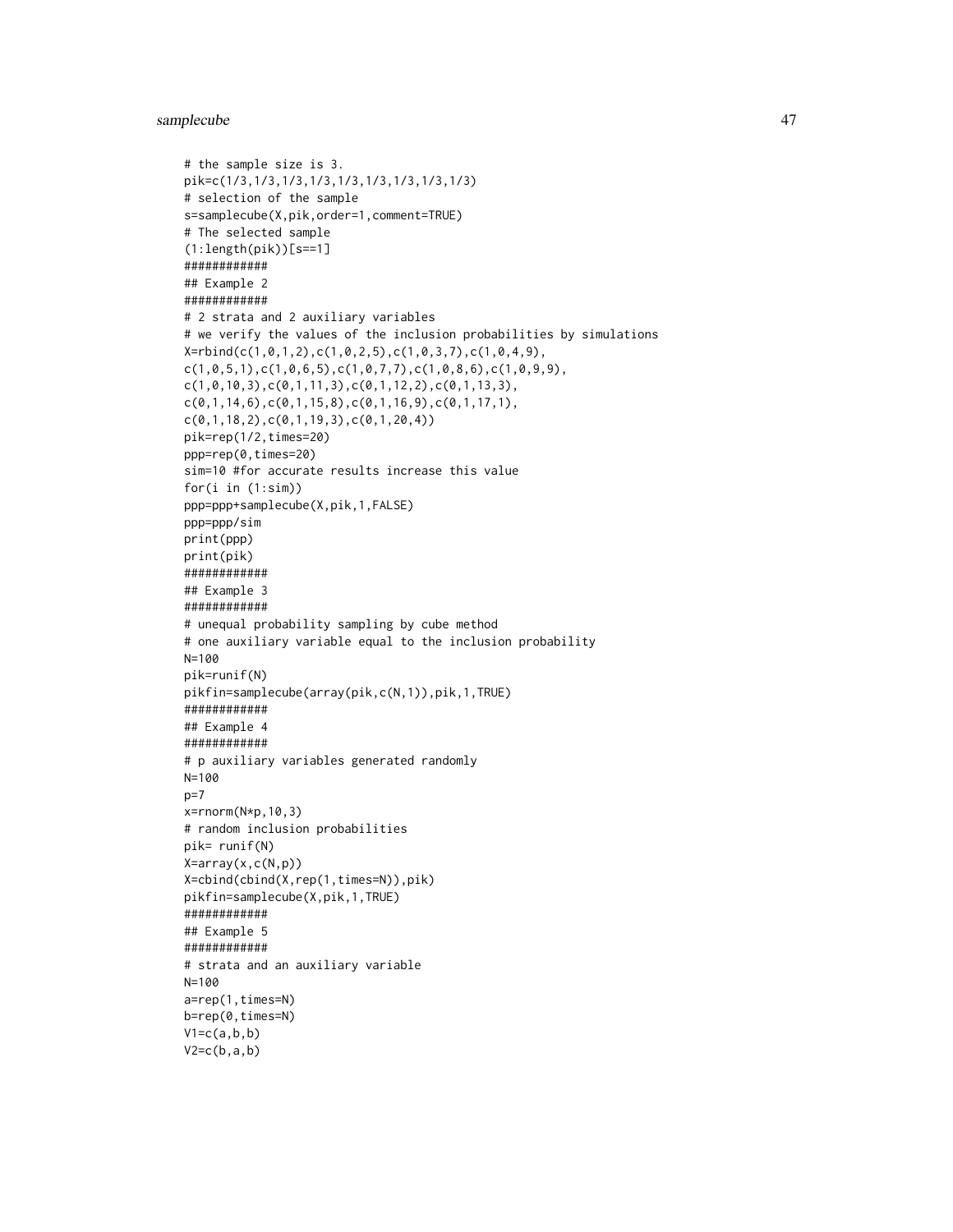```
# the sample size is 3.
pik=c(1/3,1/3,1/3,1/3,1/3,1/3,1/3,1/3,1/3)
# selection of the sample
s=samplecube(X,pik,order=1,comment=TRUE)
# The selected sample
(1:length(pik))[s==1]
############
## Example 2
############
# 2 strata and 2 auxiliary variables
# we verify the values of the inclusion probabilities by simulations
X=rbind(c(1,0,1,2),c(1,0,2,5),c(1,0,3,7),c(1,0,4,9),
c(1,0,5,1),c(1,0,6,5),c(1,0,7,7),c(1,0,8,6),c(1,0,9,9),
c(1,0,10,3),c(0,1,11,3),c(0,1,12,2),c(0,1,13,3),
c(0,1,14,6),c(0,1,15,8),c(0,1,16,9),c(0,1,17,1),
c(0,1,18,2),c(0,1,19,3),c(0,1,20,4))
pik=rep(1/2,times=20)
ppp=rep(0,times=20)
sim=10 #for accurate results increase this value
for(i in (1:sim))
ppp=ppp+samplecube(X,pik,1,FALSE)
ppp=ppp/sim
print(ppp)
print(pik)
############
## Example 3
############
# unequal probability sampling by cube method
# one auxiliary variable equal to the inclusion probability
N=100
pik=runif(N)
pikfin=samplecube(array(pik,c(N,1)),pik,1,TRUE)
############
## Example 4
############
# p auxiliary variables generated randomly
N=100
p=7
x=rnorm(N*p,10,3)
# random inclusion probabilities
pik= runif(N)
X=array(x,c(N,p))
X=cbind(cbind(X,rep(1,times=N)),pik)
pikfin=samplecube(X,pik,1,TRUE)
############
## Example 5
############
# strata and an auxiliary variable
N=100
a=rep(1,times=N)
b=rep(0,times=N)
V1=c(a,b,b)
V2=c(b,a,b)
```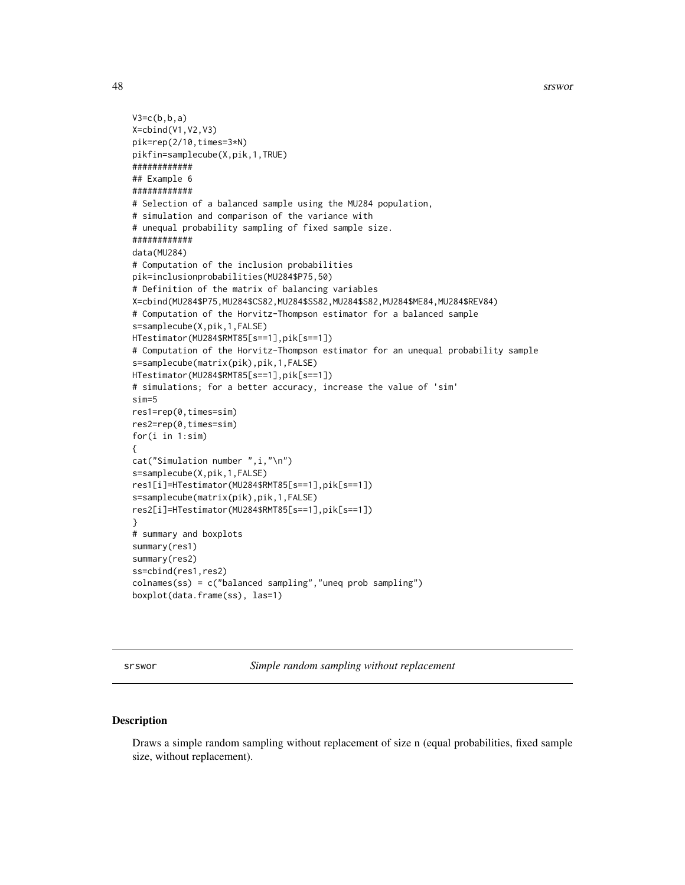```
V3=c(b,b,a)
X=cbind(V1,V2,V3)
pik=rep(2/10,times=3*N)
pikfin=samplecube(X,pik,1,TRUE)
############
## Example 6
############
# Selection of a balanced sample using the MU284 population,
# simulation and comparison of the variance with
# unequal probability sampling of fixed sample size.
############
data(MU284)
# Computation of the inclusion probabilities
pik=inclusionprobabilities(MU284$P75,50)
# Definition of the matrix of balancing variables
X=cbind(MU284$P75,MU284$CS82,MU284$SS82,MU284$S82,MU284$ME84,MU284$REV84)
# Computation of the Horvitz-Thompson estimator for a balanced sample
s=samplecube(X,pik,1,FALSE)
HTestimator(MU284$RMT85[s==1],pik[s==1])
# Computation of the Horvitz-Thompson estimator for an unequal probability sample
s=samplecube(matrix(pik),pik,1,FALSE)
HTestimator(MU284$RMT85[s==1],pik[s==1])
# simulations; for a better accuracy, increase the value of 'sim'
sim=5
res1=rep(0,times=sim)
res2=rep(0,times=sim)
for(i in 1:sim)
{
cat("Simulation number ",i,"\n")
s=samplecube(X,pik,1,FALSE)
res1[i]=HTestimator(MU284$RMT85[s==1],pik[s==1])
s=samplecube(matrix(pik),pik,1,FALSE)
res2[i]=HTestimator(MU284$RMT85[s==1],pik[s==1])
}
# summary and boxplots
summary(res1)
summary(res2)
ss=cbind(res1,res2)
colnames(ss) = c("balanced sampling","uneq prob sampling")
boxplot(data.frame(ss), las=1)
```

## srswor — *Simple random sampling without replacement*

### Description

Draws a simple random sampling without replacement of size n (equal probabilities, fixed sample size, without replacement).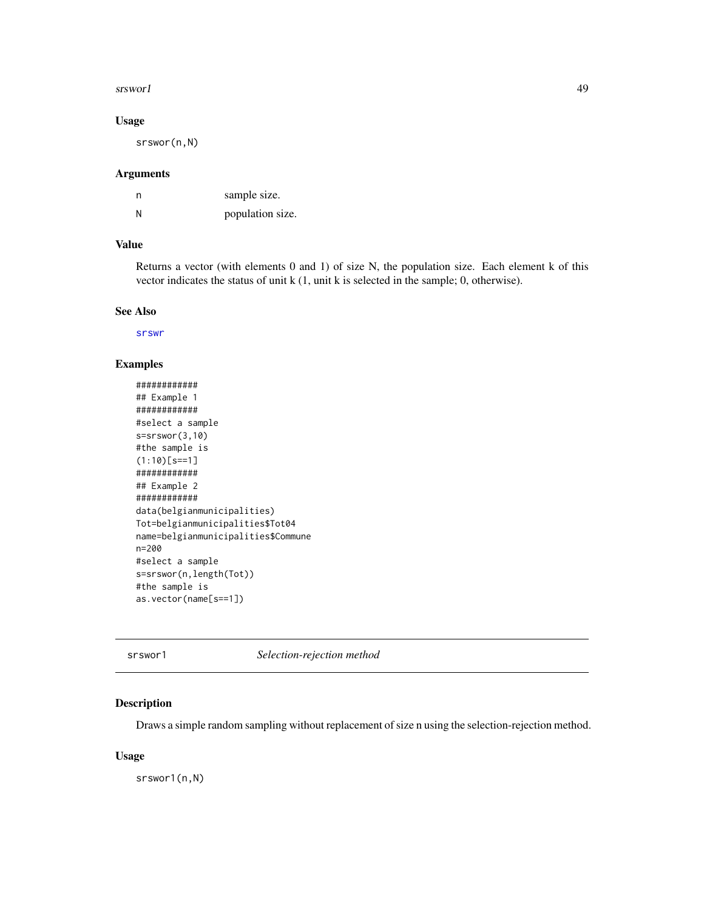### Usage

```
srswor(n,N)
```

### Arguments

| | |
|---|---|
| n | sample size. |
| N | population size. |

### Value

Returns a vector (with elements 0 and 1) of size N, the population size. Each element k of this vector indicates the status of unit k (1, unit k is selected in the sample; 0, otherwise).

### See Also

srswr

### Examples

```
############
## Example 1
############
#select a sample
s=srswor(3,10)
#the sample is
(1:10)[s==1]
############
## Example 2
############
data(belgianmunicipalities)
Tot=belgianmunicipalities$Tot04
name=belgianmunicipalities$Commune
n=200
#select a sample
s=srswor(n,length(Tot))
#the sample is
as.vector(name[s==1])
```

---

## srswor1 — *Selection-rejection method*

### Description

Draws a simple random sampling without replacement of size n using the selection-rejection method.

### Usage

```
srswor1(n,N)
```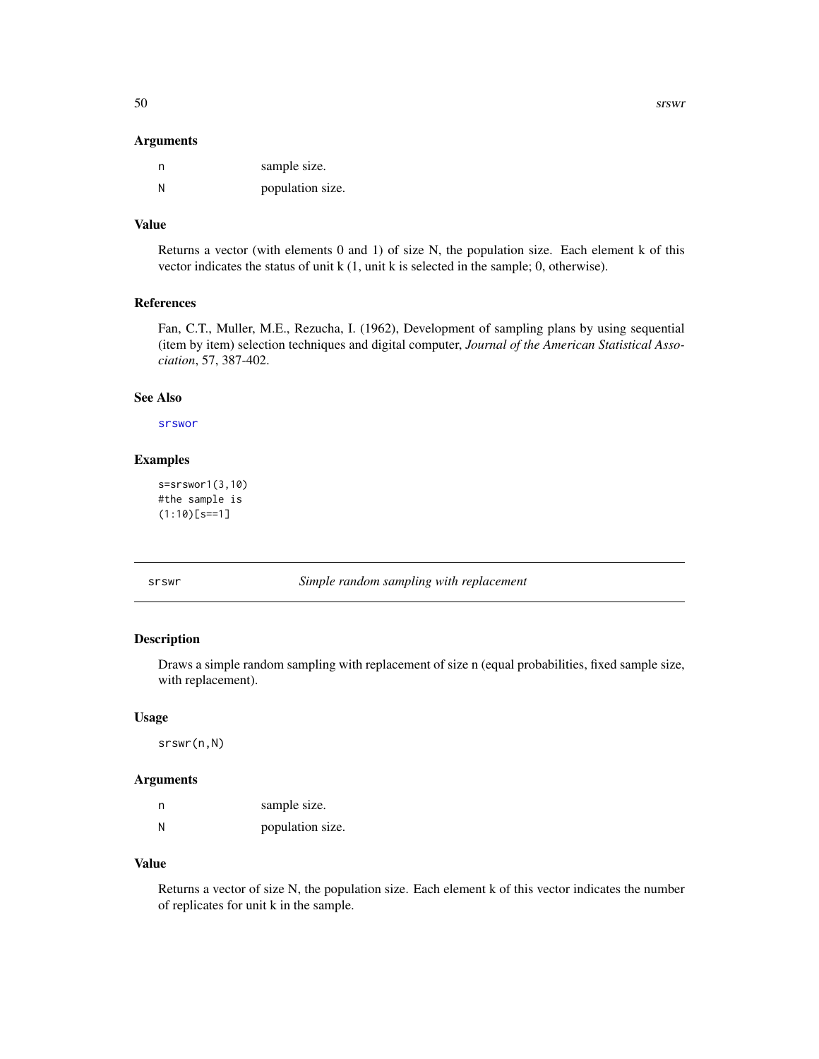### Arguments

| | |
|---|---|
| n | sample size. |
| N | population size. |

### Value

Returns a vector (with elements 0 and 1) of size N, the population size. Each element k of this vector indicates the status of unit k (1, unit k is selected in the sample; 0, otherwise).

### References

Fan, C.T., Muller, M.E., Rezucha, I. (1962), Development of sampling plans by using sequential (item by item) selection techniques and digital computer, *Journal of the American Statistical Association*, 57, 387-402.

### See Also

srswor

### Examples

```
s=srswor1(3,10)
#the sample is
(1:10)[s==1]
```

---

## srswr — *Simple random sampling with replacement*

---

### Description

Draws a simple random sampling with replacement of size n (equal probabilities, fixed sample size, with replacement).

### Usage

```
srswr(n,N)
```

### Arguments

| | |
|---|---|
| n | sample size. |
| N | population size. |

### Value

Returns a vector of size N, the population size. Each element k of this vector indicates the number of replicates for unit k in the sample.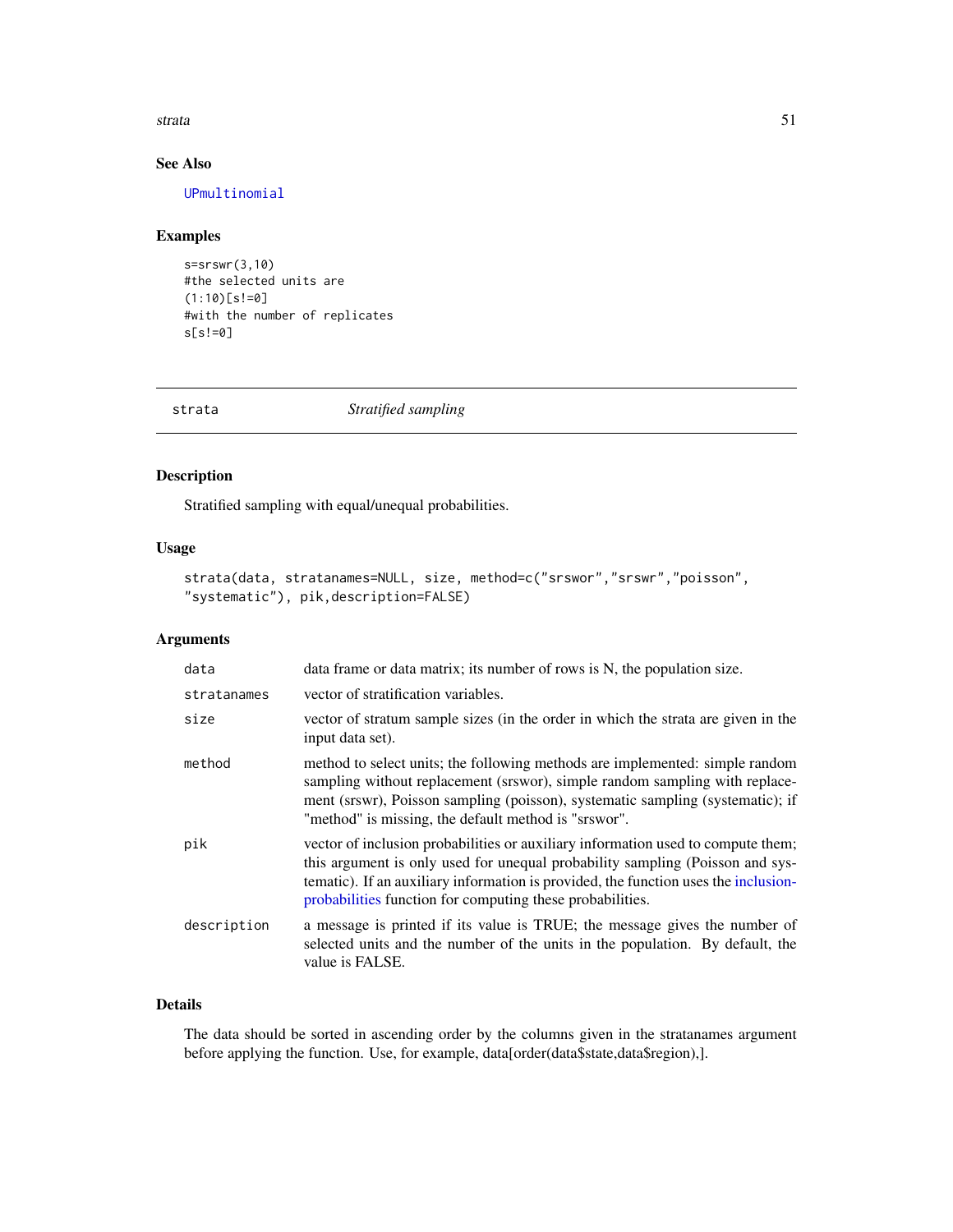### See Also

UPmultinomial

### Examples

```
s=srswr(3,10)
#the selected units are
(1:10)[s!=0]
#with the number of replicates
s[s!=0]
```

---

## strata — *Stratified sampling*

---

### Description

Stratified sampling with equal/unequal probabilities.

### Usage

```
strata(data, stratanames=NULL, size, method=c("srswor","srswr","poisson",
"systematic"), pik,description=FALSE)
```

### Arguments

| | |
|---|---|
| data | data frame or data matrix; its number of rows is N, the population size. |
| stratanames | vector of stratification variables. |
| size | vector of stratum sample sizes (in the order in which the strata are given in the input data set). |
| method | method to select units; the following methods are implemented: simple random sampling without replacement (srswor), simple random sampling with replacement (srswr), Poisson sampling (poisson), systematic sampling (systematic); if "method" is missing, the default method is "srswor". |
| pik | vector of inclusion probabilities or auxiliary information used to compute them; this argument is only used for unequal probability sampling (Poisson and systematic). If an auxiliary information is provided, the function uses the inclusionprobabilities function for computing these probabilities. |
| description | a message is printed if its value is TRUE; the message gives the number of selected units and the number of the units in the population. By default, the value is FALSE. |

### Details

The data should be sorted in ascending order by the columns given in the stratanames argument before applying the function. Use, for example, data[order(data$state,data$region),].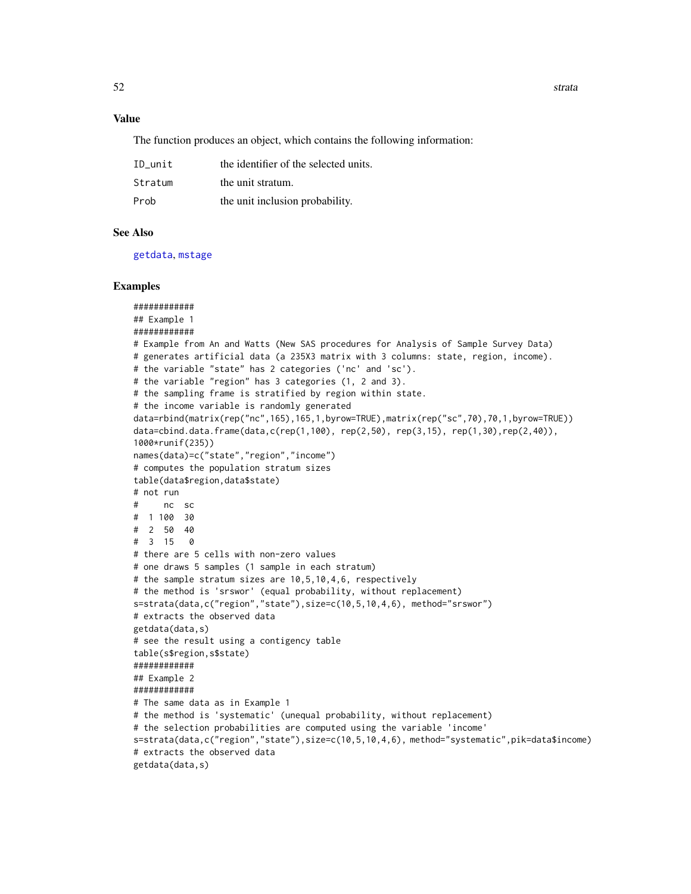### Value

The function produces an object, which contains the following information:

| | |
|---|---|
| ID_unit | the identifier of the selected units. |
| Stratum | the unit stratum. |
| Prob | the unit inclusion probability. |

### See Also

getdata, mstage

### Examples

```
############
## Example 1
############
# Example from An and Watts (New SAS procedures for Analysis of Sample Survey Data)
# generates artificial data (a 235X3 matrix with 3 columns: state, region, income).
# the variable "state" has 2 categories ('nc' and 'sc').
# the variable "region" has 3 categories (1, 2 and 3).
# the sampling frame is stratified by region within state.
# the income variable is randomly generated
data=rbind(matrix(rep("nc",165),165,1,byrow=TRUE),matrix(rep("sc",70),70,1,byrow=TRUE))
data=cbind.data.frame(data,c(rep(1,100), rep(2,50), rep(3,15), rep(1,30),rep(2,40)),
1000*runif(235))
names(data)=c("state","region","income")
# computes the population stratum sizes
table(data$region,data$state)
# not run
#     nc  sc
#  1 100  30
#  2  50  40
#  3  15   0
# there are 5 cells with non-zero values
# one draws 5 samples (1 sample in each stratum)
# the sample stratum sizes are 10,5,10,4,6, respectively
# the method is 'srswor' (equal probability, without replacement)
s=strata(data,c("region","state"),size=c(10,5,10,4,6), method="srswor")
# extracts the observed data
getdata(data,s)
# see the result using a contigency table
table(s$region,s$state)
############
## Example 2
############
# The same data as in Example 1
# the method is 'systematic' (unequal probability, without replacement)
# the selection probabilities are computed using the variable 'income'
s=strata(data,c("region","state"),size=c(10,5,10,4,6), method="systematic",pik=data$income)
# extracts the observed data
getdata(data,s)
```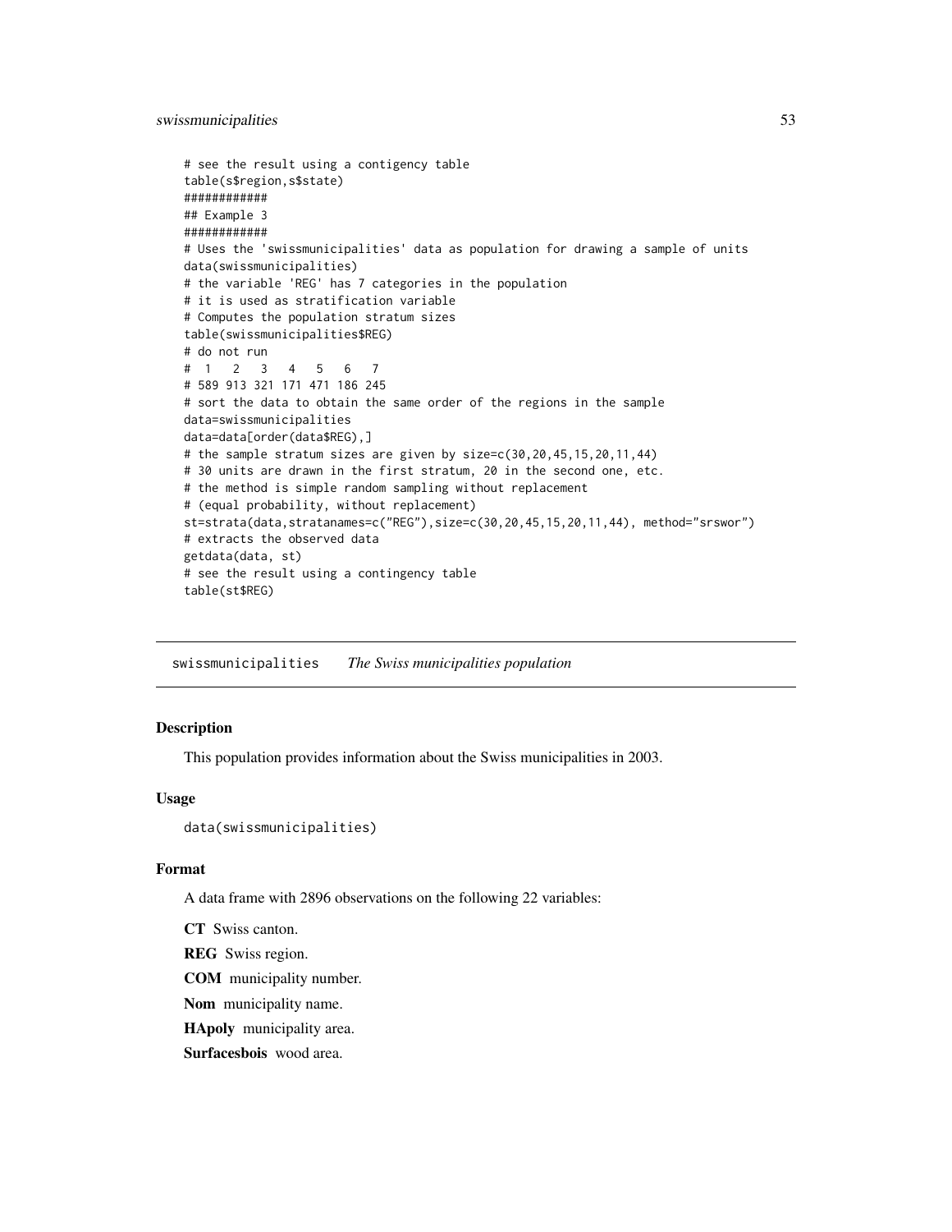```
# see the result using a contigency table
table(s$region,s$state)
############
## Example 3
############
# Uses the 'swissmunicipalities' data as population for drawing a sample of units
data(swissmunicipalities)
# the variable 'REG' has 7 categories in the population
# it is used as stratification variable
# Computes the population stratum sizes
table(swissmunicipalities$REG)
# do not run
#  1   2   3   4   5   6   7
# 589 913 321 171 471 186 245
# sort the data to obtain the same order of the regions in the sample
data=swissmunicipalities
data=data[order(data$REG),]
# the sample stratum sizes are given by size=c(30,20,45,15,20,11,44)
# 30 units are drawn in the first stratum, 20 in the second one, etc.
# the method is simple random sampling without replacement
# (equal probability, without replacement)
st=strata(data,stratanames=c("REG"),size=c(30,20,45,15,20,11,44), method="srswor")
# extracts the observed data
getdata(data, st)
# see the result using a contingency table
table(st$REG)
```

## swissmunicipalities *The Swiss municipalities population*

### Description

This population provides information about the Swiss municipalities in 2003.

### Usage

```
data(swissmunicipalities)
```

### Format

A data frame with 2896 observations on the following 22 variables:

**CT** Swiss canton.

**REG** Swiss region.

**COM** municipality number.

**Nom** municipality name.

**HApoly** municipality area.

**Surfacesbois** wood area.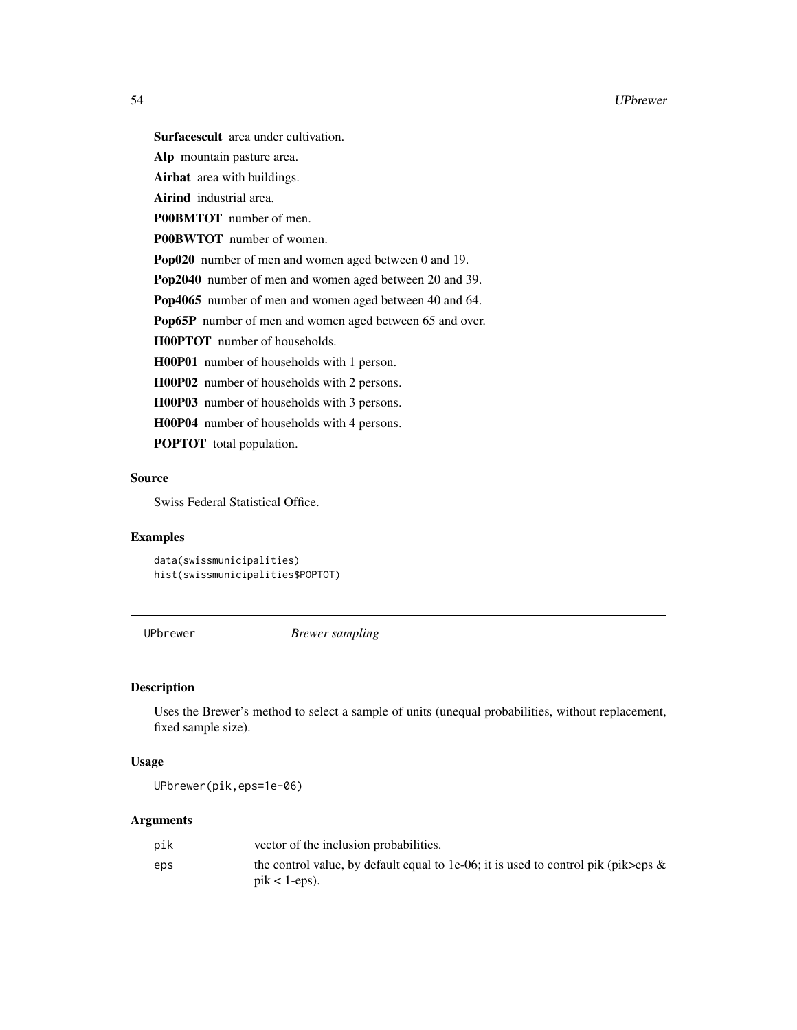**Surfacescult** area under cultivation.

**Alp** mountain pasture area.

**Airbat** area with buildings.

**Airind** industrial area.

**P00BMTOT** number of men.

**P00BWTOT** number of women.

**Pop020** number of men and women aged between 0 and 19.

**Pop2040** number of men and women aged between 20 and 39.

**Pop4065** number of men and women aged between 40 and 64.

**Pop65P** number of men and women aged between 65 and over.

**H00PTOT** number of households.

**H00P01** number of households with 1 person.

**H00P02** number of households with 2 persons.

**H00P03** number of households with 3 persons.

**H00P04** number of households with 4 persons.

**POPTOT** total population.

### Source

Swiss Federal Statistical Office.

### Examples

```
data(swissmunicipalities)
hist(swissmunicipalities$POPTOT)
```

---

## UPbrewer — *Brewer sampling*

---

### Description

Uses the Brewer's method to select a sample of units (unequal probabilities, without replacement, fixed sample size).

### Usage

```
UPbrewer(pik,eps=1e-06)
```

### Arguments

| | |
|---|---|
| `pik` | vector of the inclusion probabilities. |
| `eps` | the control value, by default equal to 1e-06; it is used to control pik (pik>eps & pik < 1-eps). |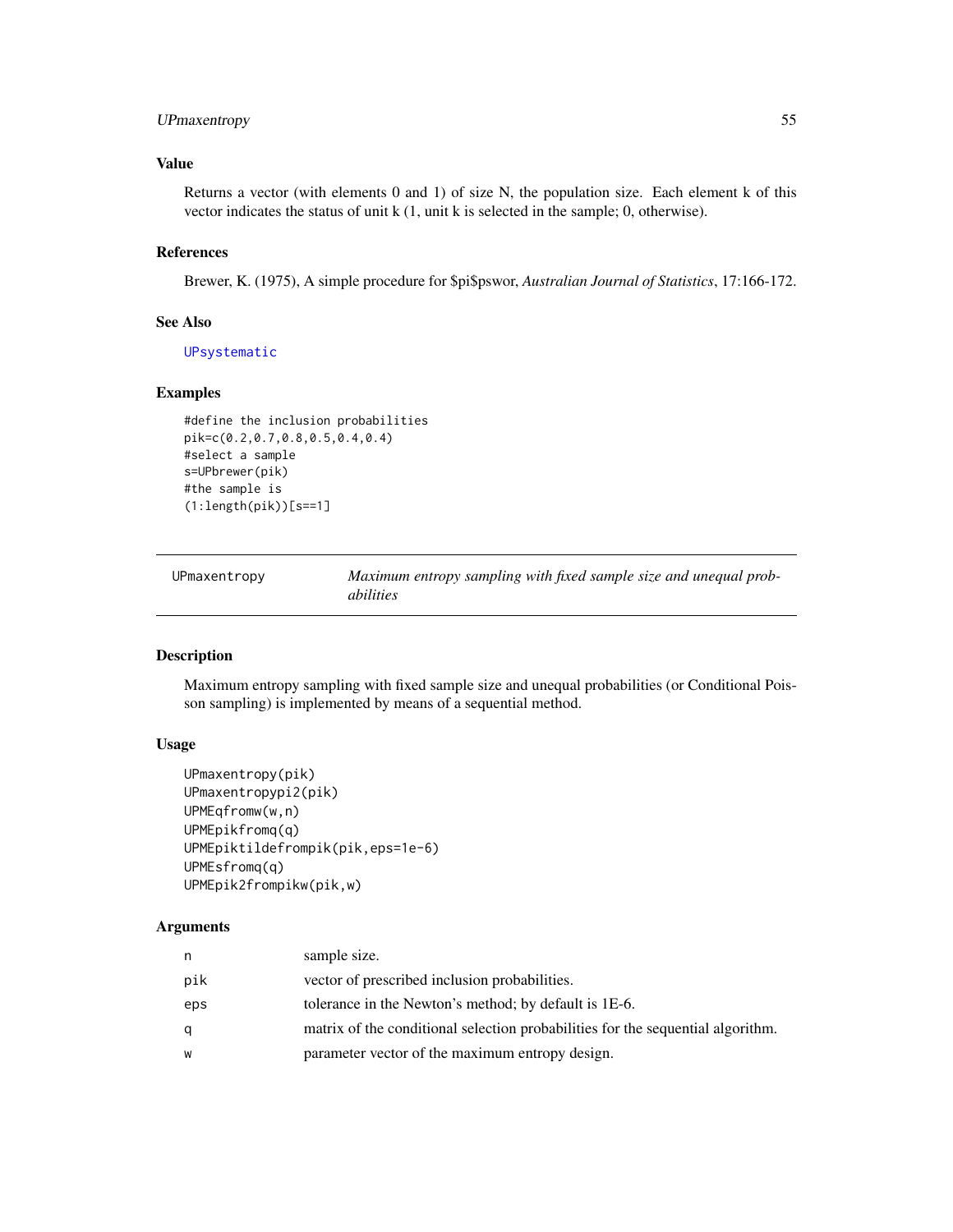## Value

Returns a vector (with elements 0 and 1) of size N, the population size. Each element k of this vector indicates the status of unit k (1, unit k is selected in the sample; 0, otherwise).

## References

Brewer, K. (1975), A simple procedure for $pi$pswor, *Australian Journal of Statistics*, 17:166-172.

## See Also

UPsystematic

## Examples

```
#define the inclusion probabilities
pik=c(0.2,0.7,0.8,0.5,0.4,0.4)
#select a sample
s=UPbrewer(pik)
#the sample is
(1:length(pik))[s==1]
```

---

# UPmaxentropy — *Maximum entropy sampling with fixed sample size and unequal probabilities*

## Description

Maximum entropy sampling with fixed sample size and unequal probabilities (or Conditional Poisson sampling) is implemented by means of a sequential method.

## Usage

```
UPmaxentropy(pik)
UPmaxentropypi2(pik)
UPMEqfromw(w,n)
UPMEpikfromq(q)
UPMEpiktildefrompik(pik,eps=1e-6)
UPMEsfromq(q)
UPMEpik2frompikw(pik,w)
```

## Arguments

| | |
|---|---|
| n | sample size. |
| pik | vector of prescribed inclusion probabilities. |
| eps | tolerance in the Newton's method; by default is 1E-6. |
| q | matrix of the conditional selection probabilities for the sequential algorithm. |
| w | parameter vector of the maximum entropy design. |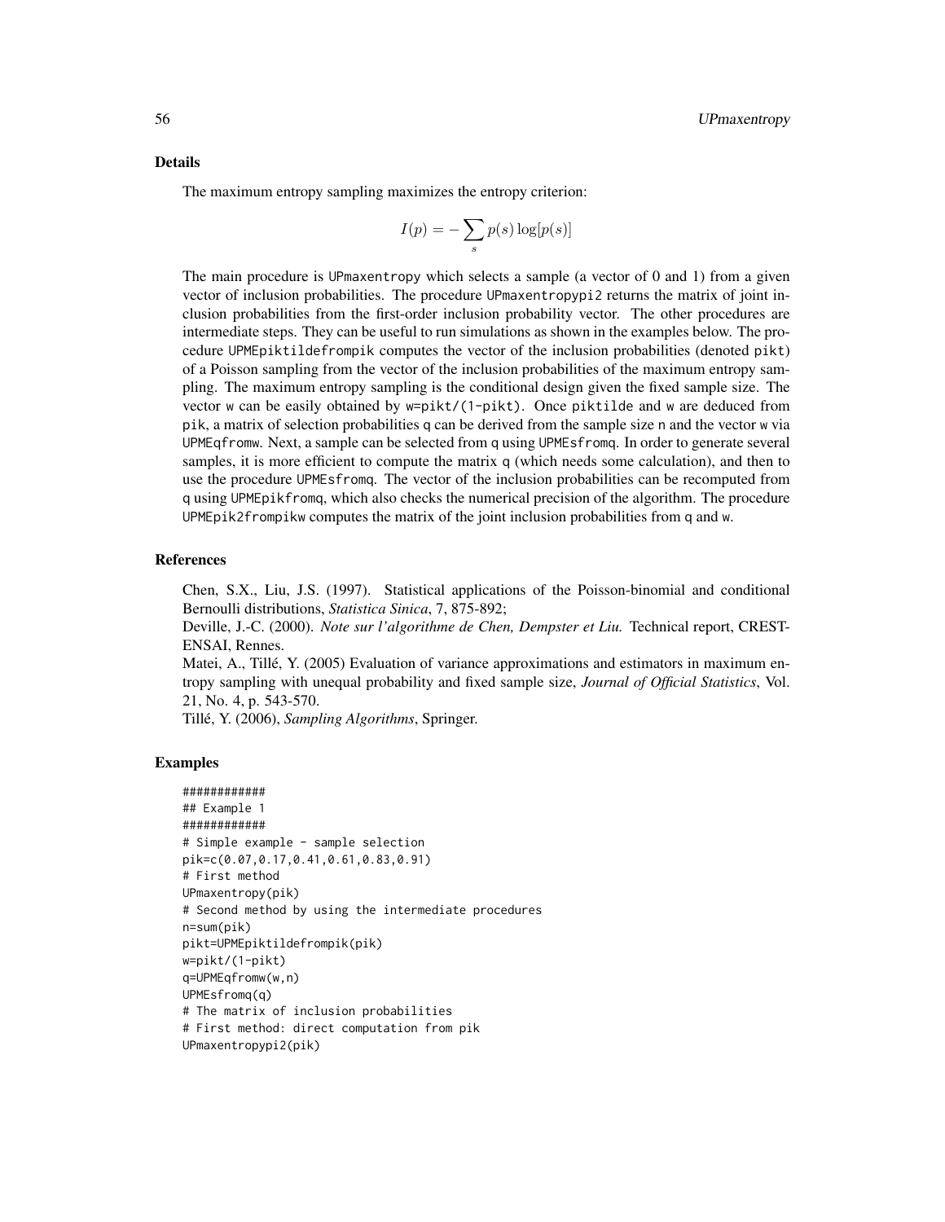### Details

The maximum entropy sampling maximizes the entropy criterion:

$$I(p) = -\sum_{s} p(s) \log[p(s)]$$

The main procedure is UPmaxentropy which selects a sample (a vector of 0 and 1) from a given vector of inclusion probabilities. The procedure UPmaxentropypi2 returns the matrix of joint inclusion probabilities from the first-order inclusion probability vector. The other procedures are intermediate steps. They can be useful to run simulations as shown in the examples below. The procedure UPMEpiktildefrompik computes the vector of the inclusion probabilities (denoted pikt) of a Poisson sampling from the vector of the inclusion probabilities of the maximum entropy sampling. The maximum entropy sampling is the conditional design given the fixed sample size. The vector w can be easily obtained by w=pikt/(1-pikt). Once piktilde and w are deduced from pik, a matrix of selection probabilities q can be derived from the sample size n and the vector w via UPMEqfromw. Next, a sample can be selected from q using UPMEsfromq. In order to generate several samples, it is more efficient to compute the matrix q (which needs some calculation), and then to use the procedure UPMEsfromq. The vector of the inclusion probabilities can be recomputed from q using UPMEpikfromq, which also checks the numerical precision of the algorithm. The procedure UPMEpik2frompikw computes the matrix of the joint inclusion probabilities from q and w.

### References

Chen, S.X., Liu, J.S. (1997). Statistical applications of the Poisson-binomial and conditional Bernoulli distributions, *Statistica Sinica*, 7, 875-892;

Deville, J.-C. (2000). *Note sur l'algorithme de Chen, Dempster et Liu.* Technical report, CREST-ENSAI, Rennes.

Matei, A., Tillé, Y. (2005) Evaluation of variance approximations and estimators in maximum entropy sampling with unequal probability and fixed sample size, *Journal of Official Statistics*, Vol. 21, No. 4, p. 543-570.

Tillé, Y. (2006), *Sampling Algorithms*, Springer.

### Examples

```
############
## Example 1
############
# Simple example - sample selection
pik=c(0.07,0.17,0.41,0.61,0.83,0.91)
# First method
UPmaxentropy(pik)
# Second method by using the intermediate procedures
n=sum(pik)
pikt=UPMEpiktildefrompik(pik)
w=pikt/(1-pikt)
q=UPMEqfromw(w,n)
UPMEsfromq(q)
# The matrix of inclusion probabilities
# First method: direct computation from pik
UPmaxentropypi2(pik)
```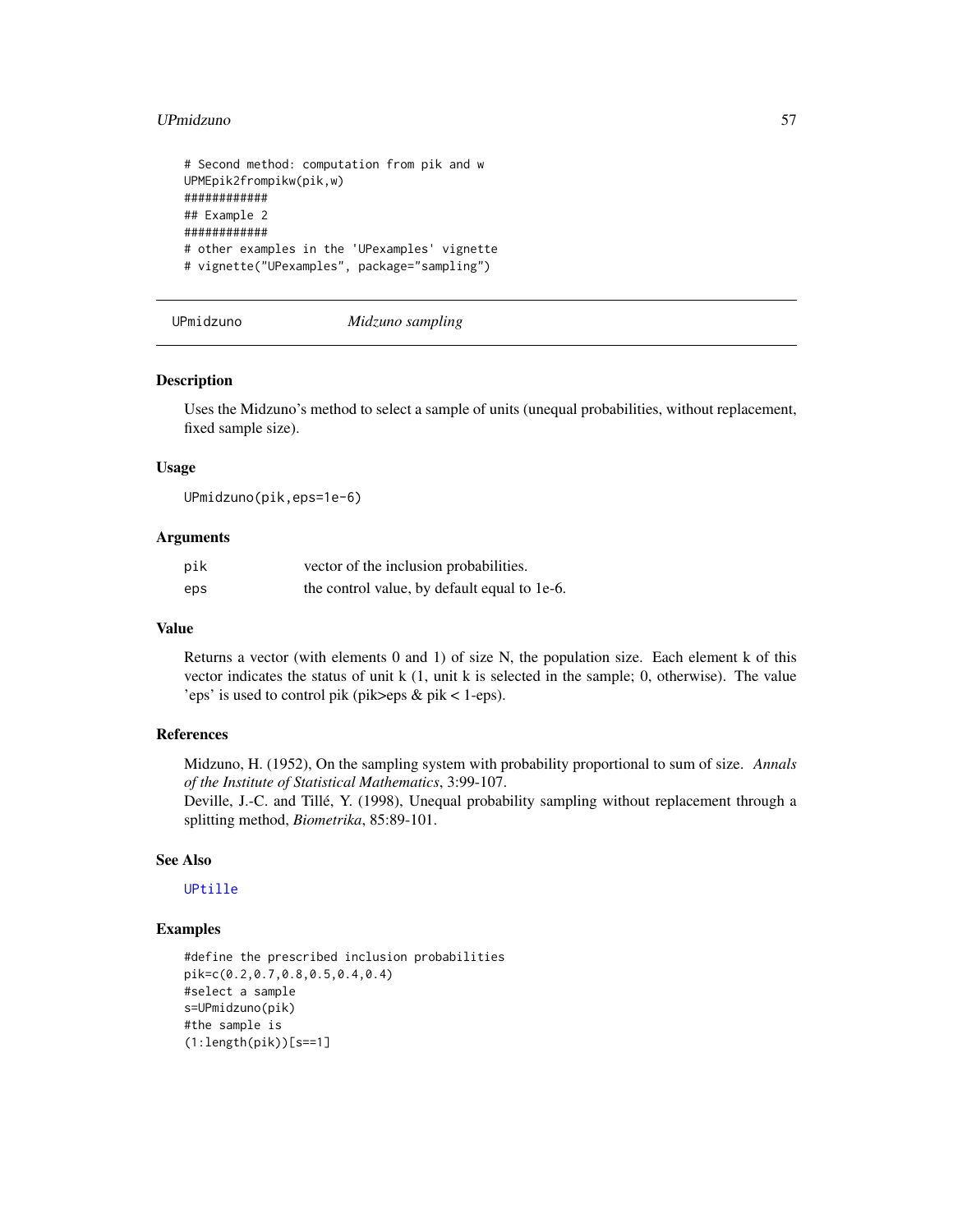```
# Second method: computation from pik and w
UPMEpik2frompikw(pik,w)
############
## Example 2
############
# other examples in the 'UPexamples' vignette
# vignette("UPexamples", package="sampling")
```

---

UPmidzuno — *Midzuno sampling*

---

### Description

Uses the Midzuno's method to select a sample of units (unequal probabilities, without replacement, fixed sample size).

### Usage

```
UPmidzuno(pik,eps=1e-6)
```

### Arguments

| | |
|---|---|
| pik | vector of the inclusion probabilities. |
| eps | the control value, by default equal to 1e-6. |

### Value

Returns a vector (with elements 0 and 1) of size N, the population size. Each element k of this vector indicates the status of unit k (1, unit k is selected in the sample; 0, otherwise). The value 'eps' is used to control pik (pik>eps & pik < 1-eps).

### References

Midzuno, H. (1952), On the sampling system with probability proportional to sum of size. *Annals of the Institute of Statistical Mathematics*, 3:99-107.
Deville, J.-C. and Tillé, Y. (1998), Unequal probability sampling without replacement through a splitting method, *Biometrika*, 85:89-101.

### See Also

UPtille

### Examples

```
#define the prescribed inclusion probabilities
pik=c(0.2,0.7,0.8,0.5,0.4,0.4)
#select a sample
s=UPmidzuno(pik)
#the sample is
(1:length(pik))[s==1]
```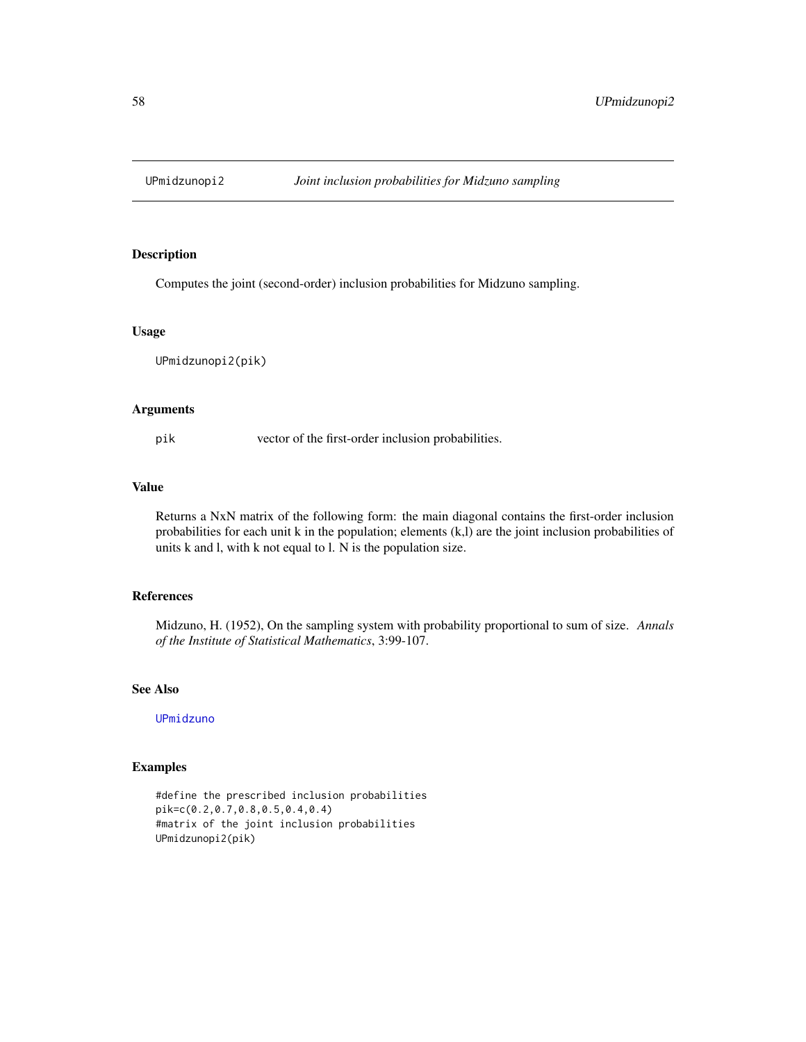UPmidzunopi2 *Joint inclusion probabilities for Midzuno sampling*

## Description

Computes the joint (second-order) inclusion probabilities for Midzuno sampling.

## Usage

```
UPmidzunopi2(pik)
```

## Arguments

pik vector of the first-order inclusion probabilities.

## Value

Returns a NxN matrix of the following form: the main diagonal contains the first-order inclusion probabilities for each unit k in the population; elements (k,l) are the joint inclusion probabilities of units k and l, with k not equal to l. N is the population size.

## References

Midzuno, H. (1952), On the sampling system with probability proportional to sum of size. *Annals of the Institute of Statistical Mathematics*, 3:99-107.

## See Also

UPmidzuno

## Examples

```
#define the prescribed inclusion probabilities
pik=c(0.2,0.7,0.8,0.5,0.4,0.4)
#matrix of the joint inclusion probabilities
UPmidzunopi2(pik)
```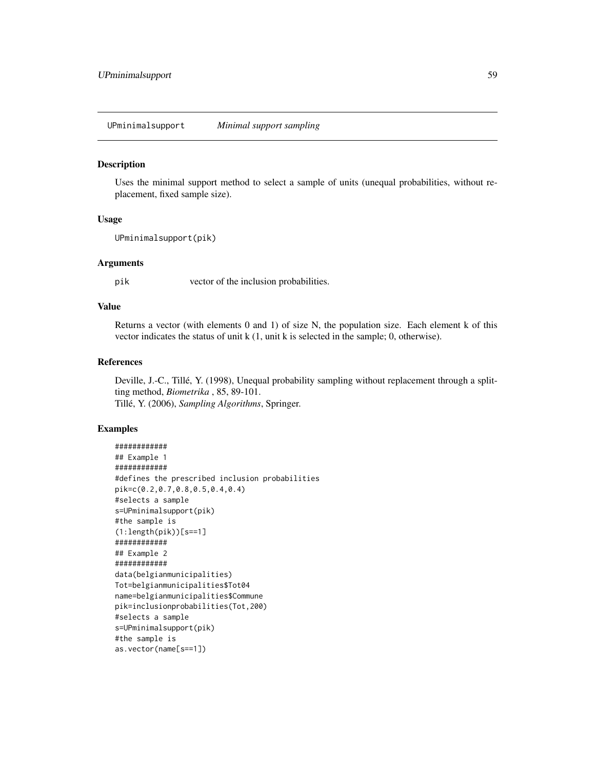UPminimalsupport *Minimal support sampling*

## Description

Uses the minimal support method to select a sample of units (unequal probabilities, without replacement, fixed sample size).

## Usage

```
UPminimalsupport(pik)
```

## Arguments

`pik` vector of the inclusion probabilities.

## Value

Returns a vector (with elements 0 and 1) of size N, the population size. Each element k of this vector indicates the status of unit k (1, unit k is selected in the sample; 0, otherwise).

## References

Deville, J.-C., Tillé, Y. (1998), Unequal probability sampling without replacement through a splitting method, *Biometrika* , 85, 89-101.
Tillé, Y. (2006), *Sampling Algorithms*, Springer.

## Examples

```
############
## Example 1
############
#defines the prescribed inclusion probabilities
pik=c(0.2,0.7,0.8,0.5,0.4,0.4)
#selects a sample
s=UPminimalsupport(pik)
#the sample is
(1:length(pik))[s==1]
############
## Example 2
############
data(belgianmunicipalities)
Tot=belgianmunicipalities$Tot04
name=belgianmunicipalities$Commune
pik=inclusionprobabilities(Tot,200)
#selects a sample
s=UPminimalsupport(pik)
#the sample is
as.vector(name[s==1])
```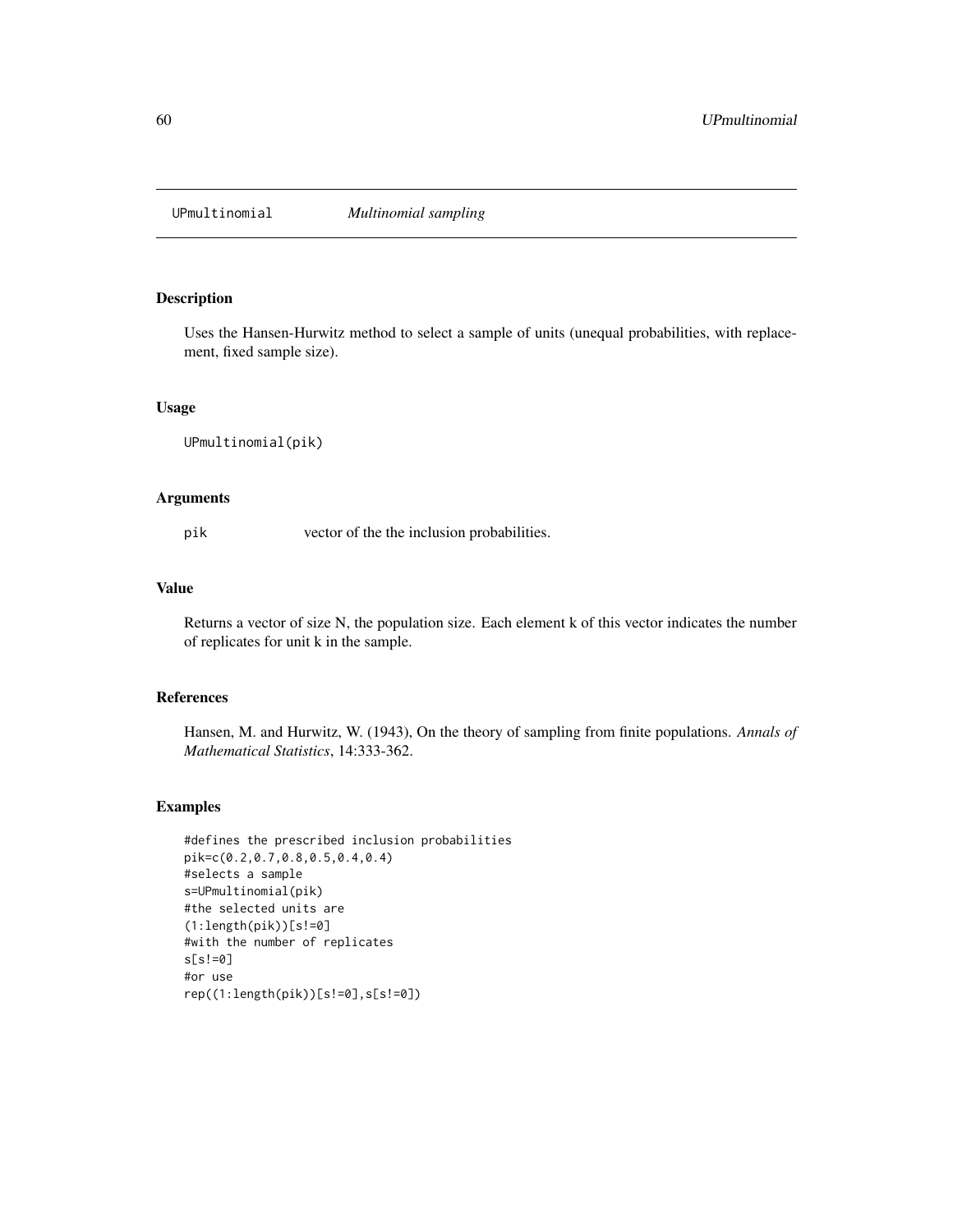## UPmultinomial — *Multinomial sampling*

### Description

Uses the Hansen-Hurwitz method to select a sample of units (unequal probabilities, with replacement, fixed sample size).

### Usage

```
UPmultinomial(pik)
```

### Arguments

| | |
|---|---|
| pik | vector of the the inclusion probabilities. |

### Value

Returns a vector of size N, the population size. Each element k of this vector indicates the number of replicates for unit k in the sample.

### References

Hansen, M. and Hurwitz, W. (1943), On the theory of sampling from finite populations. *Annals of Mathematical Statistics*, 14:333-362.

### Examples

```
#defines the prescribed inclusion probabilities
pik=c(0.2,0.7,0.8,0.5,0.4,0.4)
#selects a sample
s=UPmultinomial(pik)
#the selected units are
(1:length(pik))[s!=0]
#with the number of replicates
s[s!=0]
#or use
rep((1:length(pik))[s!=0],s[s!=0])
```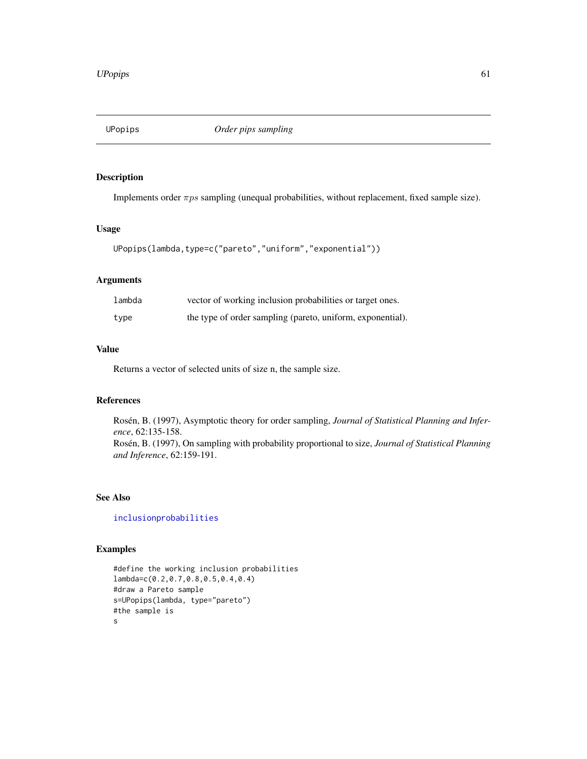## UPopips — *Order pips sampling*

### Description

Implements order $\pi ps$ sampling (unequal probabilities, without replacement, fixed sample size).

### Usage

```
UPopips(lambda,type=c("pareto","uniform","exponential"))
```

### Arguments

| | |
|---|---|
| lambda | vector of working inclusion probabilities or target ones. |
| type | the type of order sampling (pareto, uniform, exponential). |

### Value

Returns a vector of selected units of size n, the sample size.

### References

Rosén, B. (1997), Asymptotic theory for order sampling, *Journal of Statistical Planning and Inference*, 62:135-158.
Rosén, B. (1997), On sampling with probability proportional to size, *Journal of Statistical Planning and Inference*, 62:159-191.

### See Also

inclusionprobabilities

### Examples

```
#define the working inclusion probabilities
lambda=c(0.2,0.7,0.8,0.5,0.4,0.4)
#draw a Pareto sample
s=UPopips(lambda, type="pareto")
#the sample is
s
```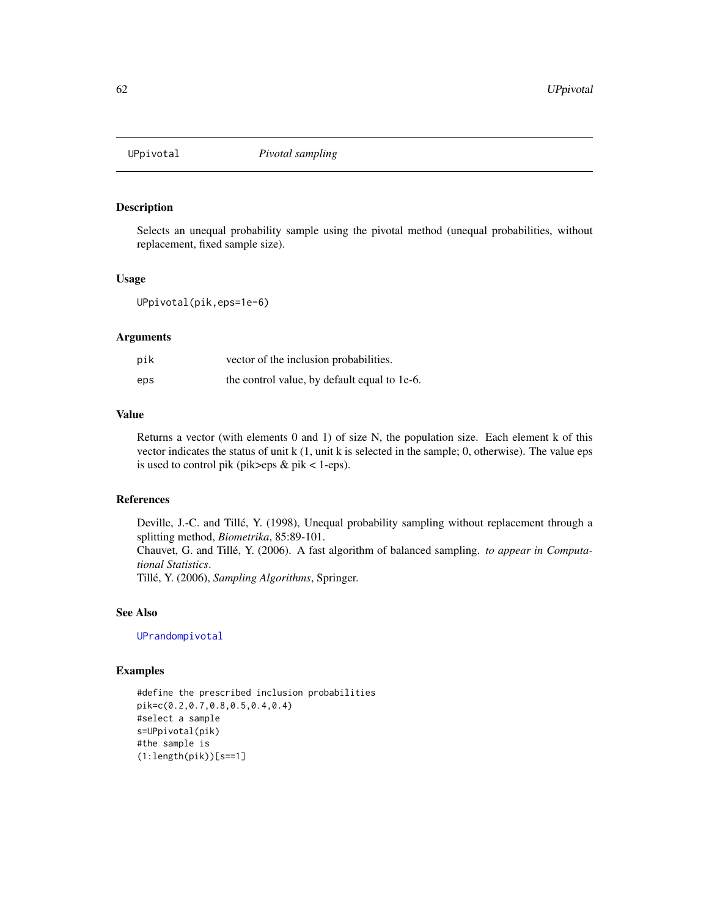# UPpivotal *Pivotal sampling*

## Description

Selects an unequal probability sample using the pivotal method (unequal probabilities, without replacement, fixed sample size).

## Usage

```
UPpivotal(pik,eps=1e-6)
```

## Arguments

| | |
|---|---|
| pik | vector of the inclusion probabilities. |
| eps | the control value, by default equal to 1e-6. |

## Value

Returns a vector (with elements 0 and 1) of size N, the population size. Each element k of this vector indicates the status of unit k (1, unit k is selected in the sample; 0, otherwise). The value eps is used to control pik (pik>eps & pik < 1-eps).

## References

Deville, J.-C. and Tillé, Y. (1998), Unequal probability sampling without replacement through a splitting method, *Biometrika*, 85:89-101.
Chauvet, G. and Tillé, Y. (2006). A fast algorithm of balanced sampling. *to appear in Computational Statistics*.
Tillé, Y. (2006), *Sampling Algorithms*, Springer.

## See Also

UPrandompivotal

## Examples

```
#define the prescribed inclusion probabilities
pik=c(0.2,0.7,0.8,0.5,0.4,0.4)
#select a sample
s=UPpivotal(pik)
#the sample is
(1:length(pik))[s==1]
```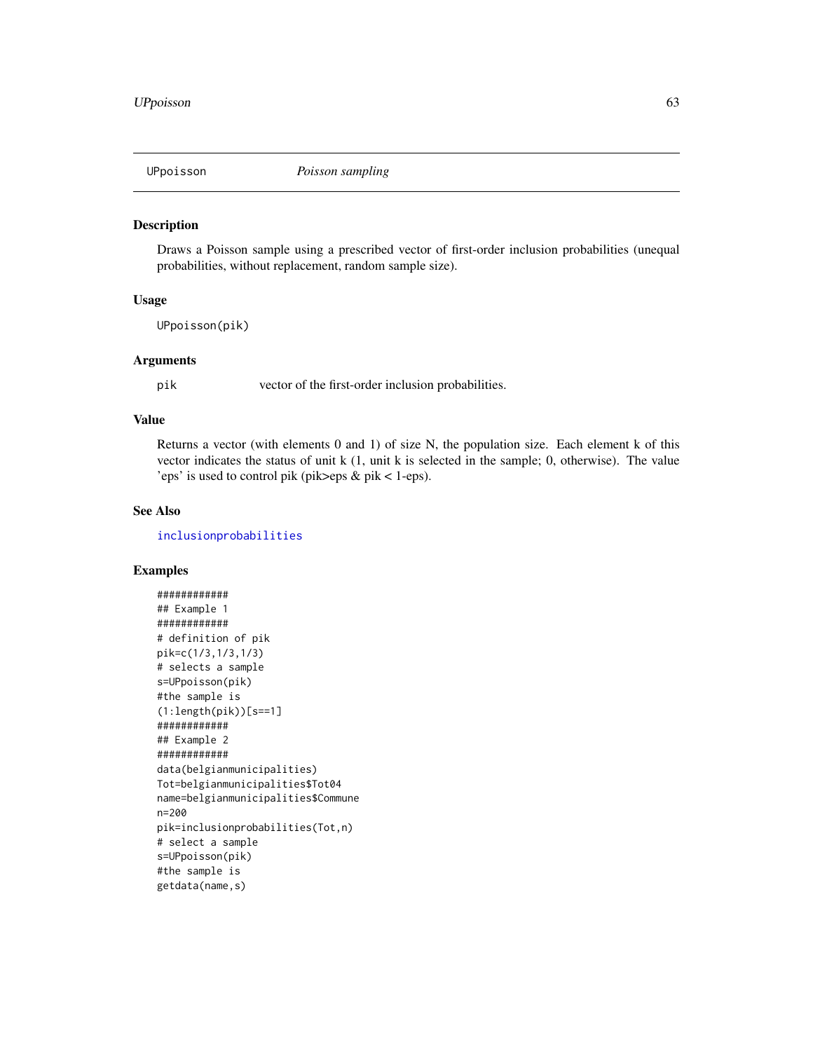UPpoisson — *Poisson sampling*

## Description

Draws a Poisson sample using a prescribed vector of first-order inclusion probabilities (unequal probabilities, without replacement, random sample size).

## Usage

```
UPpoisson(pik)
```

## Arguments

| | |
|---|---|
| pik | vector of the first-order inclusion probabilities. |

## Value

Returns a vector (with elements 0 and 1) of size N, the population size. Each element k of this vector indicates the status of unit k (1, unit k is selected in the sample; 0, otherwise). The value 'eps' is used to control pik (pik>eps & pik < 1-eps).

## See Also

inclusionprobabilities

## Examples

```
############
## Example 1
############
# definition of pik
pik=c(1/3,1/3,1/3)
# selects a sample
s=UPpoisson(pik)
#the sample is
(1:length(pik))[s==1]
############
## Example 2
############
data(belgianmunicipalities)
Tot=belgianmunicipalities$Tot04
name=belgianmunicipalities$Commune
n=200
pik=inclusionprobabilities(Tot,n)
# select a sample
s=UPpoisson(pik)
#the sample is
getdata(name,s)
```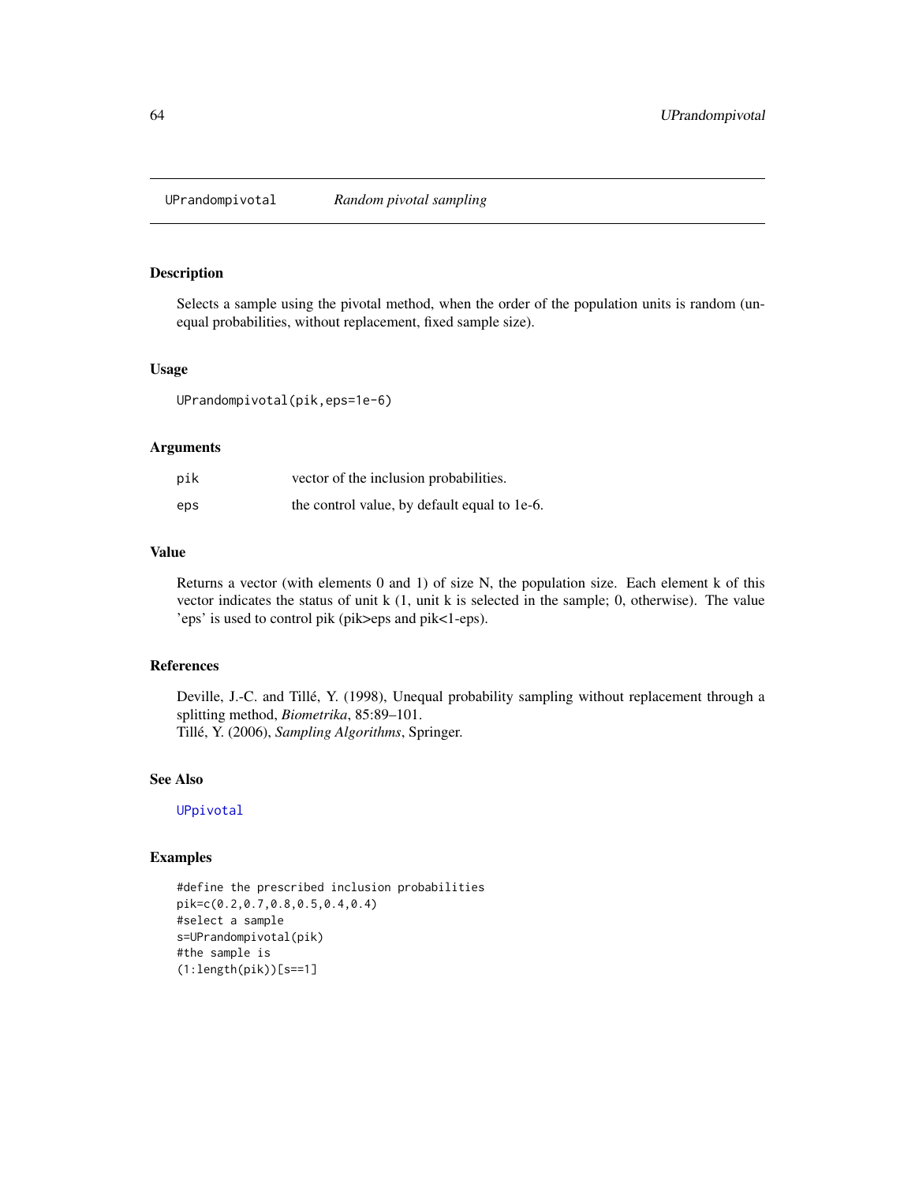## UPrandompivotal *Random pivotal sampling*

### Description

Selects a sample using the pivotal method, when the order of the population units is random (unequal probabilities, without replacement, fixed sample size).

### Usage

```
UPrandompivotal(pik,eps=1e-6)
```

### Arguments

| | |
|---|---|
| pik | vector of the inclusion probabilities. |
| eps | the control value, by default equal to 1e-6. |

### Value

Returns a vector (with elements 0 and 1) of size N, the population size. Each element k of this vector indicates the status of unit k (1, unit k is selected in the sample; 0, otherwise). The value 'eps' is used to control pik (pik>eps and pik<1-eps).

### References

Deville, J.-C. and Tillé, Y. (1998), Unequal probability sampling without replacement through a splitting method, *Biometrika*, 85:89–101.
Tillé, Y. (2006), *Sampling Algorithms*, Springer.

### See Also

UPpivotal

### Examples

```
#define the prescribed inclusion probabilities
pik=c(0.2,0.7,0.8,0.5,0.4,0.4)
#select a sample
s=UPrandompivotal(pik)
#the sample is
(1:length(pik))[s==1]
```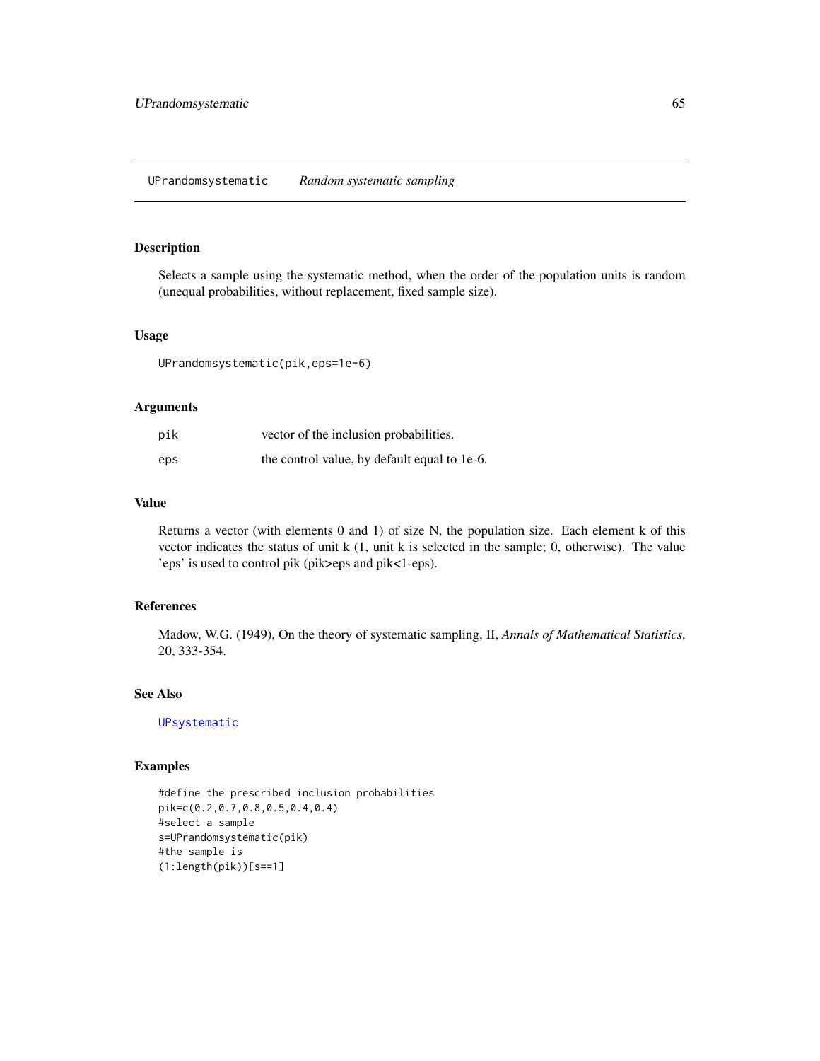## UPrandomsystematic *Random systematic sampling*

### Description

Selects a sample using the systematic method, when the order of the population units is random (unequal probabilities, without replacement, fixed sample size).

### Usage

```
UPrandomsystematic(pik,eps=1e-6)
```

### Arguments

| | |
|---|---|
| pik | vector of the inclusion probabilities. |
| eps | the control value, by default equal to 1e-6. |

### Value

Returns a vector (with elements 0 and 1) of size N, the population size. Each element k of this vector indicates the status of unit k (1, unit k is selected in the sample; 0, otherwise). The value 'eps' is used to control pik (pik>eps and pik<1-eps).

### References

Madow, W.G. (1949), On the theory of systematic sampling, II, *Annals of Mathematical Statistics*, 20, 333-354.

### See Also

UPsystematic

### Examples

```
#define the prescribed inclusion probabilities
pik=c(0.2,0.7,0.8,0.5,0.4,0.4)
#select a sample
s=UPrandomsystematic(pik)
#the sample is
(1:length(pik))[s==1]
```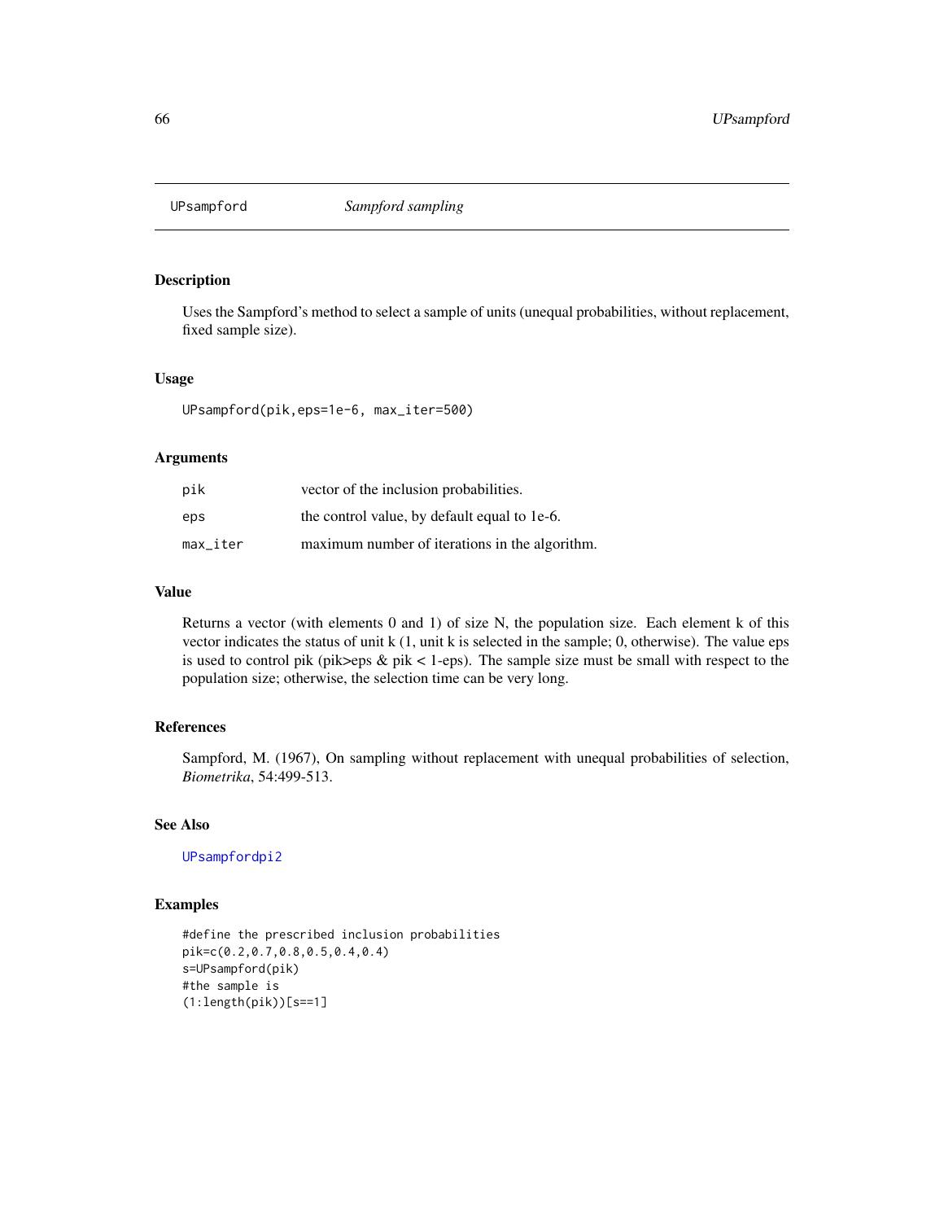## UPsampford *Sampford sampling*

### Description

Uses the Sampford's method to select a sample of units (unequal probabilities, without replacement, fixed sample size).

### Usage

```
UPsampford(pik,eps=1e-6, max_iter=500)
```

### Arguments

| | |
|---|---|
| pik | vector of the inclusion probabilities. |
| eps | the control value, by default equal to 1e-6. |
| max_iter | maximum number of iterations in the algorithm. |

### Value

Returns a vector (with elements 0 and 1) of size N, the population size. Each element k of this vector indicates the status of unit k (1, unit k is selected in the sample; 0, otherwise). The value eps is used to control pik (pik>eps & pik < 1-eps). The sample size must be small with respect to the population size; otherwise, the selection time can be very long.

### References

Sampford, M. (1967), On sampling without replacement with unequal probabilities of selection, *Biometrika*, 54:499-513.

### See Also

UPsampfordpi2

### Examples

```
#define the prescribed inclusion probabilities
pik=c(0.2,0.7,0.8,0.5,0.4,0.4)
s=UPsampford(pik)
#the sample is
(1:length(pik))[s==1]
```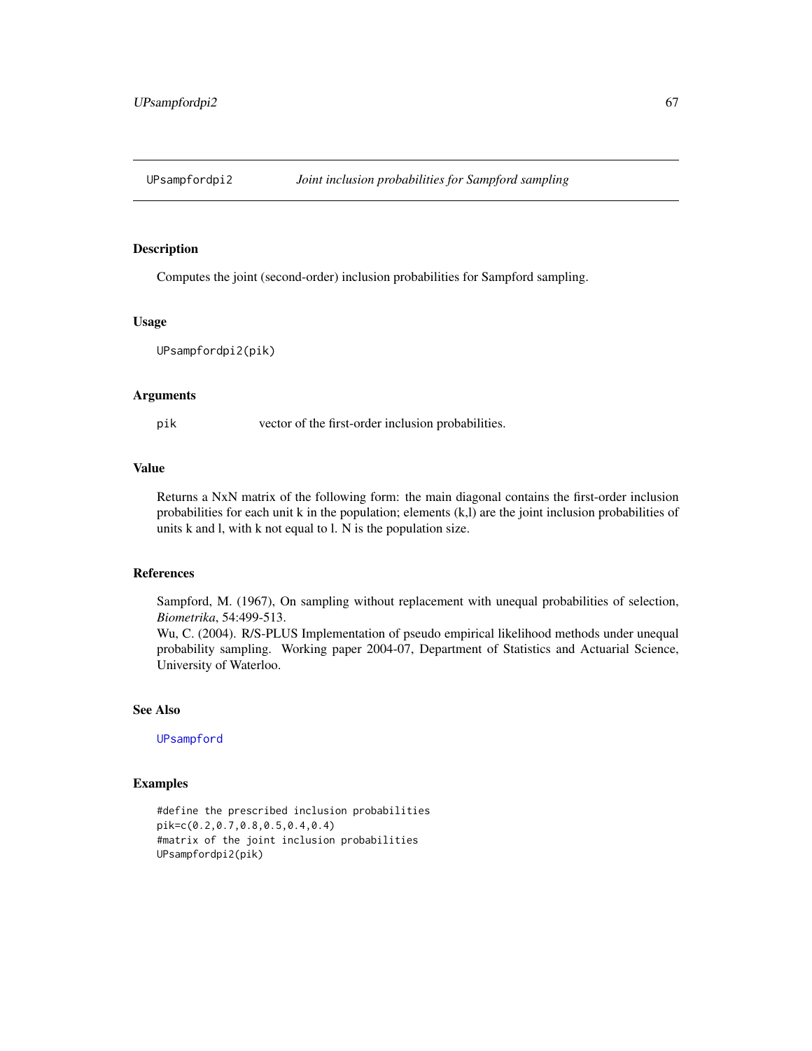## UPsampfordpi2 *Joint inclusion probabilities for Sampford sampling*

### Description

Computes the joint (second-order) inclusion probabilities for Sampford sampling.

### Usage

```
UPsampfordpi2(pik)
```

### Arguments

| | |
|---|---|
| pik | vector of the first-order inclusion probabilities. |

### Value

Returns a NxN matrix of the following form: the main diagonal contains the first-order inclusion probabilities for each unit k in the population; elements (k,l) are the joint inclusion probabilities of units k and l, with k not equal to l. N is the population size.

### References

Sampford, M. (1967), On sampling without replacement with unequal probabilities of selection, *Biometrika*, 54:499-513.
Wu, C. (2004). R/S-PLUS Implementation of pseudo empirical likelihood methods under unequal probability sampling. Working paper 2004-07, Department of Statistics and Actuarial Science, University of Waterloo.

### See Also

UPsampford

### Examples

```
#define the prescribed inclusion probabilities
pik=c(0.2,0.7,0.8,0.5,0.4,0.4)
#matrix of the joint inclusion probabilities
UPsampfordpi2(pik)
```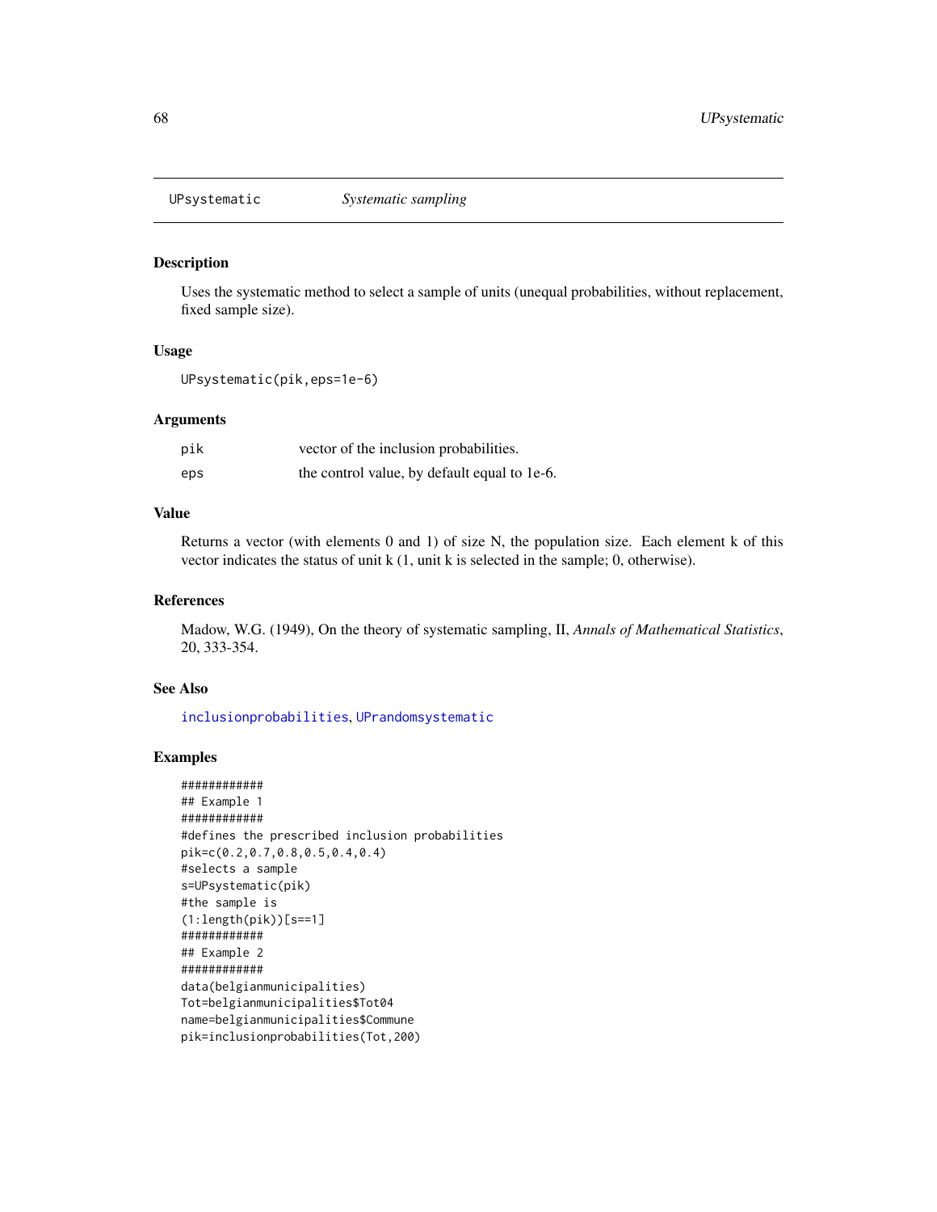# UPsystematic *Systematic sampling*

## Description

Uses the systematic method to select a sample of units (unequal probabilities, without replacement, fixed sample size).

## Usage

```
UPsystematic(pik,eps=1e-6)
```

## Arguments

| | |
|---|---|
| pik | vector of the inclusion probabilities. |
| eps | the control value, by default equal to 1e-6. |

## Value

Returns a vector (with elements 0 and 1) of size N, the population size. Each element k of this vector indicates the status of unit k (1, unit k is selected in the sample; 0, otherwise).

## References

Madow, W.G. (1949), On the theory of systematic sampling, II, *Annals of Mathematical Statistics*, 20, 333-354.

## See Also

inclusionprobabilities, UPrandomsystematic

## Examples

```
############
## Example 1
############
#defines the prescribed inclusion probabilities
pik=c(0.2,0.7,0.8,0.5,0.4,0.4)
#selects a sample
s=UPsystematic(pik)
#the sample is
(1:length(pik))[s==1]
############
## Example 2
############
data(belgianmunicipalities)
Tot=belgianmunicipalities$Tot04
name=belgianmunicipalities$Commune
pik=inclusionprobabilities(Tot,200)
```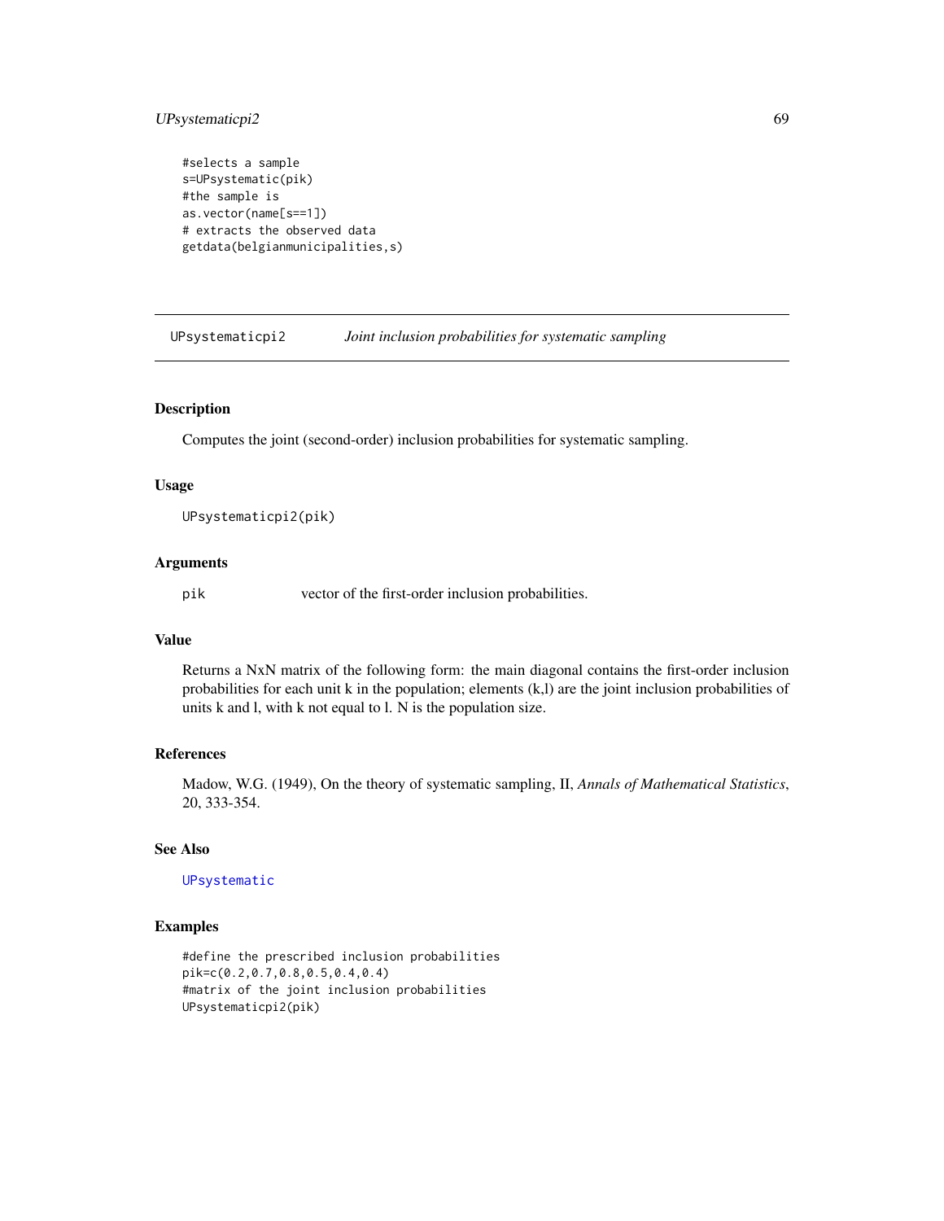```
#selects a sample
s=UPsystematic(pik)
#the sample is
as.vector(name[s==1])
# extracts the observed data
getdata(belgianmunicipalities,s)
```

---

## UPsystematicpi2 — *Joint inclusion probabilities for systematic sampling*

---

### Description

Computes the joint (second-order) inclusion probabilities for systematic sampling.

### Usage

```
UPsystematicpi2(pik)
```

### Arguments

| | |
|---|---|
| pik | vector of the first-order inclusion probabilities. |

### Value

Returns a NxN matrix of the following form: the main diagonal contains the first-order inclusion probabilities for each unit k in the population; elements (k,l) are the joint inclusion probabilities of units k and l, with k not equal to l. N is the population size.

### References

Madow, W.G. (1949), On the theory of systematic sampling, II, *Annals of Mathematical Statistics*, 20, 333-354.

### See Also

UPsystematic

### Examples

```
#define the prescribed inclusion probabilities
pik=c(0.2,0.7,0.8,0.5,0.4,0.4)
#matrix of the joint inclusion probabilities
UPsystematicpi2(pik)
```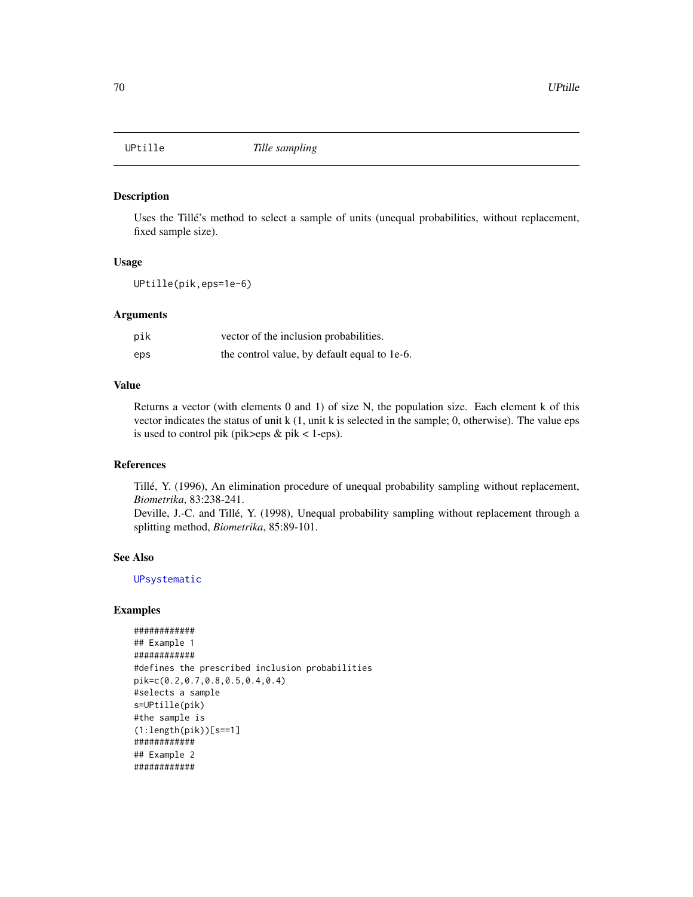## UPtille *Tille sampling*

### Description

Uses the Tillé's method to select a sample of units (unequal probabilities, without replacement, fixed sample size).

### Usage

```
UPtille(pik,eps=1e-6)
```

### Arguments

| | |
|---|---|
| pik | vector of the inclusion probabilities. |
| eps | the control value, by default equal to 1e-6. |

### Value

Returns a vector (with elements 0 and 1) of size N, the population size. Each element k of this vector indicates the status of unit k (1, unit k is selected in the sample; 0, otherwise). The value eps is used to control pik (pik>eps & pik < 1-eps).

### References

Tillé, Y. (1996), An elimination procedure of unequal probability sampling without replacement, *Biometrika*, 83:238-241.
Deville, J.-C. and Tillé, Y. (1998), Unequal probability sampling without replacement through a splitting method, *Biometrika*, 85:89-101.

### See Also

UPsystematic

### Examples

```
############
## Example 1
############
#defines the prescribed inclusion probabilities
pik=c(0.2,0.7,0.8,0.5,0.4,0.4)
#selects a sample
s=UPtille(pik)
#the sample is
(1:length(pik))[s==1]
############
## Example 2
############
```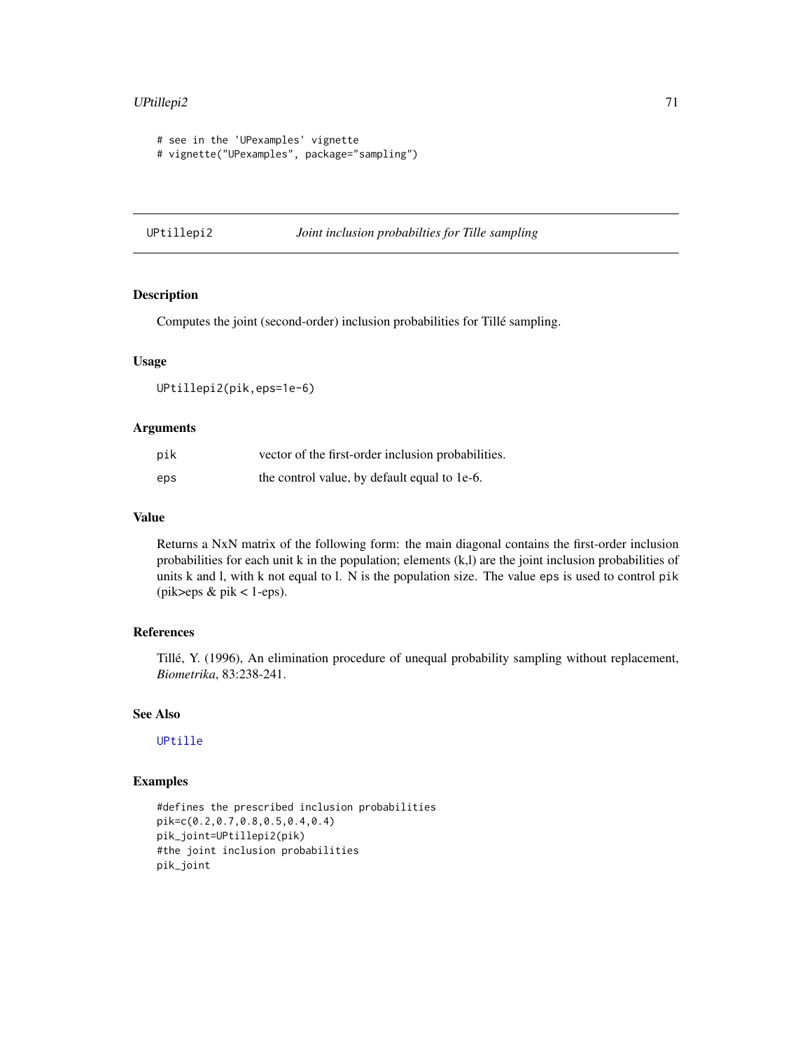```
# see in the 'UPexamples' vignette
# vignette("UPexamples", package="sampling")
```

## UPtillepi2 *Joint inclusion probabilties for Tille sampling*

### Description

Computes the joint (second-order) inclusion probabilities for Tillé sampling.

### Usage

```
UPtillepi2(pik,eps=1e-6)
```

### Arguments

| | |
|---|---|
| pik | vector of the first-order inclusion probabilities. |
| eps | the control value, by default equal to 1e-6. |

### Value

Returns a NxN matrix of the following form: the main diagonal contains the first-order inclusion probabilities for each unit k in the population; elements (k,l) are the joint inclusion probabilities of units k and l, with k not equal to l. N is the population size. The value eps is used to control pik (pik>eps & pik < 1-eps).

### References

Tillé, Y. (1996), An elimination procedure of unequal probability sampling without replacement, *Biometrika*, 83:238-241.

### See Also

UPtille

### Examples

```
#defines the prescribed inclusion probabilities
pik=c(0.2,0.7,0.8,0.5,0.4,0.4)
pik_joint=UPtillepi2(pik)
#the joint inclusion probabilities
pik_joint
```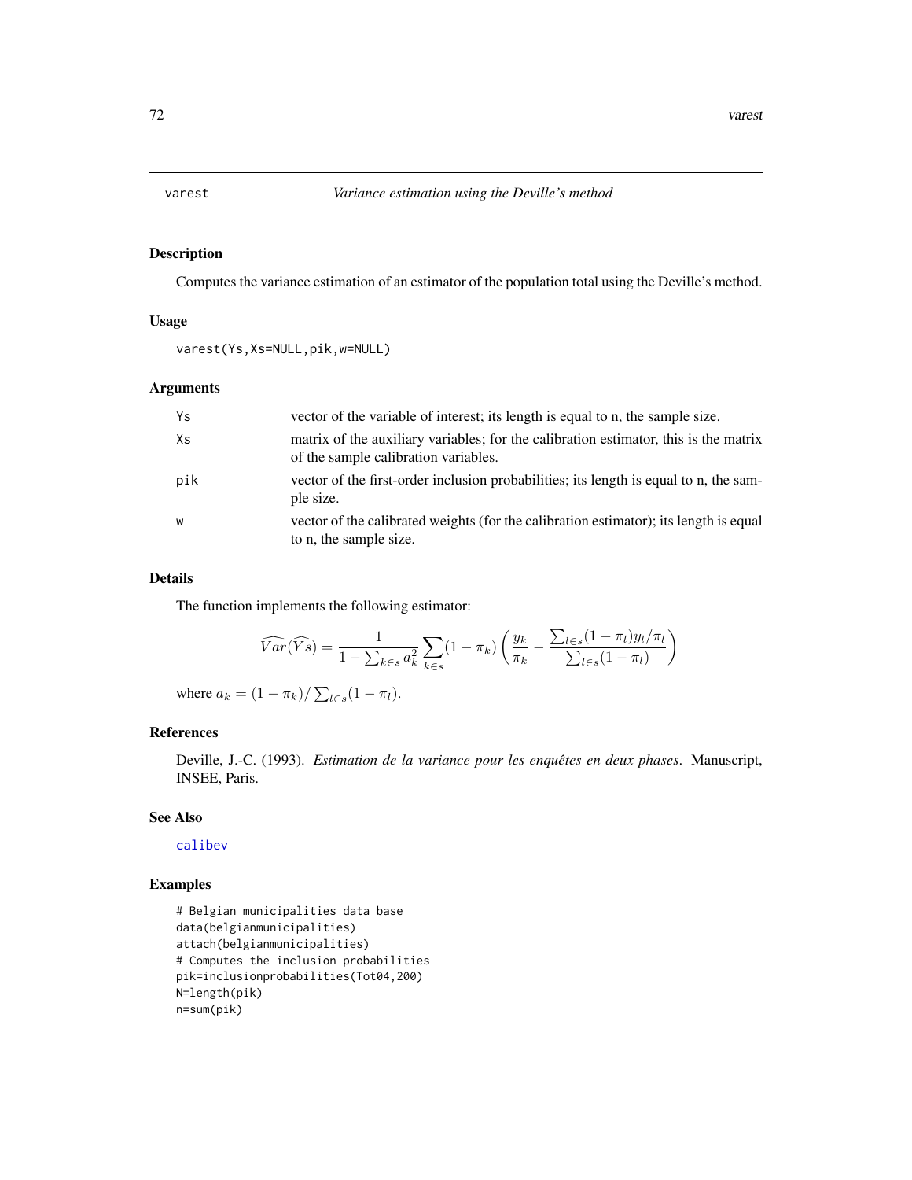# varest — *Variance estimation using the Deville's method*

## Description

Computes the variance estimation of an estimator of the population total using the Deville's method.

## Usage

```
varest(Ys,Xs=NULL,pik,w=NULL)
```

## Arguments

| | |
|---|---|
| Ys | vector of the variable of interest; its length is equal to n, the sample size. |
| Xs | matrix of the auxiliary variables; for the calibration estimator, this is the matrix of the sample calibration variables. |
| pik | vector of the first-order inclusion probabilities; its length is equal to n, the sample size. |
| w | vector of the calibrated weights (for the calibration estimator); its length is equal to n, the sample size. |

## Details

The function implements the following estimator:

$$\widehat{Var}(\widehat{Y}s) = \frac{1}{1 - \sum_{k \in s} a_k^2} \sum_{k \in s} (1 - \pi_k) \left( \frac{y_k}{\pi_k} - \frac{\sum_{l \in s} (1 - \pi_l) y_l / \pi_l}{\sum_{l \in s} (1 - \pi_l)} \right)$$

where $a_k = (1 - \pi_k) / \sum_{l \in s} (1 - \pi_l)$.

## References

Deville, J.-C. (1993). *Estimation de la variance pour les enquêtes en deux phases*. Manuscript, INSEE, Paris.

## See Also

calibev

## Examples

```
# Belgian municipalities data base
data(belgianmunicipalities)
attach(belgianmunicipalities)
# Computes the inclusion probabilities
pik=inclusionprobabilities(Tot04,200)
N=length(pik)
n=sum(pik)
```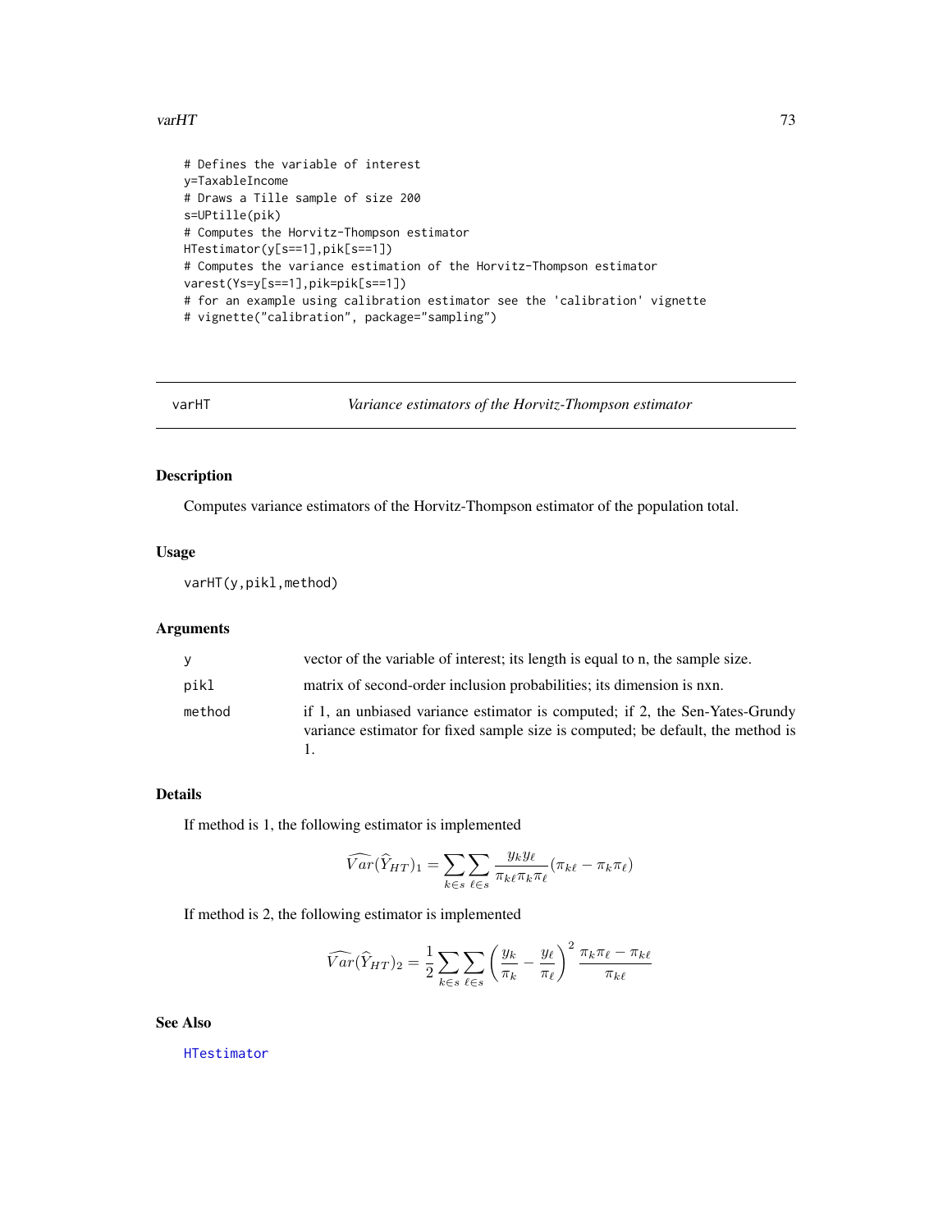```
# Defines the variable of interest
y=TaxableIncome
# Draws a Tille sample of size 200
s=UPtille(pik)
# Computes the Horvitz-Thompson estimator
HTestimator(y[s==1],pik[s==1])
# Computes the variance estimation of the Horvitz-Thompson estimator
varest(Ys=y[s==1],pik=pik[s==1])
# for an example using calibration estimator see the 'calibration' vignette
# vignette("calibration", package="sampling")
```

## varHT *Variance estimators of the Horvitz-Thompson estimator*

### Description

Computes variance estimators of the Horvitz-Thompson estimator of the population total.

### Usage

```
varHT(y,pikl,method)
```

### Arguments

| | |
|---|---|
| y | vector of the variable of interest; its length is equal to n, the sample size. |
| pikl | matrix of second-order inclusion probabilities; its dimension is nxn. |
| method | if 1, an unbiased variance estimator is computed; if 2, the Sen-Yates-Grundy variance estimator for fixed sample size is computed; be default, the method is 1. |

### Details

If method is 1, the following estimator is implemented

$$\widehat{Var}(\widehat{Y}_{HT})_1 = \sum_{k\in s}\sum_{\ell\in s}\frac{y_k y_\ell}{\pi_{k\ell}\pi_k\pi_\ell}(\pi_{k\ell}-\pi_k\pi_\ell)$$

If method is 2, the following estimator is implemented

$$\widehat{Var}(\widehat{Y}_{HT})_2 = \frac{1}{2}\sum_{k\in s}\sum_{\ell\in s}\left(\frac{y_k}{\pi_k}-\frac{y_\ell}{\pi_\ell}\right)^2\frac{\pi_k\pi_\ell-\pi_{k\ell}}{\pi_{k\ell}}$$

### See Also

HTestimator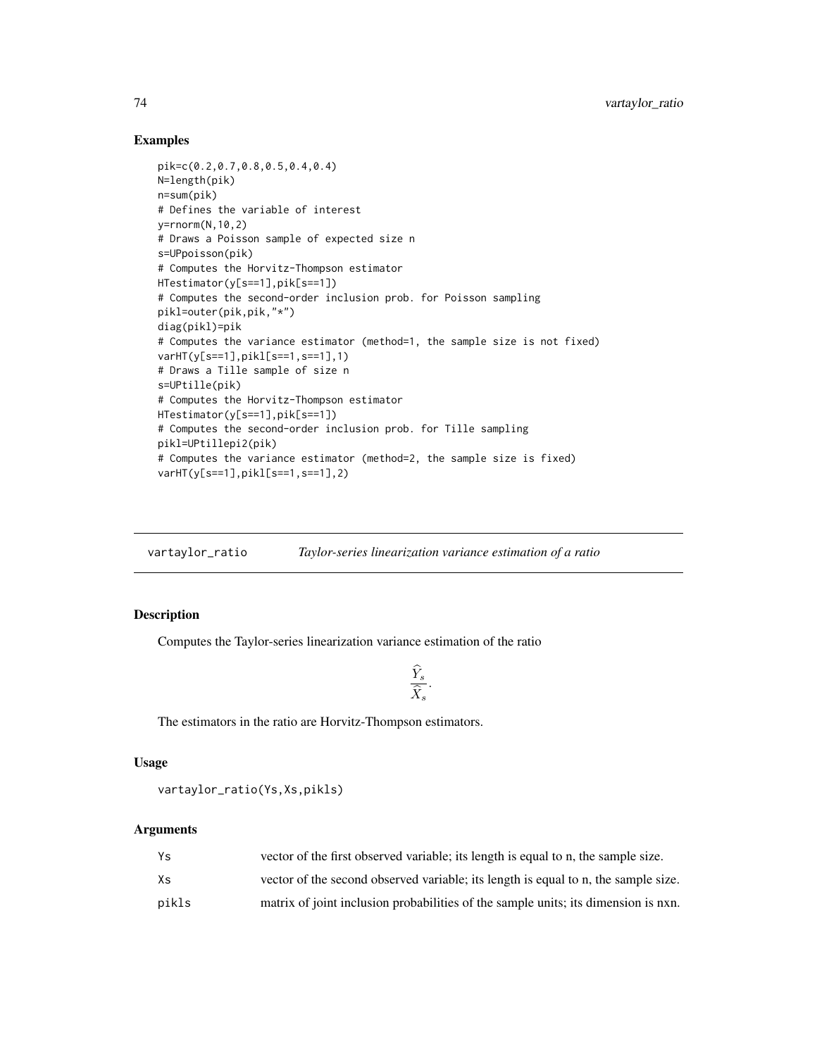### Examples

```
pik=c(0.2,0.7,0.8,0.5,0.4,0.4)
N=length(pik)
n=sum(pik)
# Defines the variable of interest
y=rnorm(N,10,2)
# Draws a Poisson sample of expected size n
s=UPpoisson(pik)
# Computes the Horvitz-Thompson estimator
HTestimator(y[s==1],pik[s==1])
# Computes the second-order inclusion prob. for Poisson sampling
pikl=outer(pik,pik,"*")
diag(pikl)=pik
# Computes the variance estimator (method=1, the sample size is not fixed)
varHT(y[s==1],pikl[s==1,s==1],1)
# Draws a Tille sample of size n
s=UPtille(pik)
# Computes the Horvitz-Thompson estimator
HTestimator(y[s==1],pik[s==1])
# Computes the second-order inclusion prob. for Tille sampling
pikl=UPtillepi2(pik)
# Computes the variance estimator (method=2, the sample size is fixed)
varHT(y[s==1],pikl[s==1,s==1],2)
```

---

## vartaylor_ratio — *Taylor-series linearization variance estimation of a ratio*

### Description

Computes the Taylor-series linearization variance estimation of the ratio

$$\frac{\widehat{Y}_s}{\widehat{X}_s}.$$

The estimators in the ratio are Horvitz-Thompson estimators.

### Usage

```
vartaylor_ratio(Ys,Xs,pikls)
```

### Arguments

| | |
|---|---|
| Ys | vector of the first observed variable; its length is equal to n, the sample size. |
| Xs | vector of the second observed variable; its length is equal to n, the sample size. |
| pikls | matrix of joint inclusion probabilities of the sample units; its dimension is nxn. |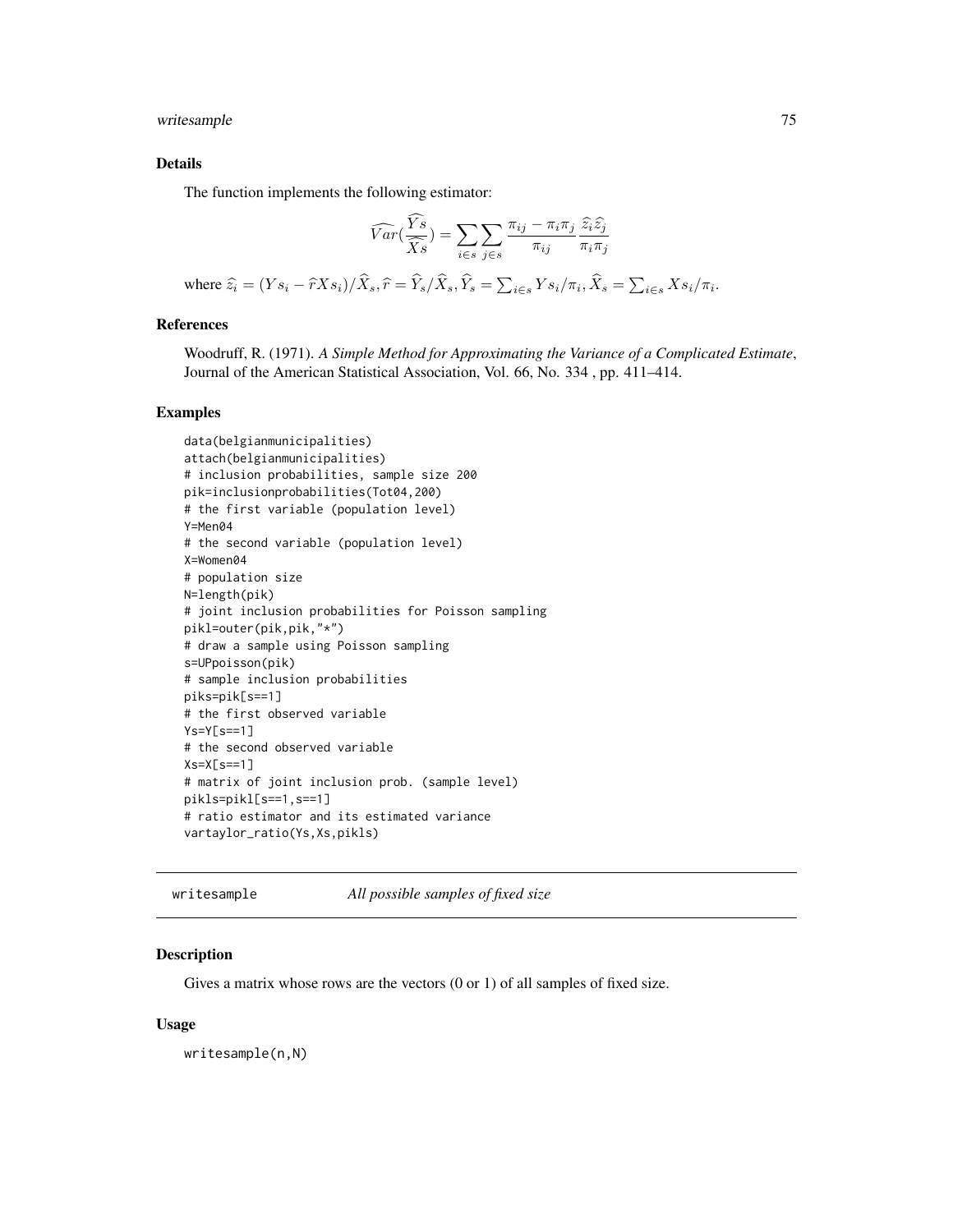### Details

The function implements the following estimator:

$$\widehat{Var}(\frac{\widehat{Ys}}{\widehat{Xs}}) = \sum_{i \in s} \sum_{j \in s} \frac{\pi_{ij} - \pi_i \pi_j}{\pi_{ij}} \frac{\widehat{z}_i \widehat{z}_j}{\pi_i \pi_j}$$

where $\widehat{z}_i = (Ys_i - \widehat{r} Xs_i)/\widehat{X}_s, \widehat{r} = \widehat{Y}_s/\widehat{X}_s, \widehat{Y}_s = \sum_{i \in s} Ys_i/\pi_i, \widehat{X}_s = \sum_{i \in s} Xs_i/\pi_i.$

### References

Woodruff, R. (1971). *A Simple Method for Approximating the Variance of a Complicated Estimate*, Journal of the American Statistical Association, Vol. 66, No. 334 , pp. 411–414.

### Examples

```
data(belgianmunicipalities)
attach(belgianmunicipalities)
# inclusion probabilities, sample size 200
pik=inclusionprobabilities(Tot04,200)
# the first variable (population level)
Y=Men04
# the second variable (population level)
X=Women04
# population size
N=length(pik)
# joint inclusion probabilities for Poisson sampling
pikl=outer(pik,pik,"*")
# draw a sample using Poisson sampling
s=UPpoisson(pik)
# sample inclusion probabilities
piks=pik[s==1]
# the first observed variable
Ys=Y[s==1]
# the second observed variable
Xs=X[s==1]
# matrix of joint inclusion prob. (sample level)
pikls=pikl[s==1,s==1]
# ratio estimator and its estimated variance
vartaylor_ratio(Ys,Xs,pikls)
```

---

## writesample    *All possible samples of fixed size*

### Description

Gives a matrix whose rows are the vectors (0 or 1) of all samples of fixed size.

### Usage

```
writesample(n,N)
```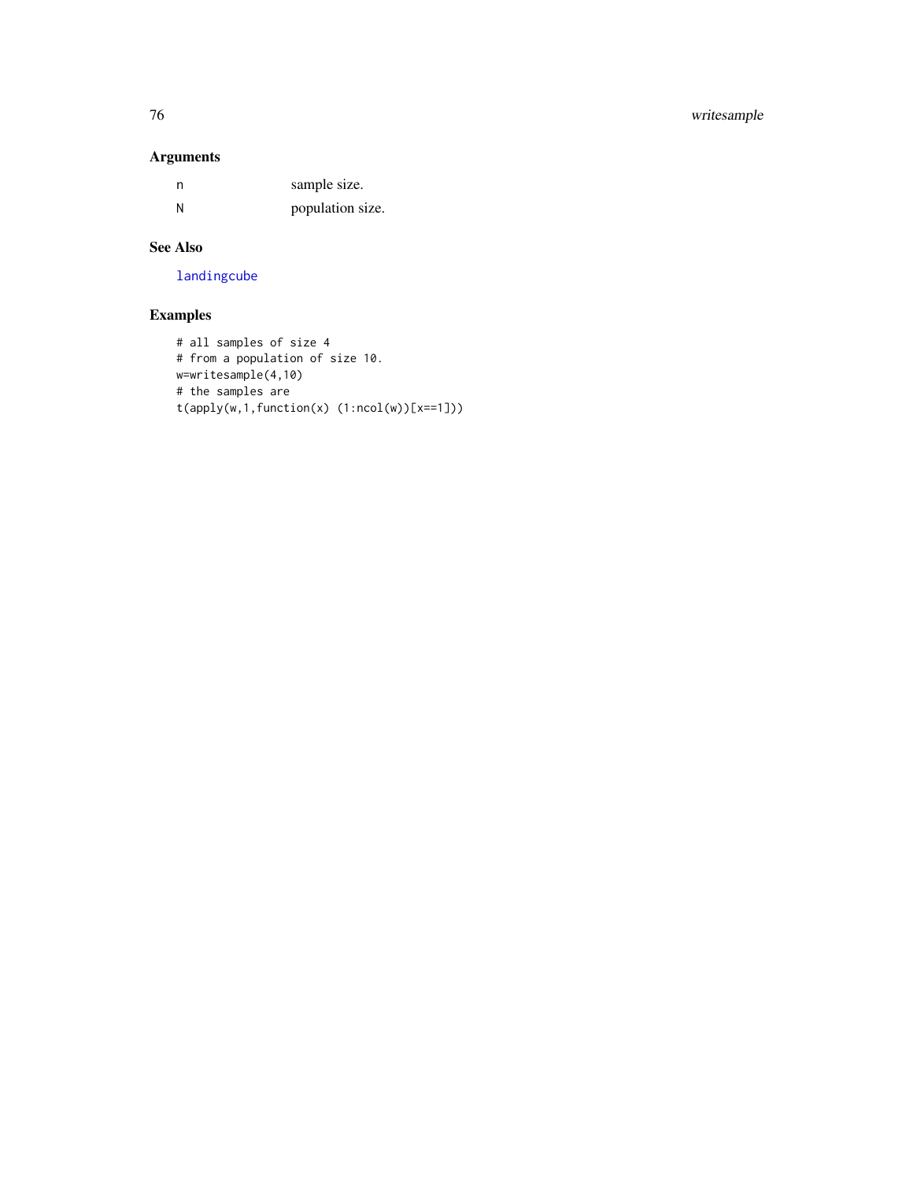## Arguments

| | |
|---|---|
| n | sample size. |
| N | population size. |

## See Also

landingcube

## Examples

```
# all samples of size 4
# from a population of size 10.
w=writesample(4,10)
# the samples are
t(apply(w,1,function(x) (1:ncol(w))[x==1]))
```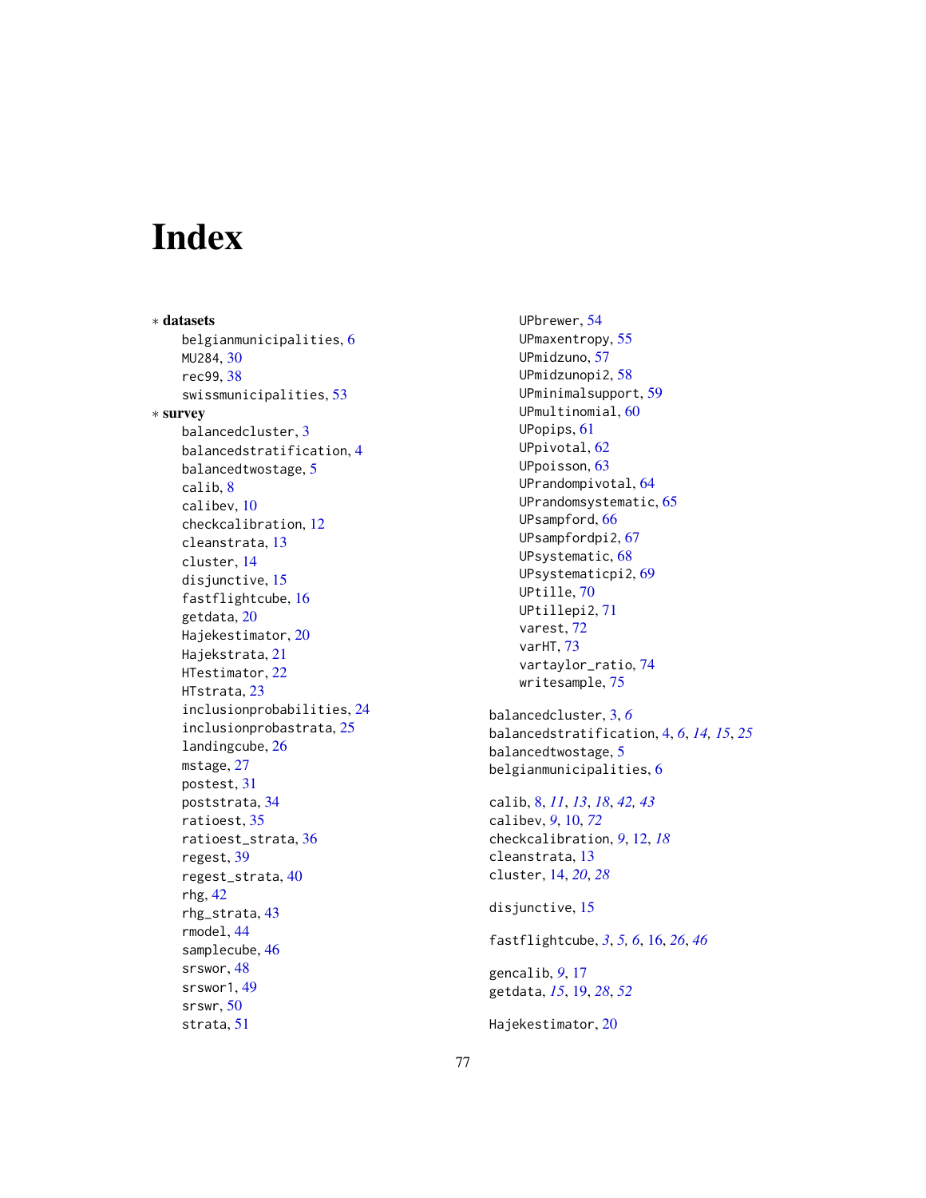# Index

∗ **datasets**

belgianmunicipalities, 6
MU284, 30
rec99, 38
swissmunicipalities, 53

∗ **survey**

balancedcluster, 3
balancedstratification, 4
balancedtwostage, 5
calib, 8
calibev, 10
checkcalibration, 12
cleanstrata, 13
cluster, 14
disjunctive, 15
fastflightcube, 16
getdata, 20
Hajekestimator, 20
Hajekstrata, 21
HTestimator, 22
HTstrata, 23
inclusionprobabilities, 24
inclusionprobastrata, 25
landingcube, 26
mstage, 27
postest, 31
poststrata, 34
ratioest, 35
ratioest_strata, 36
regest, 39
regest_strata, 40
rhg, 42
rhg_strata, 43
rmodel, 44
samplecube, 46
srswor, 48
srswor1, 49
srswr, 50
strata, 51
UPbrewer, 54
UPmaxentropy, 55
UPmidzuno, 57
UPmidzunopi2, 58
UPminimalsupport, 59
UPmultinomial, 60
UPopips, 61
UPpivotal, 62
UPpoisson, 63
UPrandompivotal, 64
UPrandomsystematic, 65
UPsampford, 66
UPsampfordpi2, 67
UPsystematic, 68
UPsystematicpi2, 69
UPtille, 70
UPtillepi2, 71
varest, 72
varHT, 73
vartaylor_ratio, 74
writesample, 75

balancedcluster, 3, *6*
balancedstratification, 4, *6*, *14, 15*, *25*
balancedtwostage, 5
belgianmunicipalities, 6

calib, 8, *11*, *13*, *18*, *42, 43*
calibev, *9*, 10, *72*
checkcalibration, *9*, 12, *18*
cleanstrata, 13
cluster, 14, *20*, *28*

disjunctive, 15

fastflightcube, *3*, *5, 6*, 16, *26*, *46*

gencalib, *9*, 17
getdata, *15*, 19, *28*, *52*

Hajekestimator, 20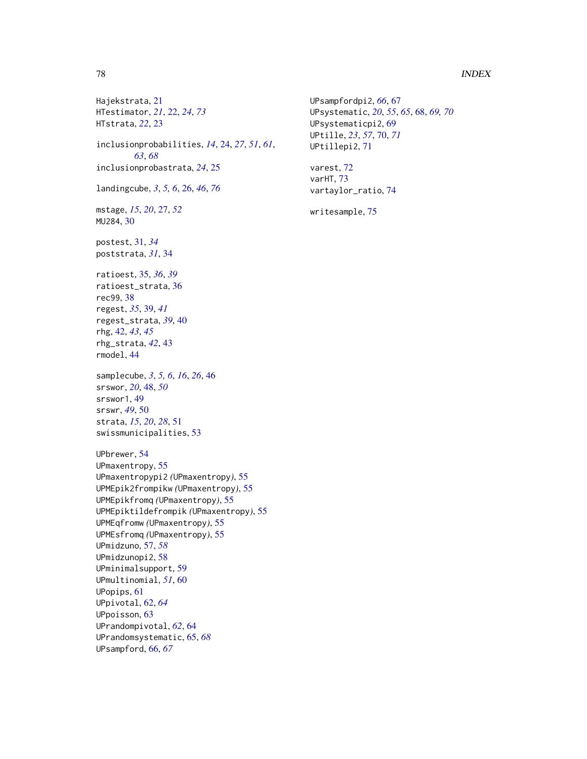Hajekstrata, 21
HTestimator, *21*, 22, *24*, *73*
HTstrata, *22*, 23

inclusionprobabilities, *14*, 24, *27*, *51*, *61*, *63*, *68*
inclusionprobastrata, *24*, 25

landingcube, *3*, *5*, *6*, 26, *46*, *76*

mstage, *15*, *20*, 27, *52*
MU284, 30

postest, 31, *34*
poststrata, *31*, 34

ratioest, 35, *36*, *39*
ratioest_strata, 36
rec99, 38
regest, *35*, 39, *41*
regest_strata, *39*, 40
rhg, 42, *43*, *45*
rhg_strata, *42*, 43
rmodel, 44

samplecube, *3*, *5*, *6*, *16*, *26*, 46
srswor, *20*, 48, *50*
srswor1, 49
srswr, *49*, 50
strata, *15*, *20*, *28*, 51
swissmunicipalities, 53

UPbrewer, 54
UPmaxentropy, 55
UPmaxentropypi2 *(*UPmaxentropy*)*, 55
UPMEpik2frompikw *(*UPmaxentropy*)*, 55
UPMEpikfromq *(*UPmaxentropy*)*, 55
UPMEpiktildefrompik *(*UPmaxentropy*)*, 55
UPMEqfromw *(*UPmaxentropy*)*, 55
UPMEsfromq *(*UPmaxentropy*)*, 55
UPmidzuno, 57, *58*
UPmidzunopi2, 58
UPminimalsupport, 59
UPmultinomial, *51*, 60
UPopips, 61
UPpivotal, 62, *64*
UPpoisson, 63
UPrandompivotal, *62*, 64
UPrandomsystematic, 65, *68*
UPsampford, 66, *67*
UPsampfordpi2, *66*, 67
UPsystematic, *20*, *55*, *65*, 68, *69*, *70*
UPsystematicpi2, 69
UPtille, *23*, *57*, 70, *71*
UPtillepi2, 71

varest, 72
varHT, 73
vartaylor_ratio, 74

writesample, 75